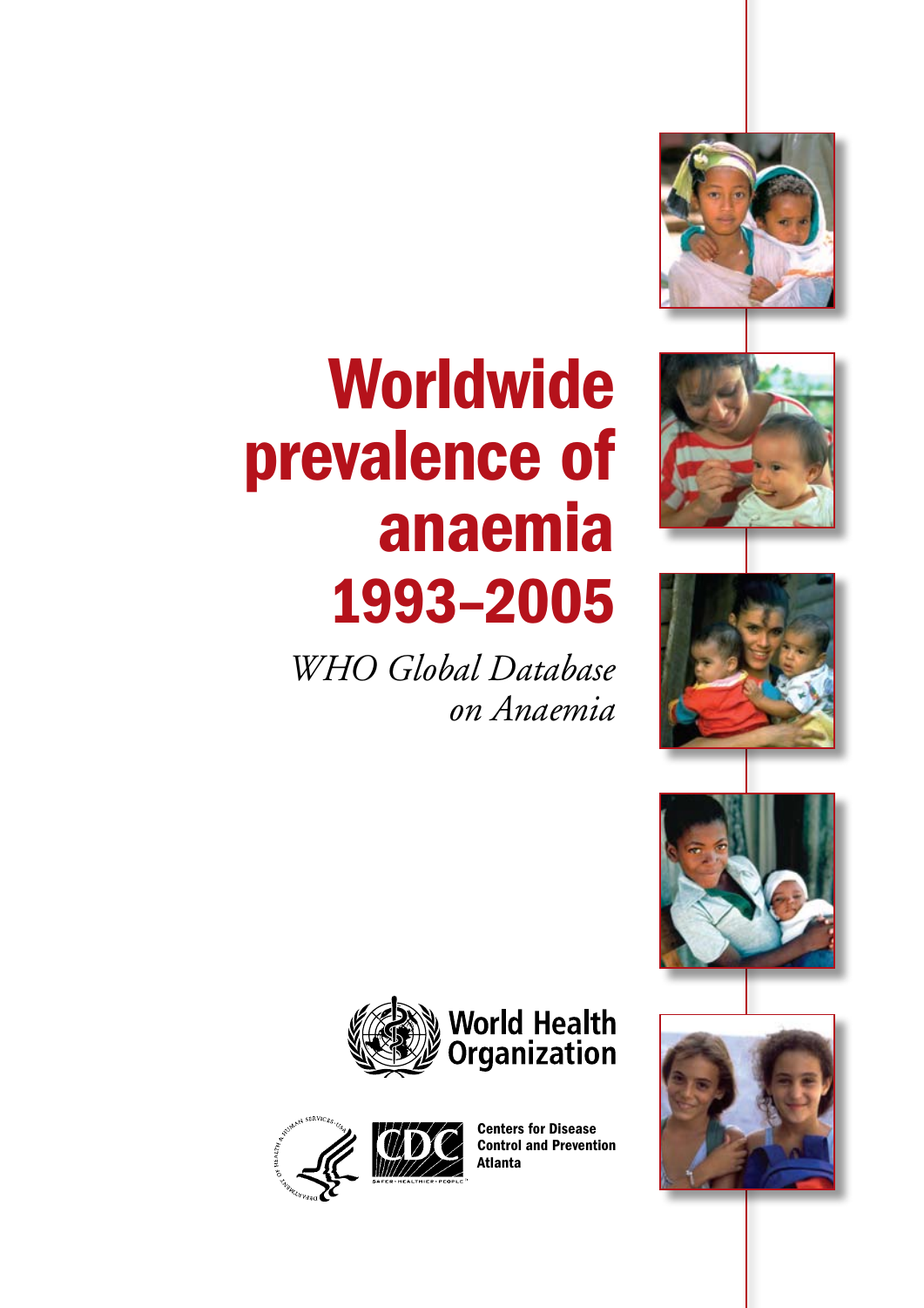# Worldwide prevalence of anaemia 1993–2005

*WHO Global Database on Anaemia*

World Health Organization

Centers for Disease Control and Prevention
Atlanta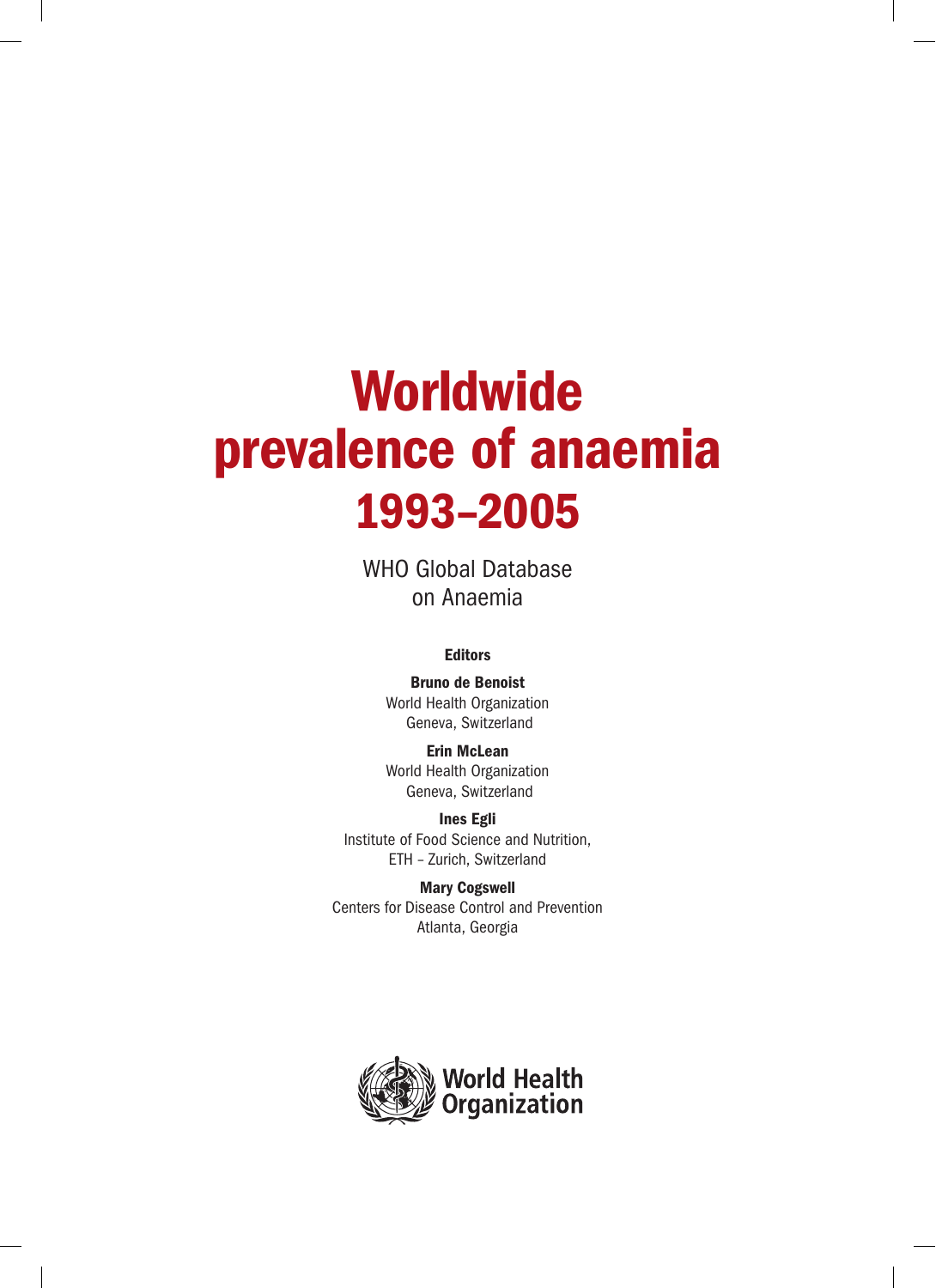# Worldwide prevalence of anaemia 1993–2005

WHO Global Database on Anaemia

**Editors**

**Bruno de Benoist**
World Health Organization
Geneva, Switzerland

**Erin McLean**
World Health Organization
Geneva, Switzerland

**Ines Egli**
Institute of Food Science and Nutrition,
ETH – Zurich, Switzerland

**Mary Cogswell**
Centers for Disease Control and Prevention
Atlanta, Georgia

World Health Organization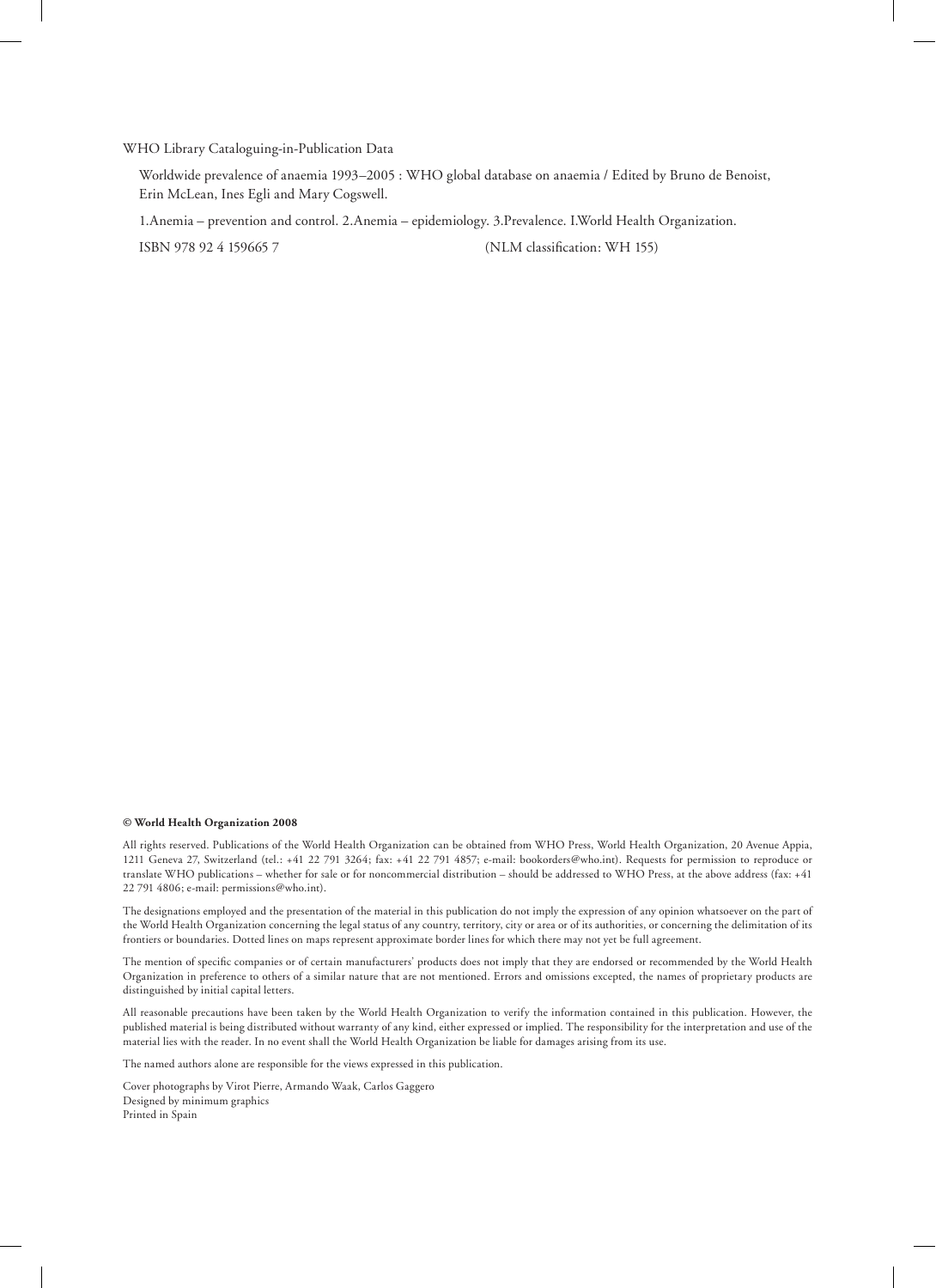WHO Library Cataloguing-in-Publication Data

Worldwide prevalence of anaemia 1993–2005 : WHO global database on anaemia / Edited by Bruno de Benoist, Erin McLean, Ines Egli and Mary Cogswell.

1.Anemia – prevention and control. 2.Anemia – epidemiology. 3.Prevalence. I.World Health Organization.

ISBN 978 92 4 159665 7 (NLM classification: WH 155)

**© World Health Organization 2008**

All rights reserved. Publications of the World Health Organization can be obtained from WHO Press, World Health Organization, 20 Avenue Appia, 1211 Geneva 27, Switzerland (tel.: +41 22 791 3264; fax: +41 22 791 4857; e-mail: bookorders@who.int). Requests for permission to reproduce or translate WHO publications – whether for sale or for noncommercial distribution – should be addressed to WHO Press, at the above address (fax: +41 22 791 4806; e-mail: permissions@who.int).

The designations employed and the presentation of the material in this publication do not imply the expression of any opinion whatsoever on the part of the World Health Organization concerning the legal status of any country, territory, city or area or of its authorities, or concerning the delimitation of its frontiers or boundaries. Dotted lines on maps represent approximate border lines for which there may not yet be full agreement.

The mention of specific companies or of certain manufacturers' products does not imply that they are endorsed or recommended by the World Health Organization in preference to others of a similar nature that are not mentioned. Errors and omissions excepted, the names of proprietary products are distinguished by initial capital letters.

All reasonable precautions have been taken by the World Health Organization to verify the information contained in this publication. However, the published material is being distributed without warranty of any kind, either expressed or implied. The responsibility for the interpretation and use of the material lies with the reader. In no event shall the World Health Organization be liable for damages arising from its use.

The named authors alone are responsible for the views expressed in this publication.

Cover photographs by Virot Pierre, Armando Waak, Carlos Gaggero
Designed by minimum graphics
Printed in Spain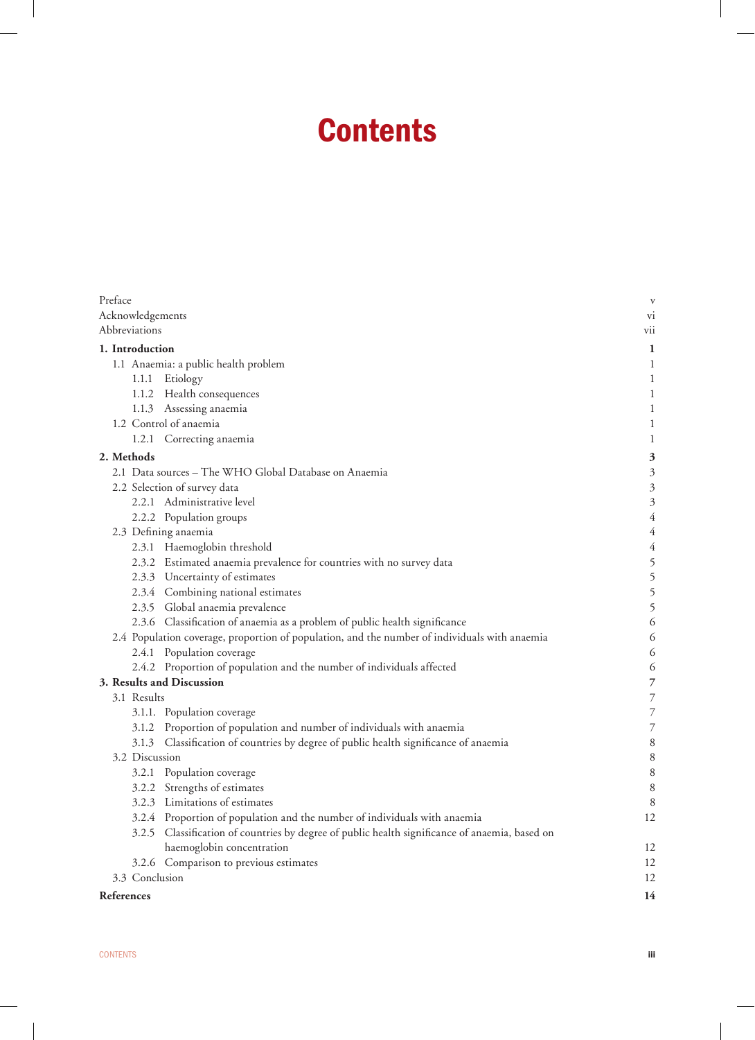# Contents

| | |
|---|---|
| Preface | v |
| Acknowledgements | vi |
| Abbreviations | vii |
| **1. Introduction** | **1** |
| 1.1 Anaemia: a public health problem | 1 |
| 1.1.1 Etiology | 1 |
| 1.1.2 Health consequences | 1 |
| 1.1.3 Assessing anaemia | 1 |
| 1.2 Control of anaemia | 1 |
| 1.2.1 Correcting anaemia | 1 |
| **2. Methods** | **3** |
| 2.1 Data sources – The WHO Global Database on Anaemia | 3 |
| 2.2 Selection of survey data | 3 |
| 2.2.1 Administrative level | 3 |
| 2.2.2 Population groups | 4 |
| 2.3 Defining anaemia | 4 |
| 2.3.1 Haemoglobin threshold | 4 |
| 2.3.2 Estimated anaemia prevalence for countries with no survey data | 5 |
| 2.3.3 Uncertainty of estimates | 5 |
| 2.3.4 Combining national estimates | 5 |
| 2.3.5 Global anaemia prevalence | 5 |
| 2.3.6 Classification of anaemia as a problem of public health significance | 6 |
| 2.4 Population coverage, proportion of population, and the number of individuals with anaemia | 6 |
| 2.4.1 Population coverage | 6 |
| 2.4.2 Proportion of population and the number of individuals affected | 6 |
| **3. Results and Discussion** | **7** |
| 3.1 Results | 7 |
| 3.1.1. Population coverage | 7 |
| 3.1.2 Proportion of population and number of individuals with anaemia | 7 |
| 3.1.3 Classification of countries by degree of public health significance of anaemia | 8 |
| 3.2 Discussion | 8 |
| 3.2.1 Population coverage | 8 |
| 3.2.2 Strengths of estimates | 8 |
| 3.2.3 Limitations of estimates | 8 |
| 3.2.4 Proportion of population and the number of individuals with anaemia | 12 |
| 3.2.5 Classification of countries by degree of public health significance of anaemia, based on haemoglobin concentration | 12 |
| 3.2.6 Comparison to previous estimates | 12 |
| 3.3 Conclusion | 12 |
| **References** | **14** |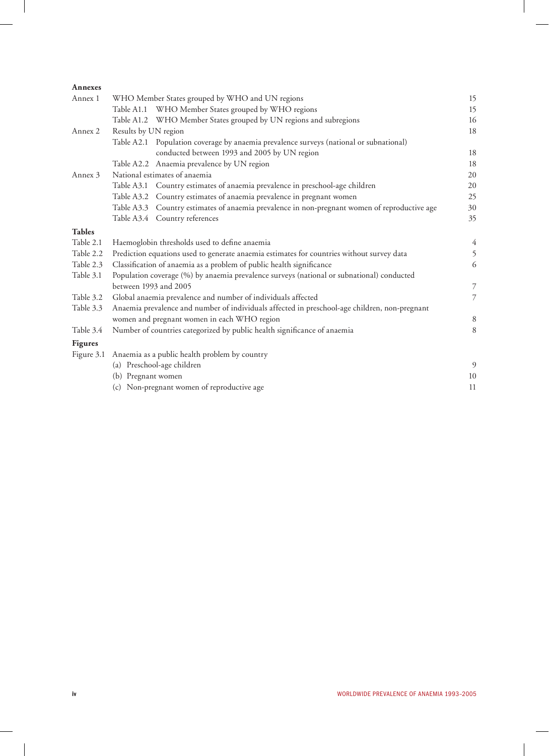**Annexes**

| | | |
|---|---|---|
| Annex 1 | WHO Member States grouped by WHO and UN regions | 15 |
| | Table A1.1 WHO Member States grouped by WHO regions | 15 |
| | Table A1.2 WHO Member States grouped by UN regions and subregions | 16 |
| Annex 2 | Results by UN region | 18 |
| | Table A2.1 Population coverage by anaemia prevalence surveys (national or subnational) conducted between 1993 and 2005 by UN region | 18 |
| | Table A2.2 Anaemia prevalence by UN region | 18 |
| Annex 3 | National estimates of anaemia | 20 |
| | Table A3.1 Country estimates of anaemia prevalence in preschool-age children | 20 |
| | Table A3.2 Country estimates of anaemia prevalence in pregnant women | 25 |
| | Table A3.3 Country estimates of anaemia prevalence in non-pregnant women of reproductive age | 30 |
| | Table A3.4 Country references | 35 |

**Tables**

| | | |
|---|---|---|
| Table 2.1 | Haemoglobin thresholds used to define anaemia | 4 |
| Table 2.2 | Prediction equations used to generate anaemia estimates for countries without survey data | 5 |
| Table 2.3 | Classification of anaemia as a problem of public health significance | 6 |
| Table 3.1 | Population coverage (%) by anaemia prevalence surveys (national or subnational) conducted between 1993 and 2005 | 7 |
| Table 3.2 | Global anaemia prevalence and number of individuals affected | 7 |
| Table 3.3 | Anaemia prevalence and number of individuals affected in preschool-age children, non-pregnant women and pregnant women in each WHO region | 8 |
| Table 3.4 | Number of countries categorized by public health significance of anaemia | 8 |

**Figures**

| | | |
|---|---|---|
| Figure 3.1 | Anaemia as a public health problem by country | |
| | (a) Preschool-age children | 9 |
| | (b) Pregnant women | 10 |
| | (c) Non-pregnant women of reproductive age | 11 |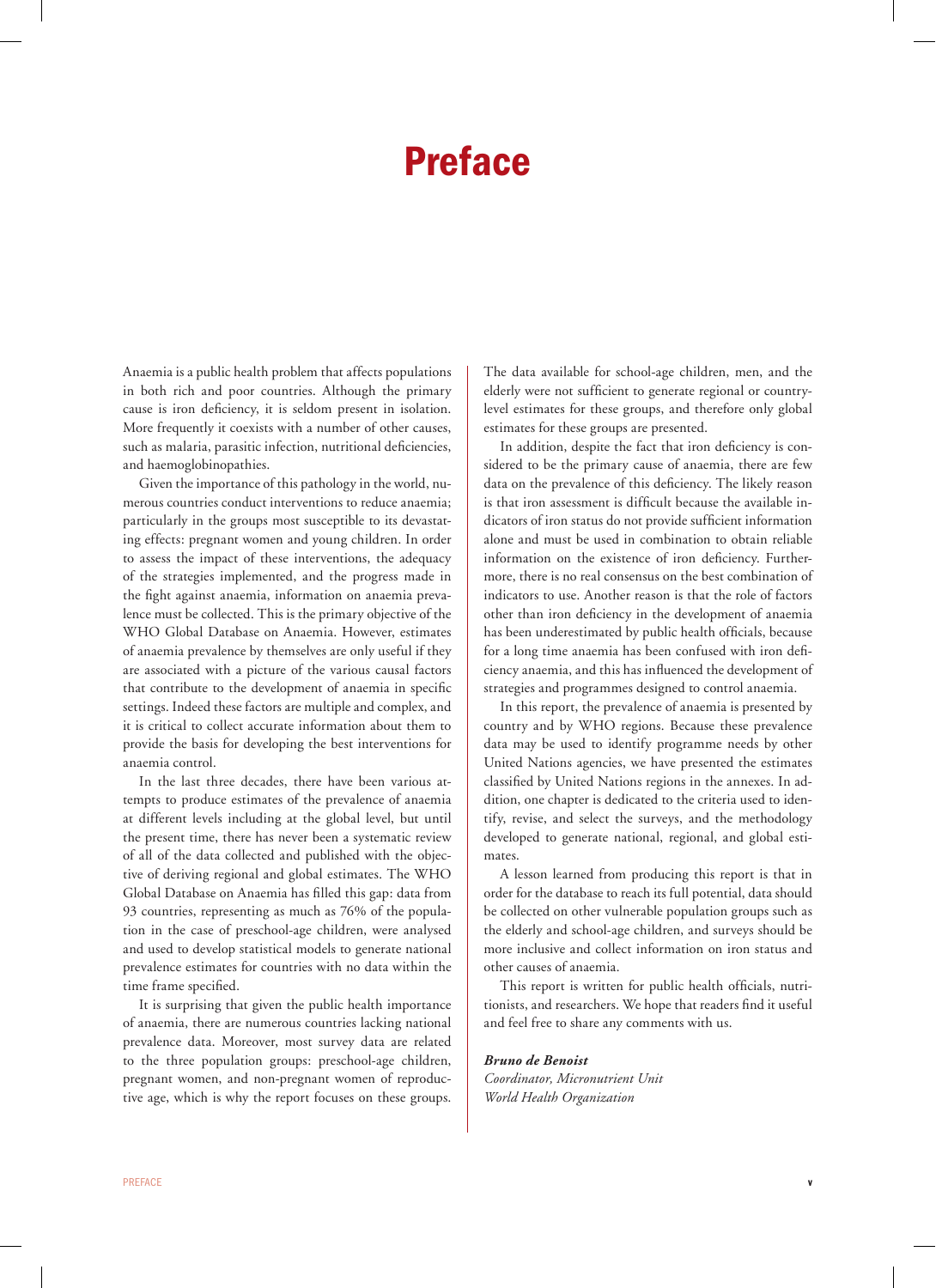# Preface

Anaemia is a public health problem that affects populations in both rich and poor countries. Although the primary cause is iron deficiency, it is seldom present in isolation. More frequently it coexists with a number of other causes, such as malaria, parasitic infection, nutritional deficiencies, and haemoglobinopathies.

Given the importance of this pathology in the world, numerous countries conduct interventions to reduce anaemia; particularly in the groups most susceptible to its devastating effects: pregnant women and young children. In order to assess the impact of these interventions, the adequacy of the strategies implemented, and the progress made in the fight against anaemia, information on anaemia prevalence must be collected. This is the primary objective of the WHO Global Database on Anaemia. However, estimates of anaemia prevalence by themselves are only useful if they are associated with a picture of the various causal factors that contribute to the development of anaemia in specific settings. Indeed these factors are multiple and complex, and it is critical to collect accurate information about them to provide the basis for developing the best interventions for anaemia control.

In the last three decades, there have been various attempts to produce estimates of the prevalence of anaemia at different levels including at the global level, but until the present time, there has never been a systematic review of all of the data collected and published with the objective of deriving regional and global estimates. The WHO Global Database on Anaemia has filled this gap: data from 93 countries, representing as much as 76% of the population in the case of preschool-age children, were analysed and used to develop statistical models to generate national prevalence estimates for countries with no data within the time frame specified.

It is surprising that given the public health importance of anaemia, there are numerous countries lacking national prevalence data. Moreover, most survey data are related to the three population groups: preschool-age children, pregnant women, and non-pregnant women of reproductive age, which is why the report focuses on these groups. The data available for school-age children, men, and the elderly were not sufficient to generate regional or country-level estimates for these groups, and therefore only global estimates for these groups are presented.

In addition, despite the fact that iron deficiency is considered to be the primary cause of anaemia, there are few data on the prevalence of this deficiency. The likely reason is that iron assessment is difficult because the available indicators of iron status do not provide sufficient information alone and must be used in combination to obtain reliable information on the existence of iron deficiency. Furthermore, there is no real consensus on the best combination of indicators to use. Another reason is that the role of factors other than iron deficiency in the development of anaemia has been underestimated by public health officials, because for a long time anaemia has been confused with iron deficiency anaemia, and this has influenced the development of strategies and programmes designed to control anaemia.

In this report, the prevalence of anaemia is presented by country and by WHO regions. Because these prevalence data may be used to identify programme needs by other United Nations agencies, we have presented the estimates classified by United Nations regions in the annexes. In addition, one chapter is dedicated to the criteria used to identify, revise, and select the surveys, and the methodology developed to generate national, regional, and global estimates.

A lesson learned from producing this report is that in order for the database to reach its full potential, data should be collected on other vulnerable population groups such as the elderly and school-age children, and surveys should be more inclusive and collect information on iron status and other causes of anaemia.

This report is written for public health officials, nutritionists, and researchers. We hope that readers find it useful and feel free to share any comments with us.

***Bruno de Benoist***
*Coordinator, Micronutrient Unit*
*World Health Organization*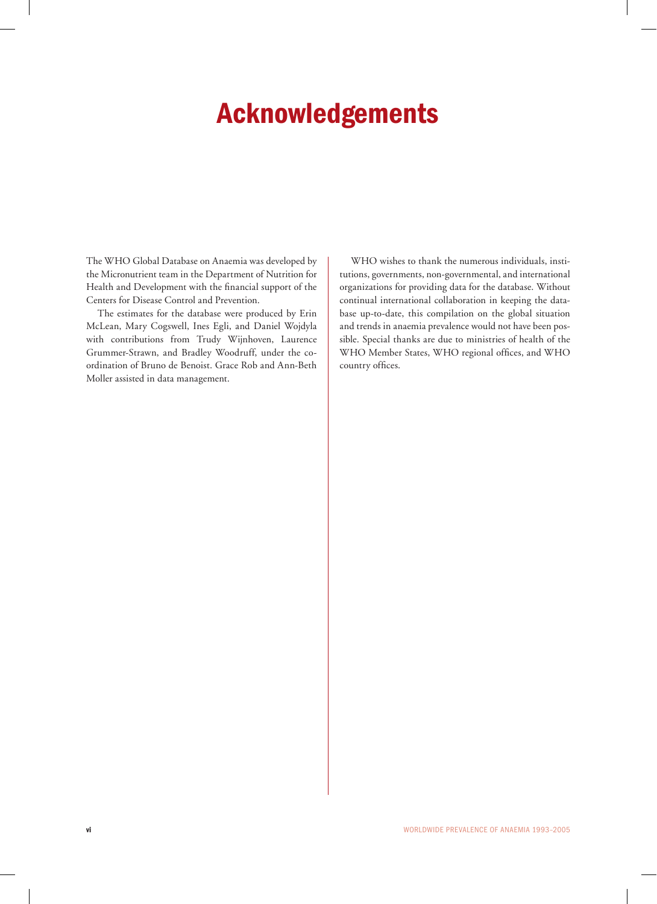# Acknowledgements

The WHO Global Database on Anaemia was developed by the Micronutrient team in the Department of Nutrition for Health and Development with the financial support of the Centers for Disease Control and Prevention.

The estimates for the database were produced by Erin McLean, Mary Cogswell, Ines Egli, and Daniel Wojdyla with contributions from Trudy Wijnhoven, Laurence Grummer-Strawn, and Bradley Woodruff, under the co-ordination of Bruno de Benoist. Grace Rob and Ann-Beth Moller assisted in data management.

WHO wishes to thank the numerous individuals, institutions, governments, non-governmental, and international organizations for providing data for the database. Without continual international collaboration in keeping the database up-to-date, this compilation on the global situation and trends in anaemia prevalence would not have been possible. Special thanks are due to ministries of health of the WHO Member States, WHO regional offices, and WHO country offices.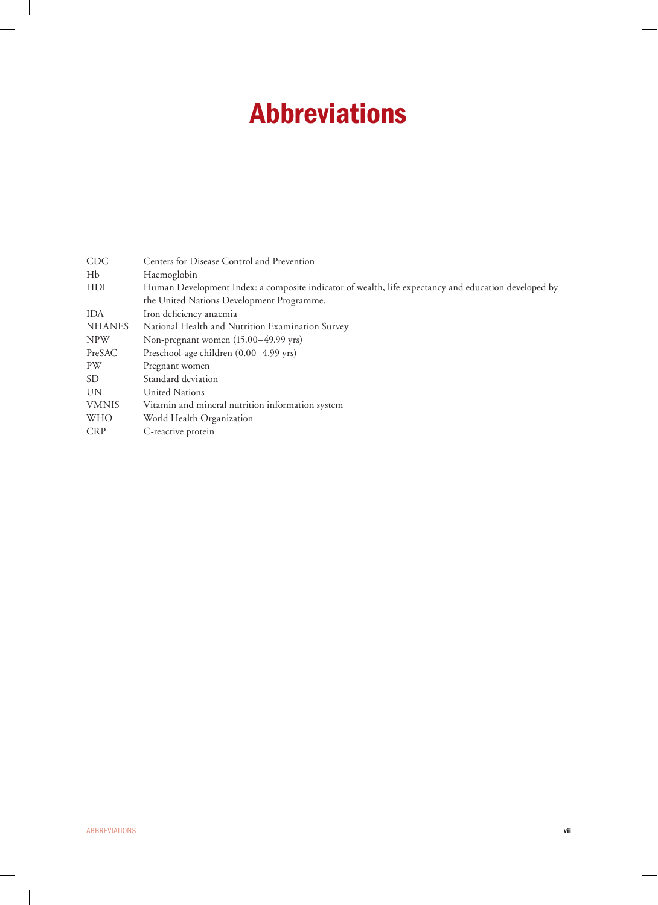# Abbreviations

| | |
|---|---|
| CDC | Centers for Disease Control and Prevention |
| Hb | Haemoglobin |
| HDI | Human Development Index: a composite indicator of wealth, life expectancy and education developed by the United Nations Development Programme. |
| IDA | Iron deficiency anaemia |
| NHANES | National Health and Nutrition Examination Survey |
| NPW | Non-pregnant women (15.00–49.99 yrs) |
| PreSAC | Preschool-age children (0.00–4.99 yrs) |
| PW | Pregnant women |
| SD | Standard deviation |
| UN | United Nations |
| VMNIS | Vitamin and mineral nutrition information system |
| WHO | World Health Organization |
| CRP | C-reactive protein |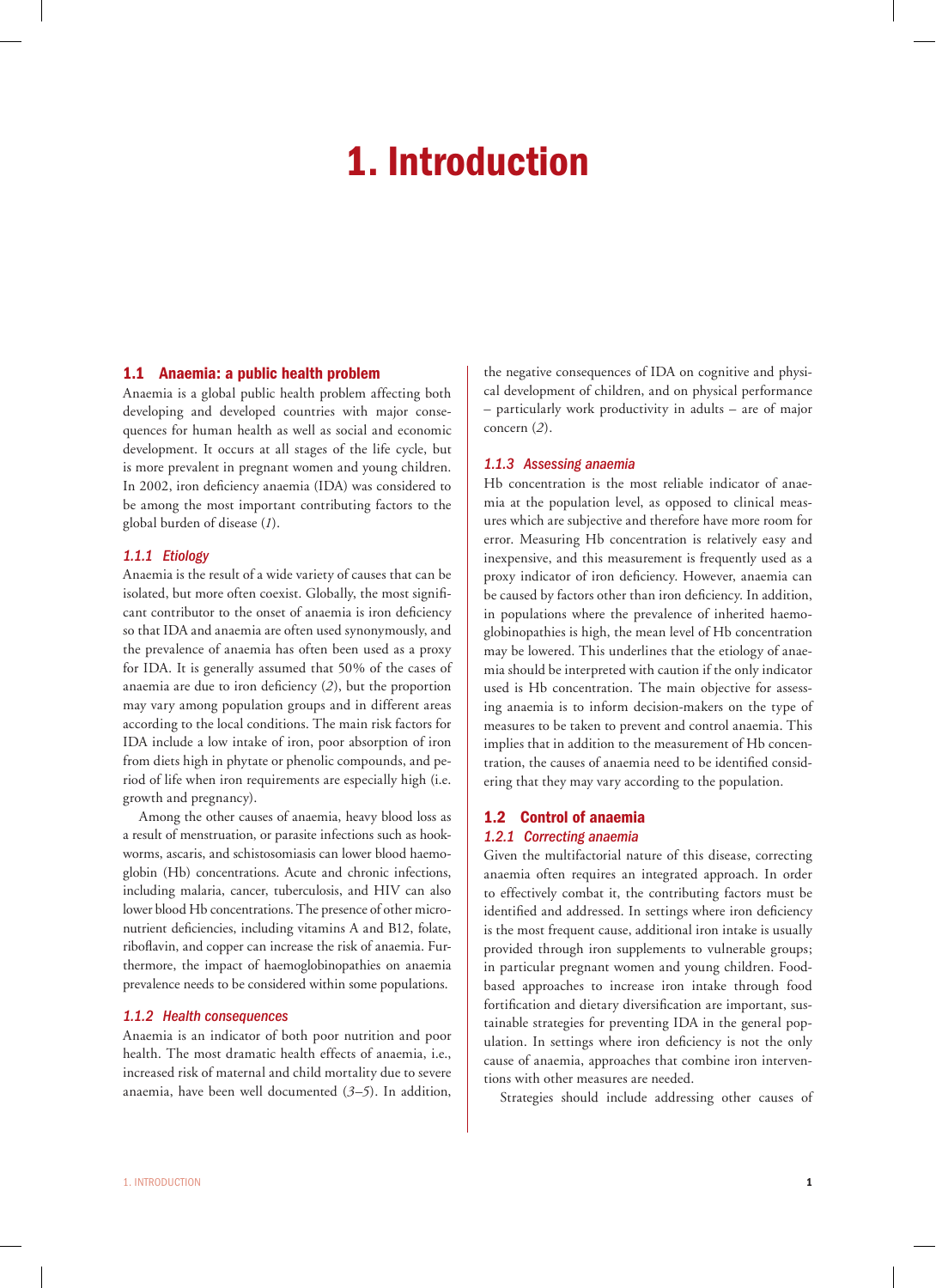# 1. Introduction

## 1.1 Anaemia: a public health problem

Anaemia is a global public health problem affecting both developing and developed countries with major consequences for human health as well as social and economic development. It occurs at all stages of the life cycle, but is more prevalent in pregnant women and young children. In 2002, iron deficiency anaemia (IDA) was considered to be among the most important contributing factors to the global burden of disease (*1*).

### *1.1.1 Etiology*

Anaemia is the result of a wide variety of causes that can be isolated, but more often coexist. Globally, the most significant contributor to the onset of anaemia is iron deficiency so that IDA and anaemia are often used synonymously, and the prevalence of anaemia has often been used as a proxy for IDA. It is generally assumed that 50% of the cases of anaemia are due to iron deficiency (*2*), but the proportion may vary among population groups and in different areas according to the local conditions. The main risk factors for IDA include a low intake of iron, poor absorption of iron from diets high in phytate or phenolic compounds, and period of life when iron requirements are especially high (i.e. growth and pregnancy).

Among the other causes of anaemia, heavy blood loss as a result of menstruation, or parasite infections such as hookworms, ascaris, and schistosomiasis can lower blood haemoglobin (Hb) concentrations. Acute and chronic infections, including malaria, cancer, tuberculosis, and HIV can also lower blood Hb concentrations. The presence of other micronutrient deficiencies, including vitamins A and B12, folate, riboflavin, and copper can increase the risk of anaemia. Furthermore, the impact of haemoglobinopathies on anaemia prevalence needs to be considered within some populations.

### *1.1.2 Health consequences*

Anaemia is an indicator of both poor nutrition and poor health. The most dramatic health effects of anaemia, i.e., increased risk of maternal and child mortality due to severe anaemia, have been well documented (*3–5*). In addition, the negative consequences of IDA on cognitive and physical development of children, and on physical performance – particularly work productivity in adults – are of major concern (*2*).

### *1.1.3 Assessing anaemia*

Hb concentration is the most reliable indicator of anaemia at the population level, as opposed to clinical measures which are subjective and therefore have more room for error. Measuring Hb concentration is relatively easy and inexpensive, and this measurement is frequently used as a proxy indicator of iron deficiency. However, anaemia can be caused by factors other than iron deficiency. In addition, in populations where the prevalence of inherited haemoglobinopathies is high, the mean level of Hb concentration may be lowered. This underlines that the etiology of anaemia should be interpreted with caution if the only indicator used is Hb concentration. The main objective for assessing anaemia is to inform decision-makers on the type of measures to be taken to prevent and control anaemia. This implies that in addition to the measurement of Hb concentration, the causes of anaemia need to be identified considering that they may vary according to the population.

## 1.2 Control of anaemia

### *1.2.1 Correcting anaemia*

Given the multifactorial nature of this disease, correcting anaemia often requires an integrated approach. In order to effectively combat it, the contributing factors must be identified and addressed. In settings where iron deficiency is the most frequent cause, additional iron intake is usually provided through iron supplements to vulnerable groups; in particular pregnant women and young children. Food-based approaches to increase iron intake through food fortification and dietary diversification are important, sustainable strategies for preventing IDA in the general population. In settings where iron deficiency is not the only cause of anaemia, approaches that combine iron interventions with other measures are needed.

Strategies should include addressing other causes of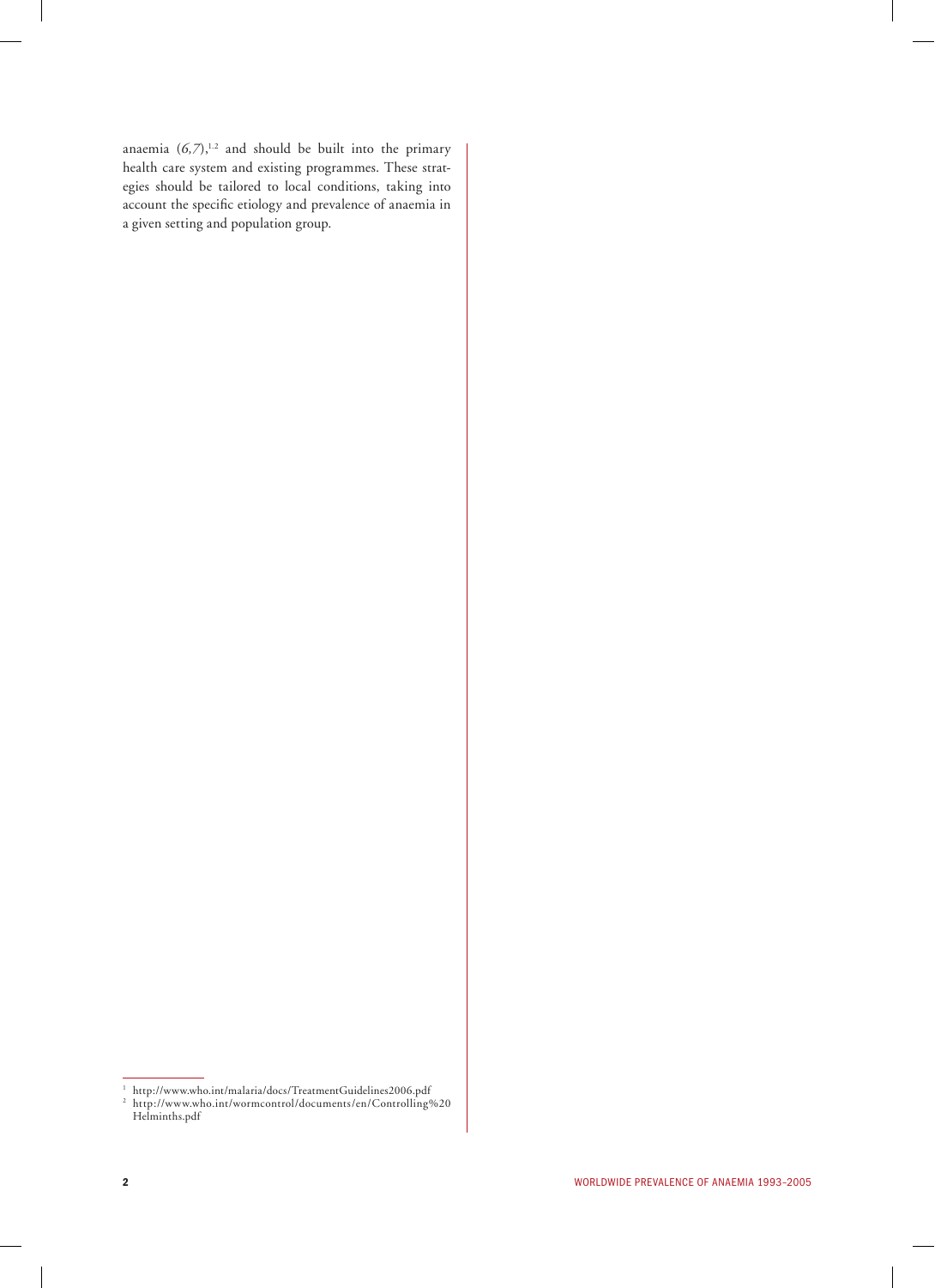anaemia (*6,7*),[1,2] and should be built into the primary health care system and existing programmes. These strategies should be tailored to local conditions, taking into account the specific etiology and prevalence of anaemia in a given setting and population group.

---

[1] http://www.who.int/malaria/docs/TreatmentGuidelines2006.pdf

[2] http://www.who.int/wormcontrol/documents/en/Controlling%20Helminths.pdf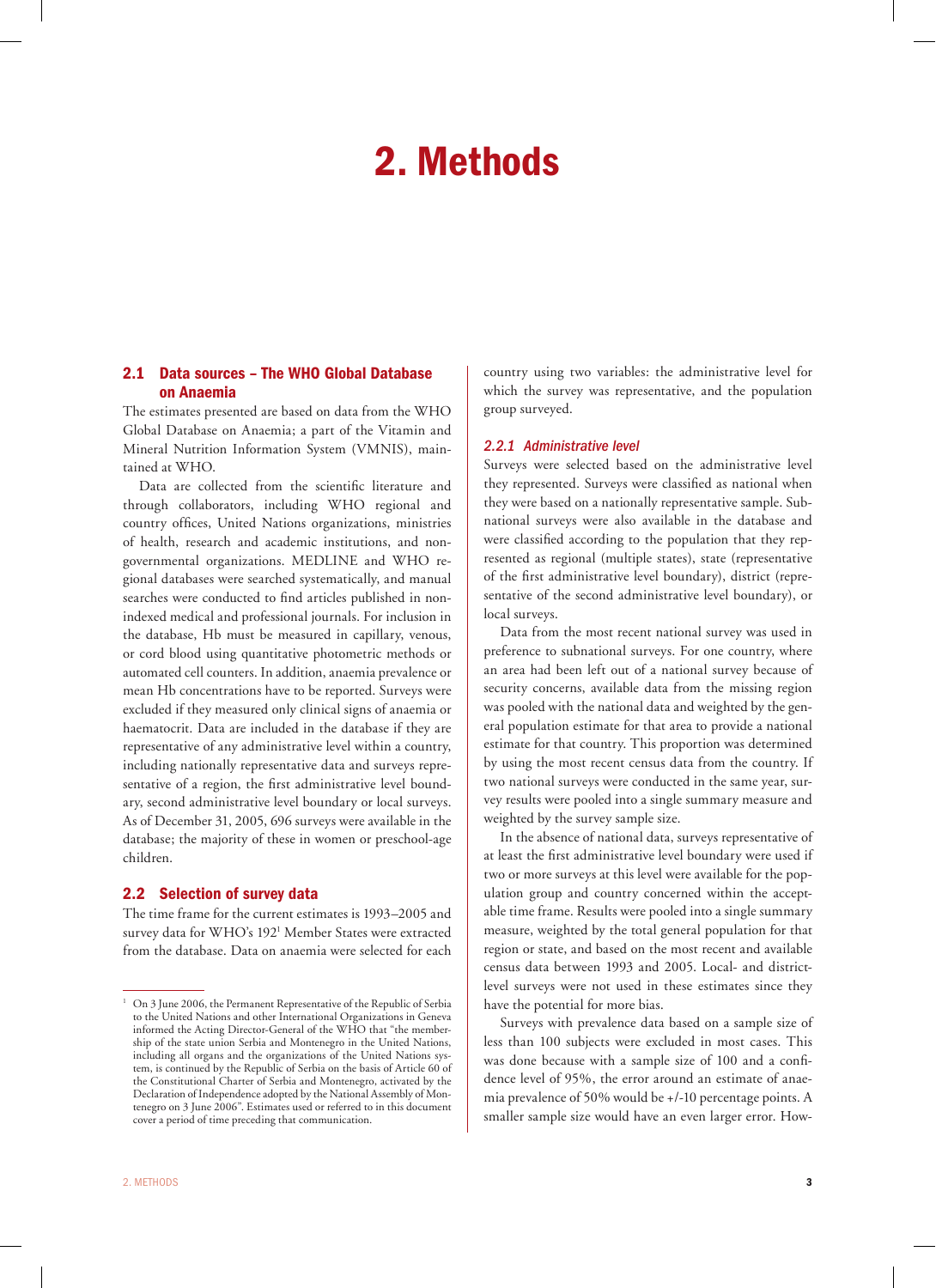# 2. Methods

## 2.1 Data sources – The WHO Global Database on Anaemia

The estimates presented are based on data from the WHO Global Database on Anaemia; a part of the Vitamin and Mineral Nutrition Information System (VMNIS), maintained at WHO.

Data are collected from the scientific literature and through collaborators, including WHO regional and country offices, United Nations organizations, ministries of health, research and academic institutions, and non-governmental organizations. MEDLINE and WHO regional databases were searched systematically, and manual searches were conducted to find articles published in non-indexed medical and professional journals. For inclusion in the database, Hb must be measured in capillary, venous, or cord blood using quantitative photometric methods or automated cell counters. In addition, anaemia prevalence or mean Hb concentrations have to be reported. Surveys were excluded if they measured only clinical signs of anaemia or haematocrit. Data are included in the database if they are representative of any administrative level within a country, including nationally representative data and surveys representative of a region, the first administrative level boundary, second administrative level boundary or local surveys. As of December 31, 2005, 696 surveys were available in the database; the majority of these in women or preschool-age children.

## 2.2 Selection of survey data

The time frame for the current estimates is 1993–2005 and survey data for WHO's 192[1] Member States were extracted from the database. Data on anaemia were selected for each country using two variables: the administrative level for which the survey was representative, and the population group surveyed.

### 2.2.1 Administrative level

Surveys were selected based on the administrative level they represented. Surveys were classified as national when they were based on a nationally representative sample. Sub-national surveys were also available in the database and were classified according to the population that they represented as regional (multiple states), state (representative of the first administrative level boundary), district (representative of the second administrative level boundary), or local surveys.

Data from the most recent national survey was used in preference to subnational surveys. For one country, where an area had been left out of a national survey because of security concerns, available data from the missing region was pooled with the national data and weighted by the general population estimate for that area to provide a national estimate for that country. This proportion was determined by using the most recent census data from the country. If two national surveys were conducted in the same year, survey results were pooled into a single summary measure and weighted by the survey sample size.

In the absence of national data, surveys representative of at least the first administrative level boundary were used if two or more surveys at this level were available for the population group and country concerned within the acceptable time frame. Results were pooled into a single summary measure, weighted by the total general population for that region or state, and based on the most recent and available census data between 1993 and 2005. Local- and district-level surveys were not used in these estimates since they have the potential for more bias.

Surveys with prevalence data based on a sample size of less than 100 subjects were excluded in most cases. This was done because with a sample size of 100 and a confidence level of 95%, the error around an estimate of anaemia prevalence of 50% would be +/-10 percentage points. A smaller sample size would have an even larger error. How-

[1] On 3 June 2006, the Permanent Representative of the Republic of Serbia to the United Nations and other International Organizations in Geneva informed the Acting Director-General of the WHO that "the membership of the state union Serbia and Montenegro in the United Nations, including all organs and the organizations of the United Nations system, is continued by the Republic of Serbia on the basis of Article 60 of the Constitutional Charter of Serbia and Montenegro, activated by the Declaration of Independence adopted by the National Assembly of Montenegro on 3 June 2006". Estimates used or referred to in this document cover a period of time preceding that communication.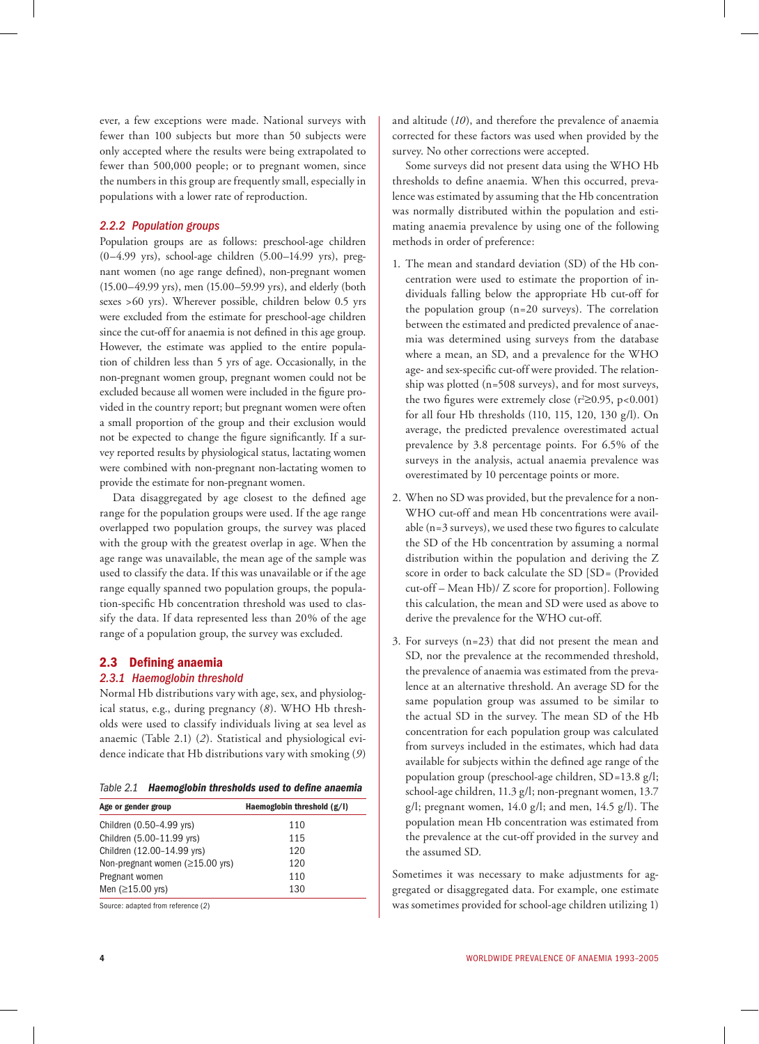ever, a few exceptions were made. National surveys with fewer than 100 subjects but more than 50 subjects were only accepted where the results were being extrapolated to fewer than 500,000 people; or to pregnant women, since the numbers in this group are frequently small, especially in populations with a lower rate of reproduction.

### *2.2.2 Population groups*

Population groups are as follows: preschool-age children (0–4.99 yrs), school-age children (5.00–14.99 yrs), pregnant women (no age range defined), non-pregnant women (15.00–49.99 yrs), men (15.00–59.99 yrs), and elderly (both sexes >60 yrs). Wherever possible, children below 0.5 yrs were excluded from the estimate for preschool-age children since the cut-off for anaemia is not defined in this age group. However, the estimate was applied to the entire population of children less than 5 yrs of age. Occasionally, in the non-pregnant women group, pregnant women could not be excluded because all women were included in the figure provided in the country report; but pregnant women were often a small proportion of the group and their exclusion would not be expected to change the figure significantly. If a survey reported results by physiological status, lactating women were combined with non-pregnant non-lactating women to provide the estimate for non-pregnant women.

Data disaggregated by age closest to the defined age range for the population groups were used. If the age range overlapped two population groups, the survey was placed with the group with the greatest overlap in age. When the age range was unavailable, the mean age of the sample was used to classify the data. If this was unavailable or if the age range equally spanned two population groups, the population-specific Hb concentration threshold was used to classify the data. If data represented less than 20% of the age range of a population group, the survey was excluded.

## 2.3 Defining anaemia

### *2.3.1 Haemoglobin threshold*

Normal Hb distributions vary with age, sex, and physiological status, e.g., during pregnancy (*8*). WHO Hb thresholds were used to classify individuals living at sea level as anaemic (Table 2.1) (*2*). Statistical and physiological evidence indicate that Hb distributions vary with smoking (*9*) and altitude (*10*), and therefore the prevalence of anaemia corrected for these factors was used when provided by the survey. No other corrections were accepted.

Table 2.1 ***Haemoglobin thresholds used to define anaemia***

| Age or gender group | Haemoglobin threshold (g/l) |
|---|---|
| Children (0.50–4.99 yrs) | 110 |
| Children (5.00–11.99 yrs) | 115 |
| Children (12.00–14.99 yrs) | 120 |
| Non-pregnant women (≥15.00 yrs) | 120 |
| Pregnant women | 110 |
| Men (≥15.00 yrs) | 130 |

Source: adapted from reference (*2*)

Some surveys did not present data using the WHO Hb thresholds to define anaemia. When this occurred, prevalence was estimated by assuming that the Hb concentration was normally distributed within the population and estimating anaemia prevalence by using one of the following methods in order of preference:

1. The mean and standard deviation (SD) of the Hb concentration were used to estimate the proportion of individuals falling below the appropriate Hb cut-off for the population group (n=20 surveys). The correlation between the estimated and predicted prevalence of anaemia was determined using surveys from the database where a mean, an SD, and a prevalence for the WHO age- and sex-specific cut-off were provided. The relationship was plotted (n=508 surveys), and for most surveys, the two figures were extremely close ($r^2 \geq 0.95$, $p<0.001$) for all four Hb thresholds (110, 115, 120, 130 g/l). On average, the predicted prevalence overestimated actual prevalence by 3.8 percentage points. For 6.5% of the surveys in the analysis, actual anaemia prevalence was overestimated by 10 percentage points or more.

2. When no SD was provided, but the prevalence for a non-WHO cut-off and mean Hb concentrations were available (n=3 surveys), we used these two figures to calculate the SD of the Hb concentration by assuming a normal distribution within the population and deriving the Z score in order to back calculate the SD [SD= (Provided cut-off – Mean Hb)/ Z score for proportion]. Following this calculation, the mean and SD were used as above to derive the prevalence for the WHO cut-off.

3. For surveys (n=23) that did not present the mean and SD, nor the prevalence at the recommended threshold, the prevalence of anaemia was estimated from the prevalence at an alternative threshold. An average SD for the same population group was assumed to be similar to the actual SD in the survey. The mean SD of the Hb concentration for each population group was calculated from surveys included in the estimates, which had data available for subjects within the defined age range of the population group (preschool-age children, SD=13.8 g/l; school-age children, 11.3 g/l; non-pregnant women, 13.7 g/l; pregnant women, 14.0 g/l; and men, 14.5 g/l). The population mean Hb concentration was estimated from the prevalence at the cut-off provided in the survey and the assumed SD.

Sometimes it was necessary to make adjustments for aggregated or disaggregated data. For example, one estimate was sometimes provided for school-age children utilizing 1)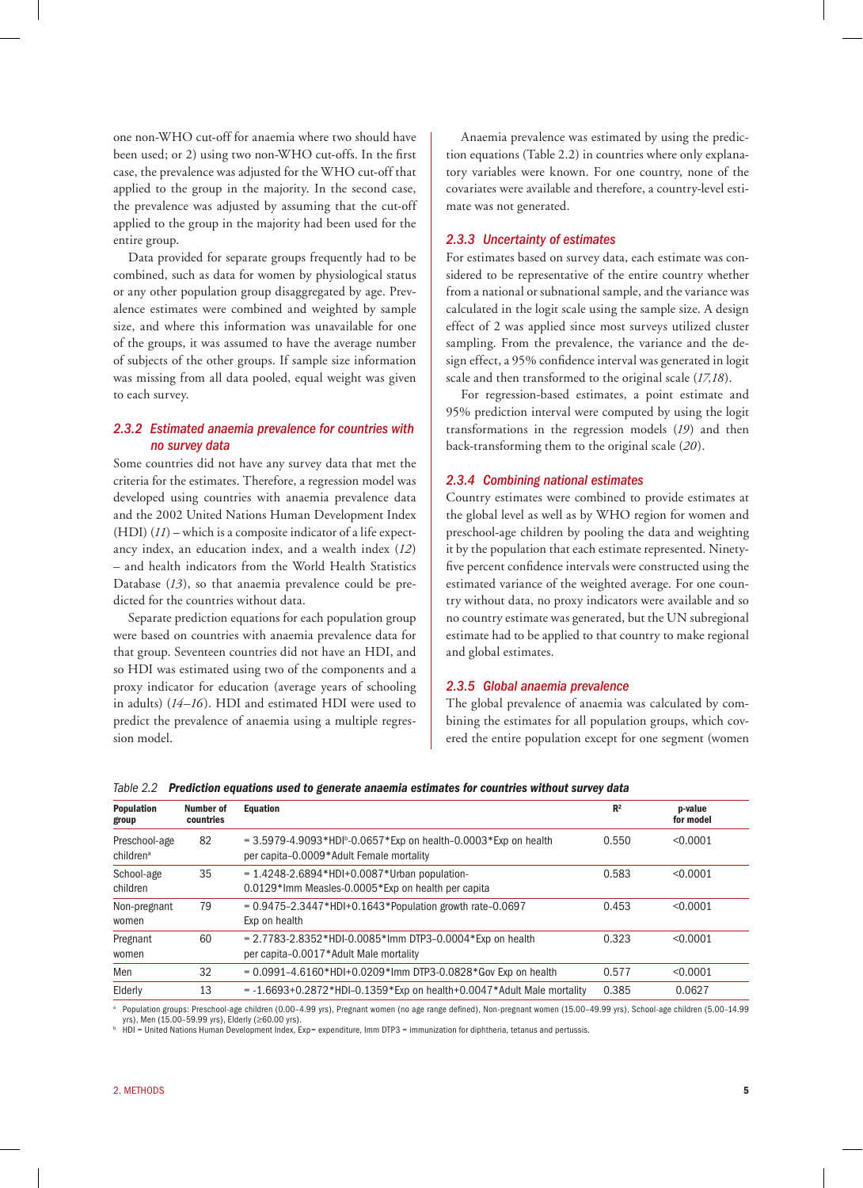one non-WHO cut-off for anaemia where two should have been used; or 2) using two non-WHO cut-offs. In the first case, the prevalence was adjusted for the WHO cut-off that applied to the group in the majority. In the second case, the prevalence was adjusted by assuming that the cut-off applied to the group in the majority had been used for the entire group.

Data provided for separate groups frequently had to be combined, such as data for women by physiological status or any other population group disaggregated by age. Prevalence estimates were combined and weighted by sample size, and where this information was unavailable for one of the groups, it was assumed to have the average number of subjects of the other groups. If sample size information was missing from all data pooled, equal weight was given to each survey.

### 2.3.2 Estimated anaemia prevalence for countries with no survey data

Some countries did not have any survey data that met the criteria for the estimates. Therefore, a regression model was developed using countries with anaemia prevalence data and the 2002 United Nations Human Development Index (HDI) (*11*) – which is a composite indicator of a life expectancy index, an education index, and a wealth index (*12*) – and health indicators from the World Health Statistics Database (*13*), so that anaemia prevalence could be predicted for the countries without data.

Separate prediction equations for each population group were based on countries with anaemia prevalence data for that group. Seventeen countries did not have an HDI, and so HDI was estimated using two of the components and a proxy indicator for education (average years of schooling in adults) (*14–16*). HDI and estimated HDI were used to predict the prevalence of anaemia using a multiple regression model.

Anaemia prevalence was estimated by using the prediction equations (Table 2.2) in countries where only explanatory variables were known. For one country, none of the covariates were available and therefore, a country-level estimate was not generated.

### 2.3.3 Uncertainty of estimates

For estimates based on survey data, each estimate was considered to be representative of the entire country whether from a national or subnational sample, and the variance was calculated in the logit scale using the sample size. A design effect of 2 was applied since most surveys utilized cluster sampling. From the prevalence, the variance and the design effect, a 95% confidence interval was generated in logit scale and then transformed to the original scale (*17,18*).

For regression-based estimates, a point estimate and 95% prediction interval were computed by using the logit transformations in the regression models (*19*) and then back-transforming them to the original scale (*20*).

### 2.3.4 Combining national estimates

Country estimates were combined to provide estimates at the global level as well as by WHO region for women and preschool-age children by pooling the data and weighting it by the population that each estimate represented. Ninety-five percent confidence intervals were constructed using the estimated variance of the weighted average. For one country without data, no proxy indicators were available and so no country estimate was generated, but the UN subregional estimate had to be applied to that country to make regional and global estimates.

### 2.3.5 Global anaemia prevalence

The global prevalence of anaemia was calculated by combining the estimates for all population groups, which covered the entire population except for one segment (women

Table 2.2 **Prediction equations used to generate anaemia estimates for countries without survey data**

| Population group | Number of countries | Equation | $R^2$ | p-value for model |
|---|---|---|---|---|
| Preschool-age children[a] | 82 | = 3.5979-4.9093*HDI[b]-0.0657*Exp on health-0.0003*Exp on health per capita-0.0009*Adult Female mortality | 0.550 | <0.0001 |
| School-age children | 35 | = 1.4248-2.6894*HDI+0.0087*Urban population-0.0129*Imm Measles-0.0005*Exp on health per capita | 0.583 | <0.0001 |
| Non-pregnant women | 79 | = 0.9475-2.3447*HDI+0.1643*Population growth rate-0.0697 Exp on health | 0.453 | <0.0001 |
| Pregnant women | 60 | = 2.7783-2.8352*HDI-0.0085*Imm DTP3-0.0004*Exp on health per capita-0.0017*Adult Male mortality | 0.323 | <0.0001 |
| Men | 32 | = 0.0991-4.6160*HDI+0.0209*Imm DTP3-0.0828*Gov Exp on health | 0.577 | <0.0001 |
| Elderly | 13 | = -1.6693+0.2872*HDI-0.1359*Exp on health+0.0047*Adult Male mortality | 0.385 | 0.0627 |

[a] Population groups: Preschool-age children (0.00–4.99 yrs), Pregnant women (no age range defined), Non-pregnant women (15.00–49.99 yrs), School-age children (5.00–14.99 yrs), Men (15.00–59.99 yrs), Elderly (≥60.00 yrs).

[b] HDI = United Nations Human Development Index, Exp= expenditure, Imm DTP3 = immunization for diphtheria, tetanus and pertussis.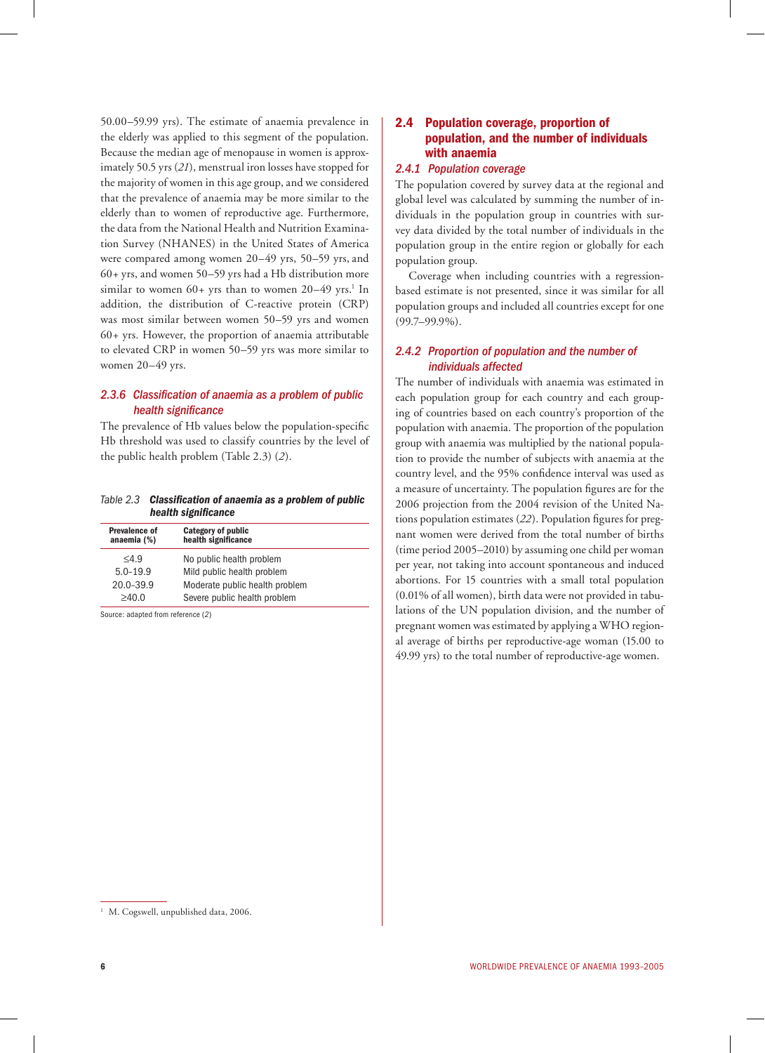50.00–59.99 yrs). The estimate of anaemia prevalence in the elderly was applied to this segment of the population. Because the median age of menopause in women is approximately 50.5 yrs (*21*), menstrual iron losses have stopped for the majority of women in this age group, and we considered that the prevalence of anaemia may be more similar to the elderly than to women of reproductive age. Furthermore, the data from the National Health and Nutrition Examination Survey (NHANES) in the United States of America were compared among women 20–49 yrs, 50–59 yrs, and 60+ yrs, and women 50–59 yrs had a Hb distribution more similar to women 60+ yrs than to women 20–49 yrs.[1] In addition, the distribution of C-reactive protein (CRP) was most similar between women 50–59 yrs and women 60+ yrs. However, the proportion of anaemia attributable to elevated CRP in women 50–59 yrs was more similar to women 20–49 yrs.

### 2.3.6 Classification of anaemia as a problem of public health significance

The prevalence of Hb values below the population-specific Hb threshold was used to classify countries by the level of the public health problem (Table 2.3) (*2*).

*Table 2.3* ***Classification of anaemia as a problem of public health significance***

| Prevalence of anaemia (%) | Category of public health significance |
|---|---|
| ≤4.9 | No public health problem |
| 5.0–19.9 | Mild public health problem |
| 20.0–39.9 | Moderate public health problem |
| ≥40.0 | Severe public health problem |

Source: adapted from reference (2)

## 2.4 Population coverage, proportion of population, and the number of individuals with anaemia

### 2.4.1 Population coverage

The population covered by survey data at the regional and global level was calculated by summing the number of individuals in the population group in countries with survey data divided by the total number of individuals in the population group in the entire region or globally for each population group.

Coverage when including countries with a regression-based estimate is not presented, since it was similar for all population groups and included all countries except for one (99.7–99.9%).

### 2.4.2 Proportion of population and the number of individuals affected

The number of individuals with anaemia was estimated in each population group for each country and each grouping of countries based on each country's proportion of the population with anaemia. The proportion of the population group with anaemia was multiplied by the national population to provide the number of subjects with anaemia at the country level, and the 95% confidence interval was used as a measure of uncertainty. The population figures are for the 2006 projection from the 2004 revision of the United Nations population estimates (*22*). Population figures for pregnant women were derived from the total number of births (time period 2005–2010) by assuming one child per woman per year, not taking into account spontaneous and induced abortions. For 15 countries with a small total population (0.01% of all women), birth data were not provided in tabulations of the UN population division, and the number of pregnant women was estimated by applying a WHO regional average of births per reproductive-age woman (15.00 to 49.99 yrs) to the total number of reproductive-age women.

[1] M. Cogswell, unpublished data, 2006.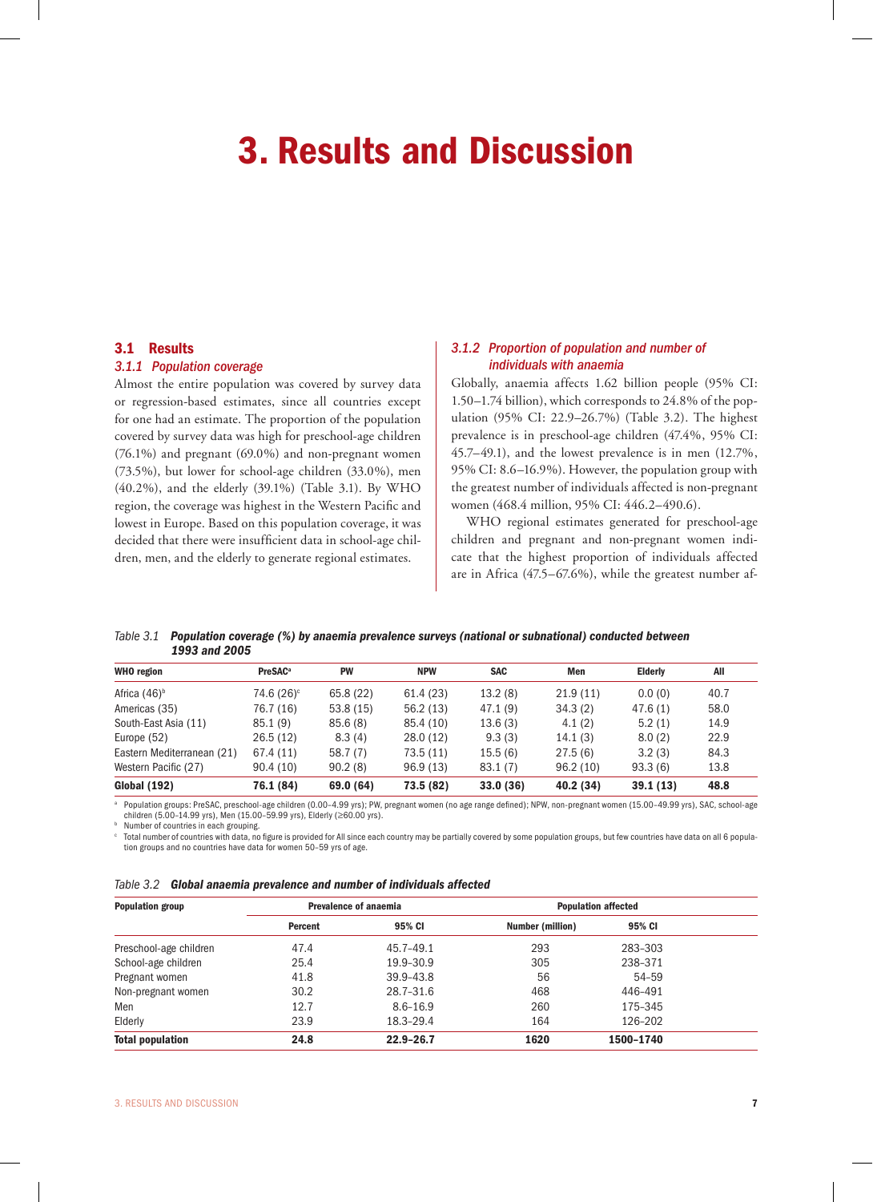# 3. Results and Discussion

## 3.1 Results

### 3.1.1 Population coverage

Almost the entire population was covered by survey data or regression-based estimates, since all countries except for one had an estimate. The proportion of the population covered by survey data was high for preschool-age children (76.1%) and pregnant (69.0%) and non-pregnant women (73.5%), but lower for school-age children (33.0%), men (40.2%), and the elderly (39.1%) (Table 3.1). By WHO region, the coverage was highest in the Western Pacific and lowest in Europe. Based on this population coverage, it was decided that there were insufficient data in school-age children, men, and the elderly to generate regional estimates.

### 3.1.2 Proportion of population and number of individuals with anaemia

Globally, anaemia affects 1.62 billion people (95% CI: 1.50–1.74 billion), which corresponds to 24.8% of the population (95% CI: 22.9–26.7%) (Table 3.2). The highest prevalence is in preschool-age children (47.4%, 95% CI: 45.7–49.1), and the lowest prevalence is in men (12.7%, 95% CI: 8.6–16.9%). However, the population group with the greatest number of individuals affected is non-pregnant women (468.4 million, 95% CI: 446.2–490.6).

WHO regional estimates generated for preschool-age children and pregnant and non-pregnant women indicate that the highest proportion of individuals affected are in Africa (47.5–67.6%), while the greatest number af-

*Table 3.1* ***Population coverage (%) by anaemia prevalence surveys (national or subnational) conducted between 1993 and 2005***

| WHO region | PreSAC[a] | PW | NPW | SAC | Men | Elderly | All |
|---|---|---|---|---|---|---|---|
| Africa (46)[b] | 74.6 (26)[c] | 65.8 (22) | 61.4 (23) | 13.2 (8) | 21.9 (11) | 0.0 (0) | 40.7 |
| Americas (35) | 76.7 (16) | 53.8 (15) | 56.2 (13) | 47.1 (9) | 34.3 (2) | 47.6 (1) | 58.0 |
| South-East Asia (11) | 85.1 (9) | 85.6 (8) | 85.4 (10) | 13.6 (3) | 4.1 (2) | 5.2 (1) | 14.9 |
| Europe (52) | 26.5 (12) | 8.3 (4) | 28.0 (12) | 9.3 (3) | 14.1 (3) | 8.0 (2) | 22.9 |
| Eastern Mediterranean (21) | 67.4 (11) | 58.7 (7) | 73.5 (11) | 15.5 (6) | 27.5 (6) | 3.2 (3) | 84.3 |
| Western Pacific (27) | 90.4 (10) | 90.2 (8) | 96.9 (13) | 83.1 (7) | 96.2 (10) | 93.3 (6) | 13.8 |
| **Global (192)** | **76.1 (84)** | **69.0 (64)** | **73.5 (82)** | **33.0 (36)** | **40.2 (34)** | **39.1 (13)** | **48.8** |

[a] Population groups: PreSAC, preschool-age children (0.00–4.99 yrs); PW, pregnant women (no age range defined); NPW, non-pregnant women (15.00–49.99 yrs), SAC, school-age children (5.00–14.99 yrs), Men (15.00–59.99 yrs), Elderly (≥60.00 yrs).

[b] Number of countries in each grouping.

[c] Total number of countries with data, no figure is provided for All since each country may be partially covered by some population groups, but few countries have data on all 6 population groups and no countries have data for women 50–59 yrs of age.

*Table 3.2* ***Global anaemia prevalence and number of individuals affected***

| Population group | Prevalence of anaemia | | Population affected | |
|---|---|---|---|---|
| | Percent | 95% CI | Number (million) | 95% CI |
| Preschool-age children | 47.4 | 45.7–49.1 | 293 | 283–303 |
| School-age children | 25.4 | 19.9–30.9 | 305 | 238–371 |
| Pregnant women | 41.8 | 39.9–43.8 | 56 | 54–59 |
| Non-pregnant women | 30.2 | 28.7–31.6 | 468 | 446–491 |
| Men | 12.7 | 8.6–16.9 | 260 | 175–345 |
| Elderly | 23.9 | 18.3–29.4 | 164 | 126–202 |
| **Total population** | **24.8** | **22.9–26.7** | **1620** | **1500–1740** |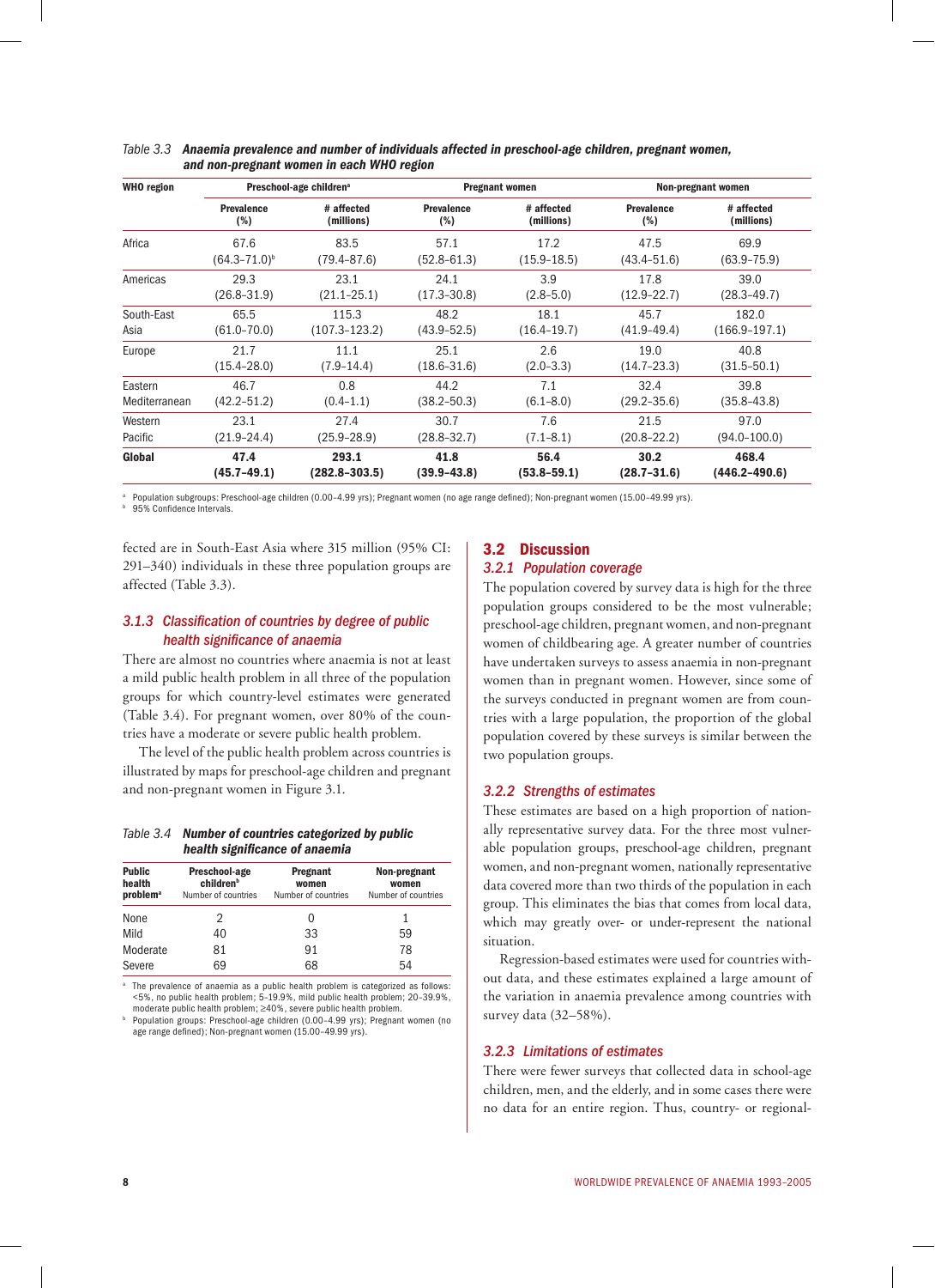Table 3.3 **Anaemia prevalence and number of individuals affected in preschool-age children, pregnant women, and non-pregnant women in each WHO region**

| WHO region | Preschool-age children[a] | | Pregnant women | | Non-pregnant women | |
|---|---|---|---|---|---|---|
| | Prevalence (%) | # affected (millions) | Prevalence (%) | # affected (millions) | Prevalence (%) | # affected (millions) |
| Africa | 67.6 (64.3–71.0)[b] | 83.5 (79.4–87.6) | 57.1 (52.8–61.3) | 17.2 (15.9–18.5) | 47.5 (43.4–51.6) | 69.9 (63.9–75.9) |
| Americas | 29.3 (26.8–31.9) | 23.1 (21.1–25.1) | 24.1 (17.3–30.8) | 3.9 (2.8–5.0) | 17.8 (12.9–22.7) | 39.0 (28.3–49.7) |
| South-East Asia | 65.5 (61.0–70.0) | 115.3 (107.3–123.2) | 48.2 (43.9–52.5) | 18.1 (16.4–19.7) | 45.7 (41.9–49.4) | 182.0 (166.9–197.1) |
| Europe | 21.7 (15.4–28.0) | 11.1 (7.9–14.4) | 25.1 (18.6–31.6) | 2.6 (2.0–3.3) | 19.0 (14.7–23.3) | 40.8 (31.5–50.1) |
| Eastern Mediterranean | 46.7 (42.2–51.2) | 0.8 (0.4–1.1) | 44.2 (38.2–50.3) | 7.1 (6.1–8.0) | 32.4 (29.2–35.6) | 39.8 (35.8–43.8) |
| Western Pacific | 23.1 (21.9–24.4) | 27.4 (25.9–28.9) | 30.7 (28.8–32.7) | 7.6 (7.1–8.1) | 21.5 (20.8–22.2) | 97.0 (94.0–100.0) |
| **Global** | **47.4 (45.7–49.1)** | **293.1 (282.8–303.5)** | **41.8 (39.9–43.8)** | **56.4 (53.8–59.1)** | **30.2 (28.7–31.6)** | **468.4 (446.2–490.6)** |

[a] Population subgroups: Preschool-age children (0.00–4.99 yrs); Pregnant women (no age range defined); Non-pregnant women (15.00–49.99 yrs).
[b] 95% Confidence Intervals.

fected are in South-East Asia where 315 million (95% CI: 291–340) individuals in these three population groups are affected (Table 3.3).

### *3.1.3 Classification of countries by degree of public health significance of anaemia*

There are almost no countries where anaemia is not at least a mild public health problem in all three of the population groups for which country-level estimates were generated (Table 3.4). For pregnant women, over 80% of the countries have a moderate or severe public health problem.

The level of the public health problem across countries is illustrated by maps for preschool-age children and pregnant and non-pregnant women in Figure 3.1.

Table 3.4 **Number of countries categorized by public health significance of anaemia**

| Public health problem[a] | Preschool-age children[b] Number of countries | Pregnant women Number of countries | Non-pregnant women Number of countries |
|---|---|---|---|
| None | 2 | 0 | 1 |
| Mild | 40 | 33 | 59 |
| Moderate | 81 | 91 | 78 |
| Severe | 69 | 68 | 54 |

[a] The prevalence of anaemia as a public health problem is categorized as follows: <5%, no public health problem; 5–19.9%, mild public health problem; 20–39.9%, moderate public health problem; ≥40%, severe public health problem.
[b] Population groups: Preschool-age children (0.00–4.99 yrs); Pregnant women (no age range defined); Non-pregnant women (15.00–49.99 yrs).

## 3.2 Discussion

### *3.2.1 Population coverage*

The population covered by survey data is high for the three population groups considered to be the most vulnerable; preschool-age children, pregnant women, and non-pregnant women of childbearing age. A greater number of countries have undertaken surveys to assess anaemia in non-pregnant women than in pregnant women. However, since some of the surveys conducted in pregnant women are from countries with a large population, the proportion of the global population covered by these surveys is similar between the two population groups.

### *3.2.2 Strengths of estimates*

These estimates are based on a high proportion of nationally representative survey data. For the three most vulnerable population groups, preschool-age children, pregnant women, and non-pregnant women, nationally representative data covered more than two thirds of the population in each group. This eliminates the bias that comes from local data, which may greatly over- or under-represent the national situation.

Regression-based estimates were used for countries without data, and these estimates explained a large amount of the variation in anaemia prevalence among countries with survey data (32–58%).

### *3.2.3 Limitations of estimates*

There were fewer surveys that collected data in school-age children, men, and the elderly, and in some cases there were no data for an entire region. Thus, country- or regional-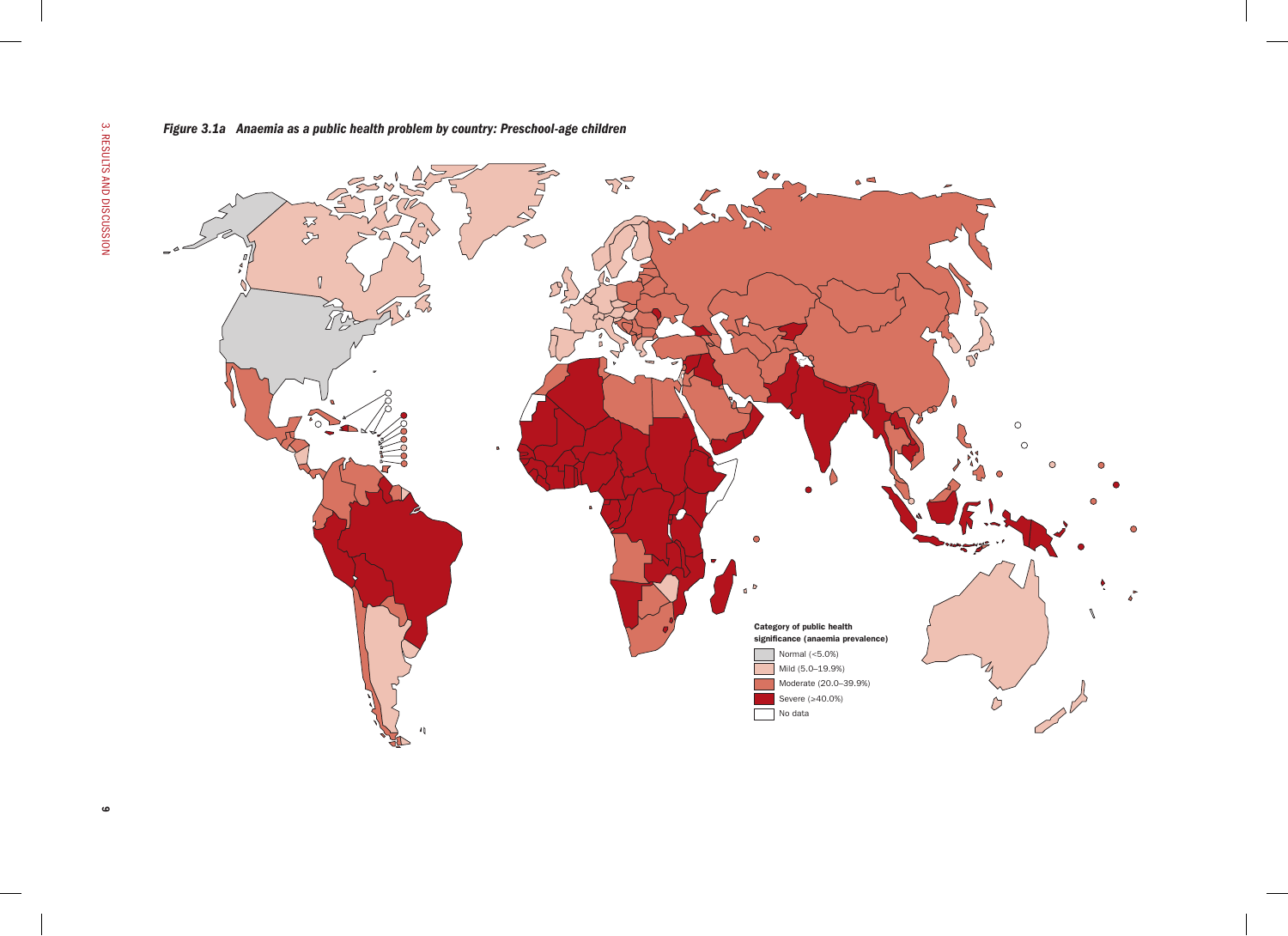*Figure 3.1a Anaemia as a public health problem by country: Preschool-age children*

**Category of public health significance (anaemia prevalence)**

- Normal (<5.0%)
- Mild (5.0–19.9%)
- Moderate (20.0–39.9%)
- Severe (≥40.0%)
- No data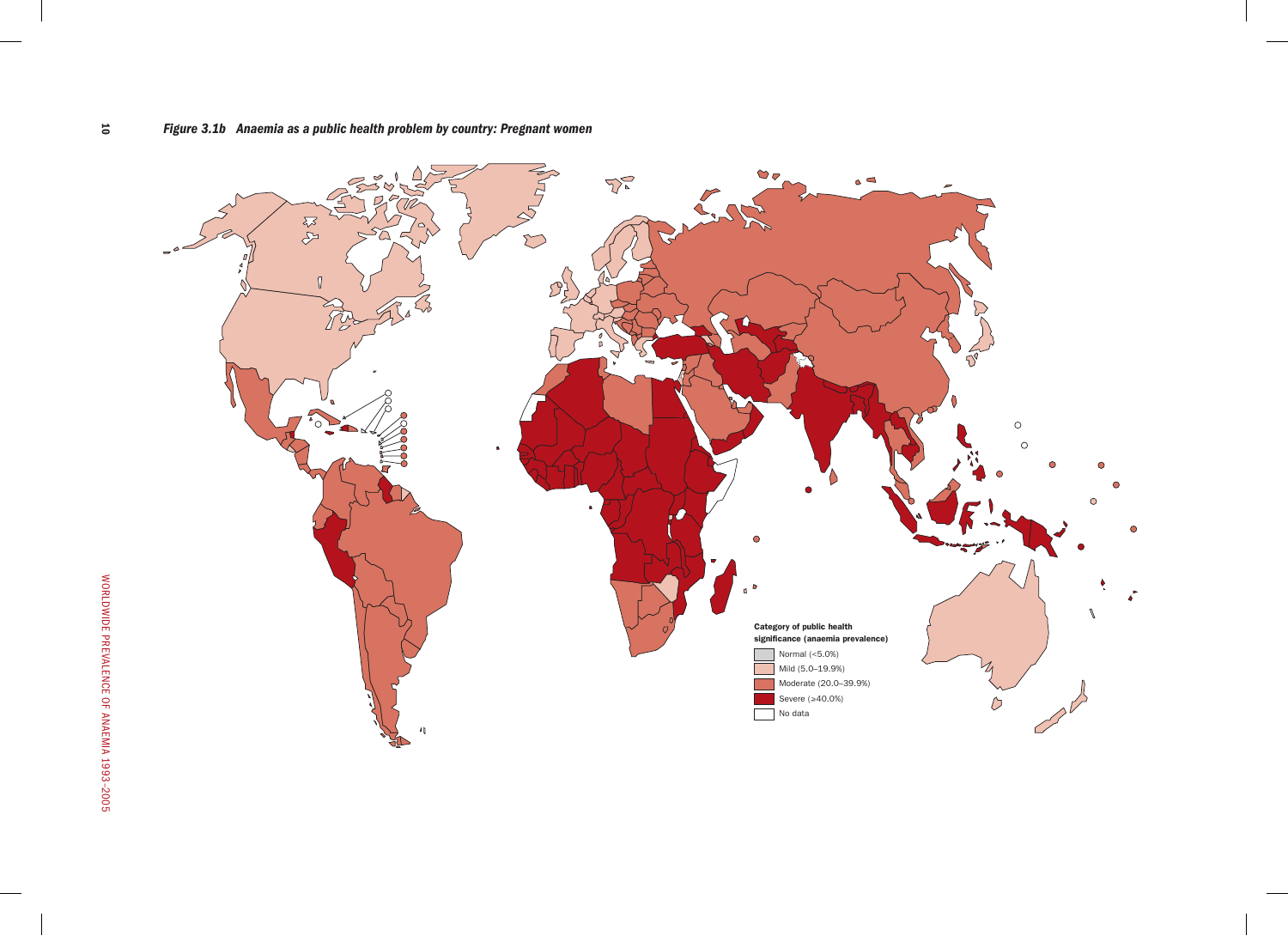*Figure 3.1b Anaemia as a public health problem by country: Pregnant women*

**Category of public health significance (anaemia prevalence)**

- Normal (<5.0%)
- Mild (5.0–19.9%)
- Moderate (20.0–39.9%)
- Severe (≥40.0%)
- No data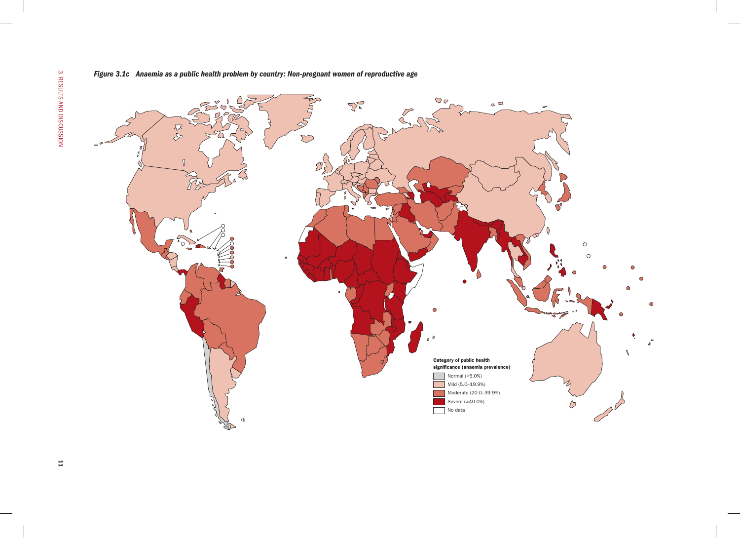*Figure 3.1c Anaemia as a public health problem by country: Non-pregnant women of reproductive age*

**Category of public health significance (anaemia prevalence)**

- Normal (<5.0%)
- Mild (5.0–19.9%)
- Moderate (20.0–39.9%)
- Severe (≥40.0%)
- No data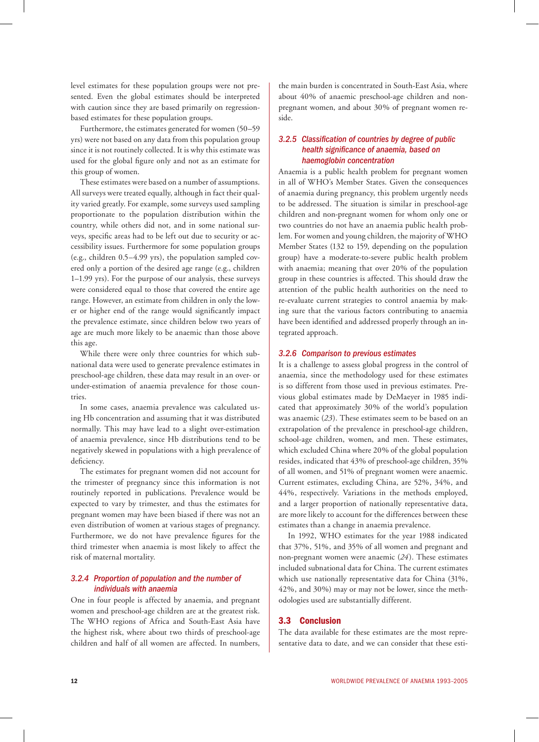level estimates for these population groups were not presented. Even the global estimates should be interpreted with caution since they are based primarily on regression-based estimates for these population groups.

Furthermore, the estimates generated for women (50–59 yrs) were not based on any data from this population group since it is not routinely collected. It is why this estimate was used for the global figure only and not as an estimate for this group of women.

These estimates were based on a number of assumptions. All surveys were treated equally, although in fact their quality varied greatly. For example, some surveys used sampling proportionate to the population distribution within the country, while others did not, and in some national surveys, specific areas had to be left out due to security or accessibility issues. Furthermore for some population groups (e.g., children 0.5–4.99 yrs), the population sampled covered only a portion of the desired age range (e.g., children 1–1.99 yrs). For the purpose of our analysis, these surveys were considered equal to those that covered the entire age range. However, an estimate from children in only the lower or higher end of the range would significantly impact the prevalence estimate, since children below two years of age are much more likely to be anaemic than those above this age.

While there were only three countries for which subnational data were used to generate prevalence estimates in preschool-age children, these data may result in an over- or under-estimation of anaemia prevalence for those countries.

In some cases, anaemia prevalence was calculated using Hb concentration and assuming that it was distributed normally. This may have lead to a slight over-estimation of anaemia prevalence, since Hb distributions tend to be negatively skewed in populations with a high prevalence of deficiency.

The estimates for pregnant women did not account for the trimester of pregnancy since this information is not routinely reported in publications. Prevalence would be expected to vary by trimester, and thus the estimates for pregnant women may have been biased if there was not an even distribution of women at various stages of pregnancy. Furthermore, we do not have prevalence figures for the third trimester when anaemia is most likely to affect the risk of maternal mortality.

### *3.2.4 Proportion of population and the number of individuals with anaemia*

One in four people is affected by anaemia, and pregnant women and preschool-age children are at the greatest risk. The WHO regions of Africa and South-East Asia have the highest risk, where about two thirds of preschool-age children and half of all women are affected. In numbers, the main burden is concentrated in South-East Asia, where about 40% of anaemic preschool-age children and non-pregnant women, and about 30% of pregnant women reside.

### *3.2.5 Classification of countries by degree of public health significance of anaemia, based on haemoglobin concentration*

Anaemia is a public health problem for pregnant women in all of WHO's Member States. Given the consequences of anaemia during pregnancy, this problem urgently needs to be addressed. The situation is similar in preschool-age children and non-pregnant women for whom only one or two countries do not have an anaemia public health problem. For women and young children, the majority of WHO Member States (132 to 159, depending on the population group) have a moderate-to-severe public health problem with anaemia; meaning that over 20% of the population group in these countries is affected. This should draw the attention of the public health authorities on the need to re-evaluate current strategies to control anaemia by making sure that the various factors contributing to anaemia have been identified and addressed properly through an integrated approach.

### *3.2.6 Comparison to previous estimates*

It is a challenge to assess global progress in the control of anaemia, since the methodology used for these estimates is so different from those used in previous estimates. Previous global estimates made by DeMaeyer in 1985 indicated that approximately 30% of the world's population was anaemic (*23*). These estimates seem to be based on an extrapolation of the prevalence in preschool-age children, school-age children, women, and men. These estimates, which excluded China where 20% of the global population resides, indicated that 43% of preschool-age children, 35% of all women, and 51% of pregnant women were anaemic. Current estimates, excluding China, are 52%, 34%, and 44%, respectively. Variations in the methods employed, and a larger proportion of nationally representative data, are more likely to account for the differences between these estimates than a change in anaemia prevalence.

In 1992, WHO estimates for the year 1988 indicated that 37%, 51%, and 35% of all women and pregnant and non-pregnant women were anaemic (*24*). These estimates included subnational data for China. The current estimates which use nationally representative data for China (31%, 42%, and 30%) may or may not be lower, since the methodologies used are substantially different.

## 3.3 Conclusion

The data available for these estimates are the most representative data to date, and we can consider that these esti-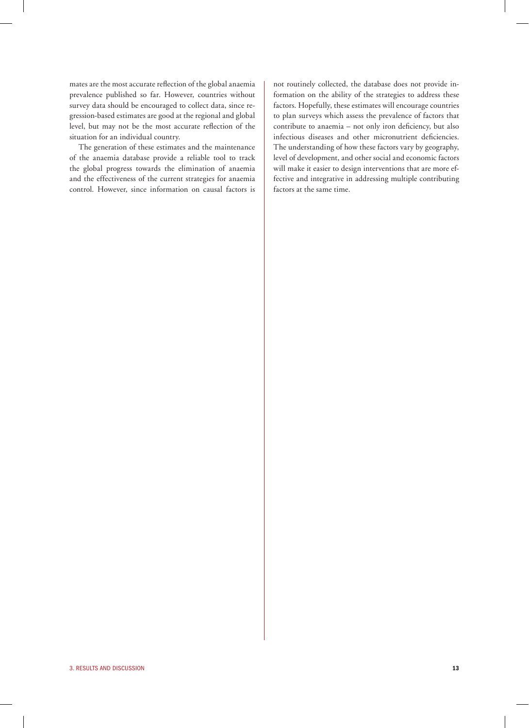mates are the most accurate reflection of the global anaemia prevalence published so far. However, countries without survey data should be encouraged to collect data, since regression-based estimates are good at the regional and global level, but may not be the most accurate reflection of the situation for an individual country.

The generation of these estimates and the maintenance of the anaemia database provide a reliable tool to track the global progress towards the elimination of anaemia and the effectiveness of the current strategies for anaemia control. However, since information on causal factors is not routinely collected, the database does not provide information on the ability of the strategies to address these factors. Hopefully, these estimates will encourage countries to plan surveys which assess the prevalence of factors that contribute to anaemia – not only iron deficiency, but also infectious diseases and other micronutrient deficiencies. The understanding of how these factors vary by geography, level of development, and other social and economic factors will make it easier to design interventions that are more effective and integrative in addressing multiple contributing factors at the same time.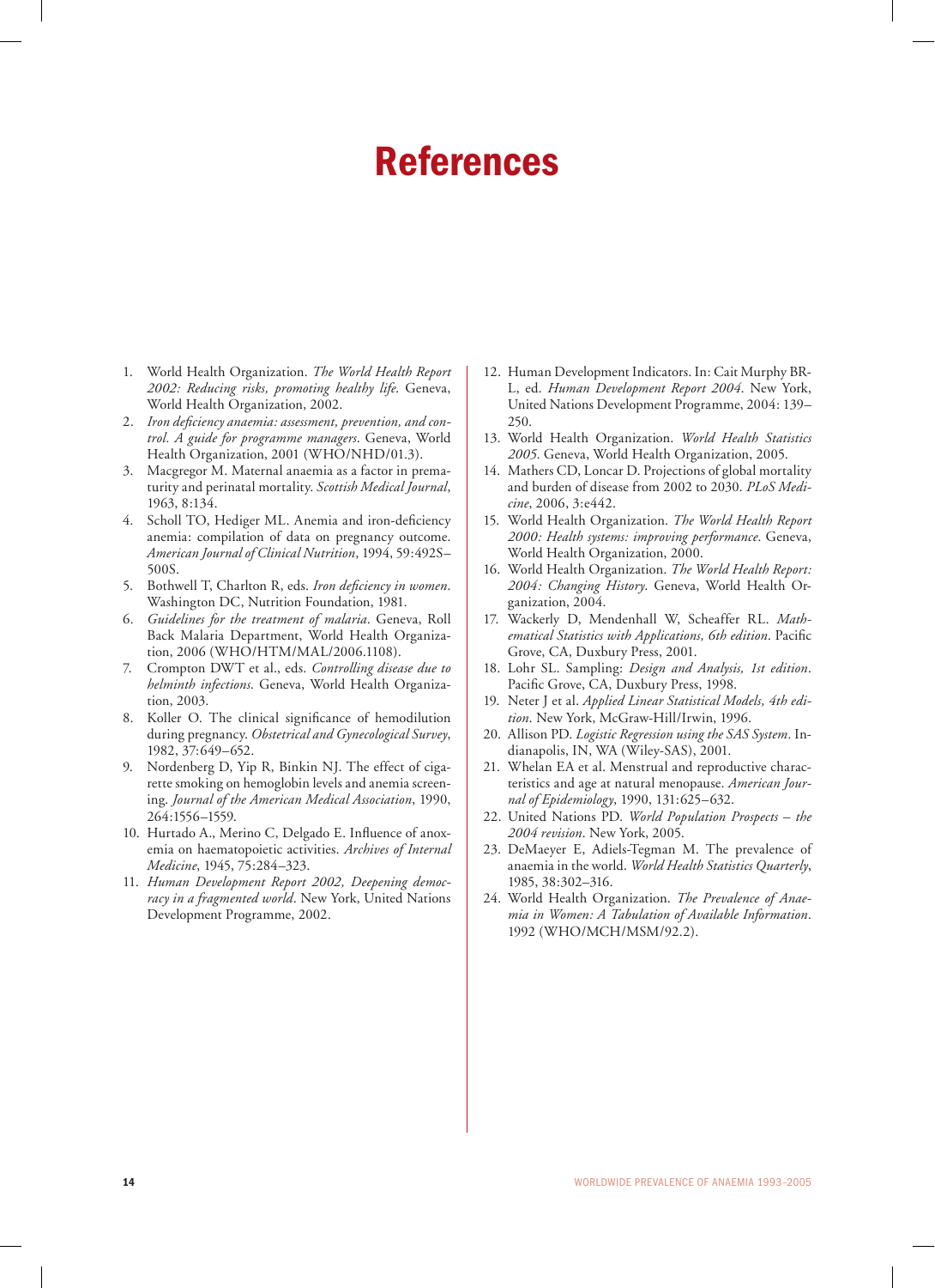# References

1. World Health Organization. *The World Health Report 2002: Reducing risks, promoting healthy life.* Geneva, World Health Organization, 2002.
2. *Iron deficiency anaemia: assessment, prevention, and control. A guide for programme managers*. Geneva, World Health Organization, 2001 (WHO/NHD/01.3).
3. Macgregor M. Maternal anaemia as a factor in prematurity and perinatal mortality. *Scottish Medical Journal*, 1963, 8:134.
4. Scholl TO, Hediger ML. Anemia and iron-deficiency anemia: compilation of data on pregnancy outcome. *American Journal of Clinical Nutrition*, 1994, 59:492S–500S.
5. Bothwell T, Charlton R, eds. *Iron deficiency in women*. Washington DC, Nutrition Foundation, 1981.
6. *Guidelines for the treatment of malaria*. Geneva, Roll Back Malaria Department, World Health Organization, 2006 (WHO/HTM/MAL/2006.1108).
7. Crompton DWT et al., eds. *Controlling disease due to helminth infections*. Geneva, World Health Organization, 2003.
8. Koller O. The clinical significance of hemodilution during pregnancy. *Obstetrical and Gynecological Survey*, 1982, 37:649–652.
9. Nordenberg D, Yip R, Binkin NJ. The effect of cigarette smoking on hemoglobin levels and anemia screening. *Journal of the American Medical Association*, 1990, 264:1556–1559.
10. Hurtado A., Merino C, Delgado E. Influence of anoxemia on haematopoietic activities. *Archives of Internal Medicine*, 1945, 75:284–323.
11. *Human Development Report 2002, Deepening democracy in a fragmented world*. New York, United Nations Development Programme, 2002.
12. Human Development Indicators. In: Cait Murphy BR-L, ed. *Human Development Report 2004*. New York, United Nations Development Programme, 2004: 139–250.
13. World Health Organization. *World Health Statistics 2005*. Geneva, World Health Organization, 2005.
14. Mathers CD, Loncar D. Projections of global mortality and burden of disease from 2002 to 2030. *PLoS Medicine*, 2006, 3:e442.
15. World Health Organization. *The World Health Report 2000: Health systems: improving performance*. Geneva, World Health Organization, 2000.
16. World Health Organization. *The World Health Report: 2004: Changing History*. Geneva, World Health Organization, 2004.
17. Wackerly D, Mendenhall W, Scheaffer RL. *Mathematical Statistics with Applications, 6th edition*. Pacific Grove, CA, Duxbury Press, 2001.
18. Lohr SL. Sampling: *Design and Analysis, 1st edition*. Pacific Grove, CA, Duxbury Press, 1998.
19. Neter J et al. *Applied Linear Statistical Models, 4th edition*. New York, McGraw-Hill/Irwin, 1996.
20. Allison PD. *Logistic Regression using the SAS System*. Indianapolis, IN, WA (Wiley-SAS), 2001.
21. Whelan EA et al. Menstrual and reproductive characteristics and age at natural menopause. *American Journal of Epidemiology*, 1990, 131:625–632.
22. United Nations PD. *World Population Prospects – the 2004 revision*. New York, 2005.
23. DeMaeyer E, Adiels-Tegman M. The prevalence of anaemia in the world. *World Health Statistics Quarterly*, 1985, 38:302–316.
24. World Health Organization. *The Prevalence of Anaemia in Women: A Tabulation of Available Information*. 1992 (WHO/MCH/MSM/92.2).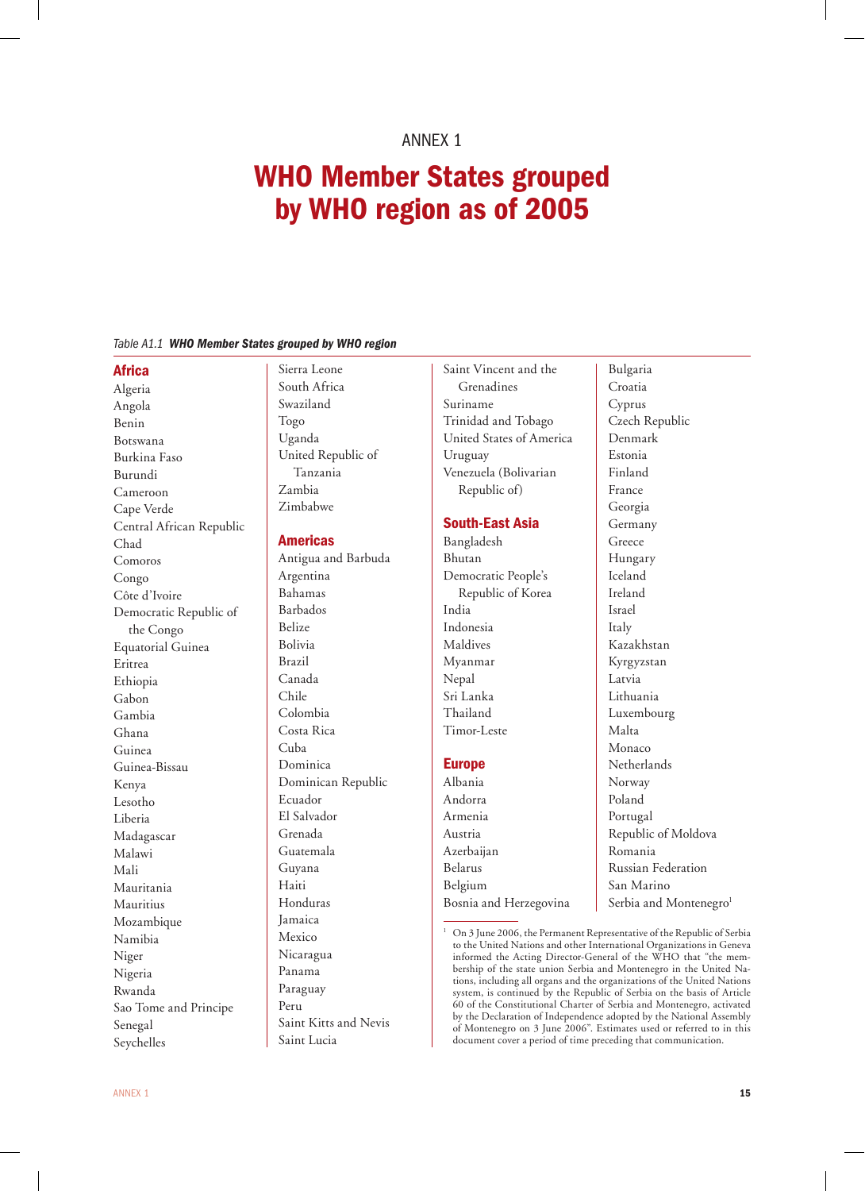ANNEX 1

# WHO Member States grouped by WHO region as of 2005

*Table A1.1* ***WHO Member States grouped by WHO region***

### Africa

Algeria
Angola
Benin
Botswana
Burkina Faso
Burundi
Cameroon
Cape Verde
Central African Republic
Chad
Comoros
Congo
Côte d'Ivoire
Democratic Republic of the Congo
Equatorial Guinea
Eritrea
Ethiopia
Gabon
Gambia
Ghana
Guinea
Guinea-Bissau
Kenya
Lesotho
Liberia
Madagascar
Malawi
Mali
Mauritania
Mauritius
Mozambique
Namibia
Niger
Nigeria
Rwanda
Sao Tome and Principe
Senegal
Seychelles
Sierra Leone
South Africa
Swaziland
Togo
Uganda
United Republic of Tanzania
Zambia
Zimbabwe

### Americas

Antigua and Barbuda
Argentina
Bahamas
Barbados
Belize
Bolivia
Brazil
Canada
Chile
Colombia
Costa Rica
Cuba
Dominica
Dominican Republic
Ecuador
El Salvador
Grenada
Guatemala
Guyana
Haiti
Honduras
Jamaica
Mexico
Nicaragua
Panama
Paraguay
Peru
Saint Kitts and Nevis
Saint Lucia
Saint Vincent and the Grenadines
Suriname
Trinidad and Tobago
United States of America
Uruguay
Venezuela (Bolivarian Republic of)

### South-East Asia

Bangladesh
Bhutan
Democratic People's Republic of Korea
India
Indonesia
Maldives
Myanmar
Nepal
Sri Lanka
Thailand
Timor-Leste

### Europe

Albania
Andorra
Armenia
Austria
Azerbaijan
Belarus
Belgium
Bosnia and Herzegovina
Bulgaria
Croatia
Cyprus
Czech Republic
Denmark
Estonia
Finland
France
Georgia
Germany
Greece
Hungary
Iceland
Ireland
Israel
Italy
Kazakhstan
Kyrgyzstan
Latvia
Lithuania
Luxembourg
Malta
Monaco
Netherlands
Norway
Poland
Portugal
Republic of Moldova
Romania
Russian Federation
San Marino
Serbia and Montenegro[1]

[1] On 3 June 2006, the Permanent Representative of the Republic of Serbia to the United Nations and other International Organizations in Geneva informed the Acting Director-General of the WHO that "the membership of the state union Serbia and Montenegro in the United Nations, including all organs and the organizations of the United Nations system, is continued by the Republic of Serbia on the basis of Article 60 of the Constitutional Charter of Serbia and Montenegro, activated by the Declaration of Independence adopted by the National Assembly of Montenegro on 3 June 2006". Estimates used or referred to in this document cover a period of time preceding that communication.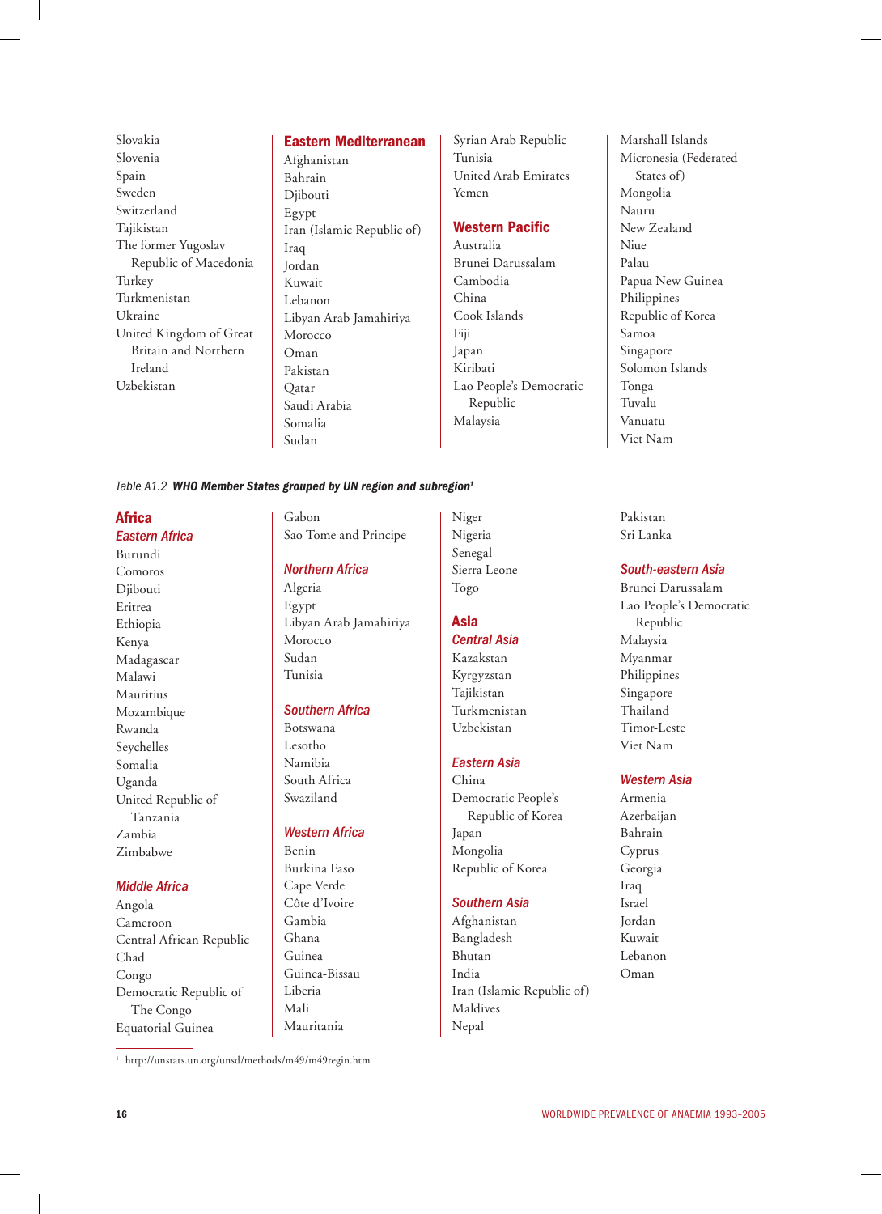Slovakia
Slovenia
Spain
Sweden
Switzerland
Tajikistan
The former Yugoslav Republic of Macedonia
Turkey
Turkmenistan
Ukraine
United Kingdom of Great Britain and Northern Ireland
Uzbekistan

### Eastern Mediterranean

Afghanistan
Bahrain
Djibouti
Egypt
Iran (Islamic Republic of)
Iraq
Jordan
Kuwait
Lebanon
Libyan Arab Jamahiriya
Morocco
Oman
Pakistan
Qatar
Saudi Arabia
Somalia
Sudan
Syrian Arab Republic
Tunisia
United Arab Emirates
Yemen

### Western Pacific

Australia
Brunei Darussalam
Cambodia
China
Cook Islands
Fiji
Japan
Kiribati
Lao People's Democratic Republic
Malaysia
Marshall Islands
Micronesia (Federated States of)
Mongolia
Nauru
New Zealand
Niue
Palau
Papua New Guinea
Philippines
Republic of Korea
Samoa
Singapore
Solomon Islands
Tonga
Tuvalu
Vanuatu
Viet Nam

*Table A1.2* ***WHO Member States grouped by UN region and subregion***[1]

## Africa

### Eastern Africa

Burundi
Comoros
Djibouti
Eritrea
Ethiopia
Kenya
Madagascar
Malawi
Mauritius
Mozambique
Rwanda
Seychelles
Somalia
Uganda
United Republic of Tanzania
Zambia
Zimbabwe

### Middle Africa

Angola
Cameroon
Central African Republic
Chad
Congo
Democratic Republic of The Congo
Equatorial Guinea
Gabon
Sao Tome and Principe

### Northern Africa

Algeria
Egypt
Libyan Arab Jamahiriya
Morocco
Sudan
Tunisia

### Southern Africa

Botswana
Lesotho
Namibia
South Africa
Swaziland

### Western Africa

Benin
Burkina Faso
Cape Verde
Côte d'Ivoire
Gambia
Ghana
Guinea
Guinea-Bissau
Liberia
Mali
Mauritania
Niger
Nigeria
Senegal
Sierra Leone
Togo

## Asia

### Central Asia

Kazakstan
Kyrgyzstan
Tajikistan
Turkmenistan
Uzbekistan

### Eastern Asia

China
Democratic People's Republic of Korea
Japan
Mongolia
Republic of Korea

### Southern Asia

Afghanistan
Bangladesh
Bhutan
India
Iran (Islamic Republic of)
Maldives
Nepal
Pakistan
Sri Lanka

### South-eastern Asia

Brunei Darussalam
Lao People's Democratic Republic
Malaysia
Myanmar
Philippines
Singapore
Thailand
Timor-Leste
Viet Nam

### Western Asia

Armenia
Azerbaijan
Bahrain
Cyprus
Georgia
Iraq
Israel
Jordan
Kuwait
Lebanon
Oman

[1] http://unstats.un.org/unsd/methods/m49/m49regin.htm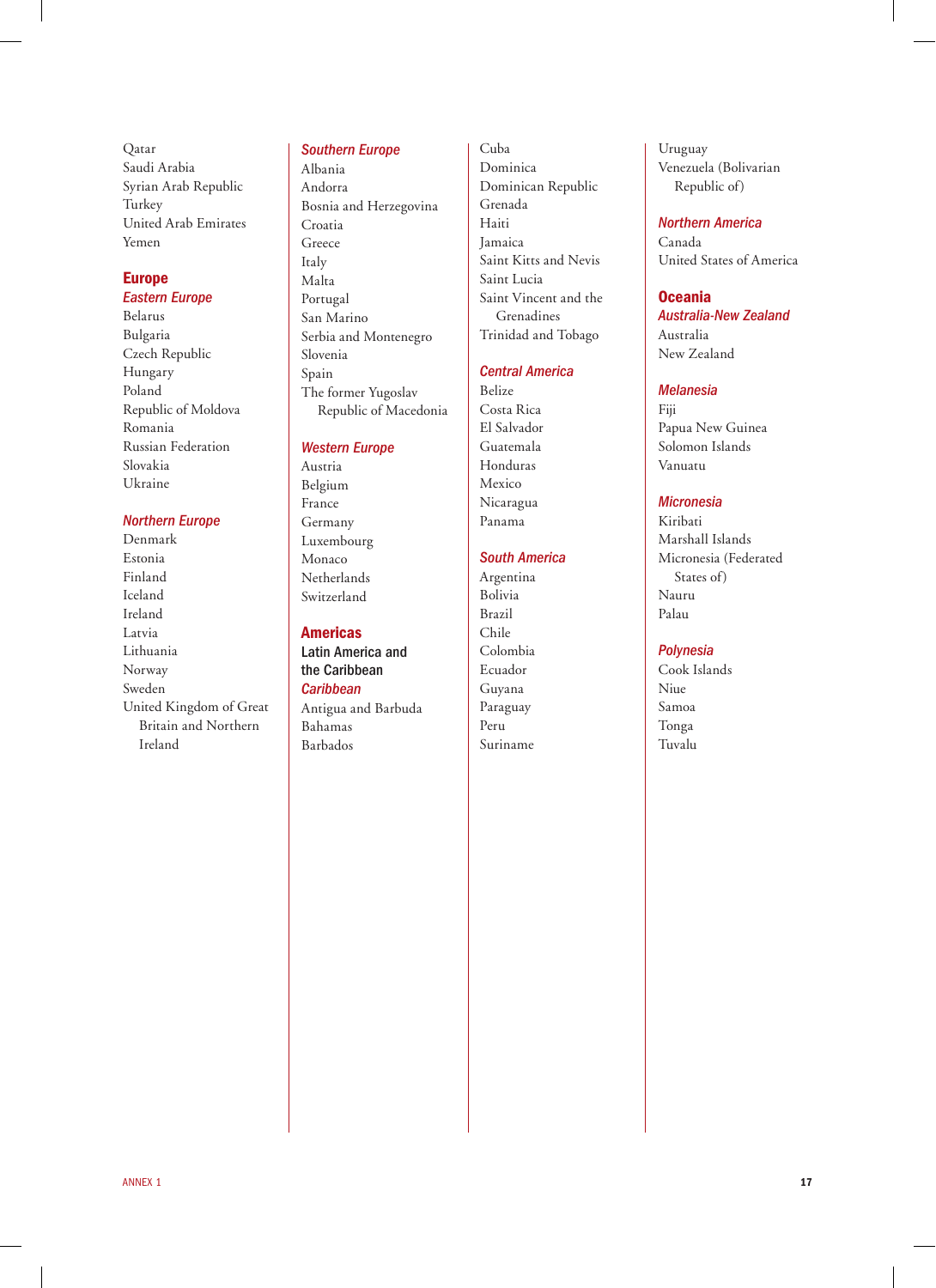Qatar
Saudi Arabia
Syrian Arab Republic
Turkey
United Arab Emirates
Yemen

## Europe

### Eastern Europe

Belarus
Bulgaria
Czech Republic
Hungary
Poland
Republic of Moldova
Romania
Russian Federation
Slovakia
Ukraine

### Northern Europe

Denmark
Estonia
Finland
Iceland
Ireland
Latvia
Lithuania
Norway
Sweden
United Kingdom of Great Britain and Northern Ireland

### Southern Europe

Albania
Andorra
Bosnia and Herzegovina
Croatia
Greece
Italy
Malta
Portugal
San Marino
Serbia and Montenegro
Slovenia
Spain
The former Yugoslav Republic of Macedonia

### Western Europe

Austria
Belgium
France
Germany
Luxembourg
Monaco
Netherlands
Switzerland

## Americas

**Latin America and the Caribbean**

### Caribbean

Antigua and Barbuda
Bahamas
Barbados
Cuba
Dominica
Dominican Republic
Grenada
Haiti
Jamaica
Saint Kitts and Nevis
Saint Lucia
Saint Vincent and the Grenadines
Trinidad and Tobago

### Central America

Belize
Costa Rica
El Salvador
Guatemala
Honduras
Mexico
Nicaragua
Panama

### South America

Argentina
Bolivia
Brazil
Chile
Colombia
Ecuador
Guyana
Paraguay
Peru
Suriname
Uruguay
Venezuela (Bolivarian Republic of)

### Northern America

Canada
United States of America

## Oceania

### Australia-New Zealand

Australia
New Zealand

### Melanesia

Fiji
Papua New Guinea
Solomon Islands
Vanuatu

### Micronesia

Kiribati
Marshall Islands
Micronesia (Federated States of)
Nauru
Palau

### Polynesia

Cook Islands
Niue
Samoa
Tonga
Tuvalu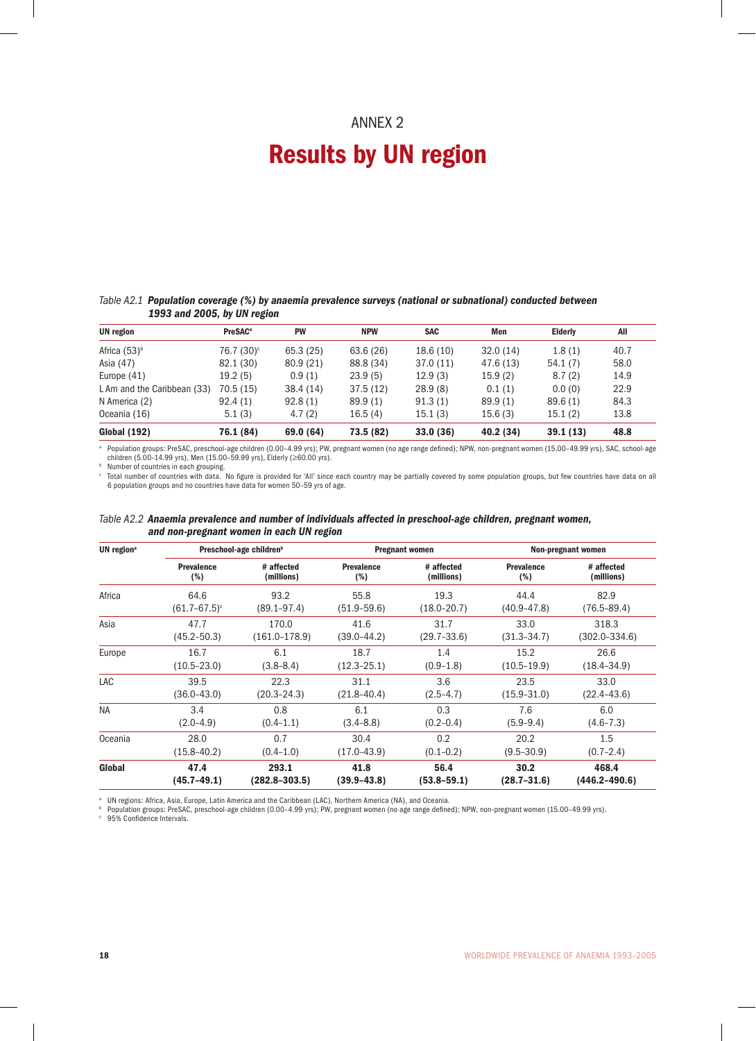ANNEX 2

# Results by UN region

*Table A2.1* ***Population coverage (%) by anaemia prevalence surveys (national or subnational) conducted between 1993 and 2005, by UN region***

| UN region | PreSAC[a] | PW | NPW | SAC | Men | Elderly | All |
|---|---|---|---|---|---|---|---|
| Africa (53)[b] | 76.7 (30)[c] | 65.3 (25) | 63.6 (26) | 18.6 (10) | 32.0 (14) | 1.8 (1) | 40.7 |
| Asia (47) | 82.1 (30) | 80.9 (21) | 88.8 (34) | 37.0 (11) | 47.6 (13) | 54.1 (7) | 58.0 |
| Europe (41) | 19.2 (5) | 0.9 (1) | 23.9 (5) | 12.9 (3) | 15.9 (2) | 8.7 (2) | 14.9 |
| L Am and the Caribbean (33) | 70.5 (15) | 38.4 (14) | 37.5 (12) | 28.9 (8) | 0.1 (1) | 0.0 (0) | 22.9 |
| N America (2) | 92.4 (1) | 92.8 (1) | 89.9 (1) | 91.3 (1) | 89.9 (1) | 89.6 (1) | 84.3 |
| Oceania (16) | 5.1 (3) | 4.7 (2) | 16.5 (4) | 15.1 (3) | 15.6 (3) | 15.1 (2) | 13.8 |
| **Global (192)** | **76.1 (84)** | **69.0 (64)** | **73.5 (82)** | **33.0 (36)** | **40.2 (34)** | **39.1 (13)** | **48.8** |

[a] Population groups: PreSAC, preschool-age children (0.00–4.99 yrs); PW, pregnant women (no age range defined); NPW, non-pregnant women (15.00–49.99 yrs), SAC, school-age children (5.00–14.99 yrs), Men (15.00–59.99 yrs), Elderly (≥60.00 yrs).
[b] Number of countries in each grouping.
[c] Total number of countries with data. No figure is provided for 'All' since each country may be partially covered by some population groups, but few countries have data on all 6 population groups and no countries have data for women 50–59 yrs of age.

*Table A2.2* ***Anaemia prevalence and number of individuals affected in preschool-age children, pregnant women, and non-pregnant women in each UN region***

| UN region[a] | Preschool-age children[b] | | Pregnant women | | Non-pregnant women | |
|---|---|---|---|---|---|---|
| | Prevalence (%) | # affected (millions) | Prevalence (%) | # affected (millions) | Prevalence (%) | # affected (millions) |
| Africa | 64.6 (61.7–67.5)[c] | 93.2 (89.1–97.4) | 55.8 (51.9–59.6) | 19.3 (18.0–20.7) | 44.4 (40.9–47.8) | 82.9 (76.5–89.4) |
| Asia | 47.7 (45.2–50.3) | 170.0 (161.0–178.9) | 41.6 (39.0–44.2) | 31.7 (29.7–33.6) | 33.0 (31.3–34.7) | 318.3 (302.0–334.6) |
| Europe | 16.7 (10.5–23.0) | 6.1 (3.8–8.4) | 18.7 (12.3–25.1) | 1.4 (0.9–1.8) | 15.2 (10.5–19.9) | 26.6 (18.4–34.9) |
| LAC | 39.5 (36.0–43.0) | 22.3 (20.3–24.3) | 31.1 (21.8–40.4) | 3.6 (2.5–4.7) | 23.5 (15.9–31.0) | 33.0 (22.4–43.6) |
| NA | 3.4 (2.0–4.9) | 0.8 (0.4–1.1) | 6.1 (3.4–8.8) | 0.3 (0.2–0.4) | 7.6 (5.9–9.4) | 6.0 (4.6–7.3) |
| Oceania | 28.0 (15.8–40.2) | 0.7 (0.4–1.0) | 30.4 (17.0–43.9) | 0.2 (0.1–0.2) | 20.2 (9.5–30.9) | 1.5 (0.7–2.4) |
| **Global** | **47.4 (45.7–49.1)** | **293.1 (282.8–303.5)** | **41.8 (39.9–43.8)** | **56.4 (53.8–59.1)** | **30.2 (28.7–31.6)** | **468.4 (446.2–490.6)** |

[a] UN regions: Africa, Asia, Europe, Latin America and the Caribbean (LAC), Northern America (NA), and Oceania.
[b] Population groups: PreSAC, preschool-age children (0.00–4.99 yrs); PW, pregnant women (no age range defined); NPW, non-pregnant women (15.00–49.99 yrs).
[c] 95% Confidence Intervals.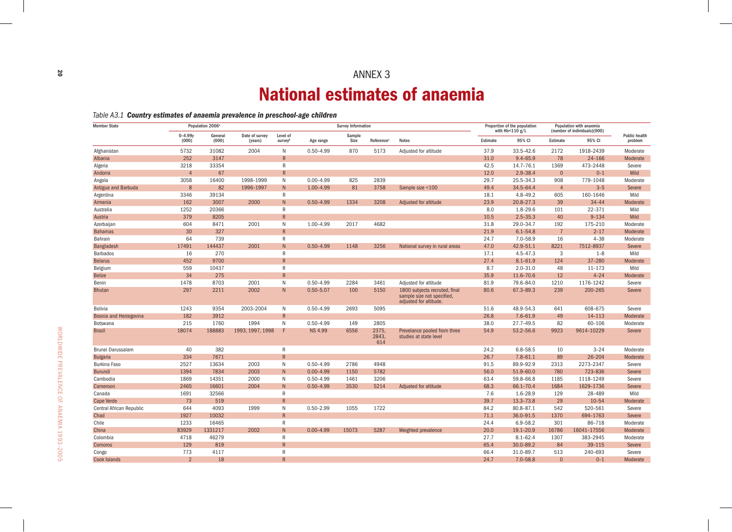# ANNEX 3

# National estimates of anaemia

*Table A3.1* ***Country estimates of anaemia prevalence in preschool-age children***

| Member State | Population 2006[a] | | Survey Information | | | | | | Proportion of the population with Hb<110 g/L | | Population with anaemia (number of individuals)(000) | | Public health problem |
|---|---|---|---|---|---|---|---|---|---|---|---|---|---|
| | 0–4.99y (000) | General (000) | Date of survey (years) | Level of survey[b] | Age range | Sample Size | Reference[c] | Notes | Estimate | 95% CI | Estimate | 95% CI | |
| Afghanistan | 5732 | 31082 | 2004 | N | 0.50–4.99 | 870 | 5173 | Adjusted for altitude | 37.9 | 33.5–42.6 | 2172 | 1918–2439 | Moderate |
| Albania | 252 | 3147 | | R | | | | | 31.0 | 9.4–65.9 | 78 | 24–166 | Moderate |
| Algeria | 3218 | 33354 | | R | | | | | 42.5 | 14.7–76.1 | 1369 | 473–2448 | Severe |
| Andorra | 4 | 67 | | R | | | | | 12.0 | 2.9–38.4 | 0 | 0–1 | Mild |
| Angola | 3058 | 16400 | 1998–1999 | N | 0.00–4.99 | 825 | 2839 | | 29.7 | 25.5–34.3 | 908 | 779–1048 | Moderate |
| Antigua and Barbuda | 8 | 82 | 1996–1997 | N | 1.00–4.99 | 81 | 3758 | Sample size <100 | 49.4 | 34.5–64.4 | 4 | 3–5 | Severe |
| Argentina | 3346 | 39134 | | R | | | | | 18.1 | 4.8–49.2 | 605 | 160–1646 | Mild |
| Armenia | 162 | 3007 | 2000 | N | 0.50–4.99 | 1334 | 3208 | Adjusted for altitude | 23.9 | 20.8–27.3 | 39 | 34–44 | Moderate |
| Australia | 1252 | 20366 | | R | | | | | 8.0 | 1.8–29.6 | 101 | 22–371 | Mild |
| Austria | 379 | 8205 | | R | | | | | 10.5 | 2.5–35.3 | 40 | 9–134 | Mild |
| Azerbaijan | 604 | 8471 | 2001 | N | 1.00–4.99 | 2017 | 4682 | | 31.8 | 29.0–34.7 | 192 | 175–210 | Moderate |
| Bahamas | 30 | 327 | | R | | | | | 21.9 | 6.1–54.8 | 7 | 2–17 | Moderate |
| Bahrain | 64 | 739 | | R | | | | | 24.7 | 7.0–58.9 | 16 | 4–38 | Moderate |
| Bangladesh | 17491 | 144437 | 2001 | N | 0.50–4.99 | 1148 | 3256 | National survey in rural areas | 47.0 | 42.9–51.1 | 8221 | 7512–8937 | Severe |
| Barbados | 16 | 270 | | R | | | | | 17.1 | 4.5–47.3 | 3 | 1–8 | Mild |
| Belarus | 452 | 9700 | | R | | | | | 27.4 | 8.1–61.9 | 124 | 37–280 | Moderate |
| Belgium | 559 | 10437 | | R | | | | | 8.7 | 2.0–31.0 | 48 | 11–173 | Mild |
| Belize | 34 | 275 | | R | | | | | 35.9 | 11.6–70.6 | 12 | 4–24 | Moderate |
| Benin | 1478 | 8703 | 2001 | N | 0.50–4.99 | 2284 | 3461 | Adjusted for altitude | 81.9 | 79.6–84.0 | 1210 | 1176–1242 | Severe |
| Bhutan | 297 | 2211 | 2002 | N | 0.50–5.07 | 100 | 5150 | 1800 subjects recruted, final sample size not specified, adjusted for altitude. | 80.6 | 67.3–89.3 | 239 | 200–265 | Severe |
| Bolivia | 1243 | 9354 | 2003–2004 | N | 0.50–4.99 | 2693 | 5095 | | 51.6 | 48.9–54.3 | 641 | 608–675 | Severe |
| Bosnia and Herzegovina | 182 | 3912 | | R | | | | | 26.8 | 7.6–61.9 | 49 | 14–113 | Moderate |
| Botswana | 215 | 1760 | 1994 | N | 0.50–4.99 | 149 | 2805 | | 38.0 | 27.7–49.5 | 82 | 60–106 | Moderate |
| Brazil | 18074 | 188883 | 1993, 1997, 1998 | F | NS 4.99 | 6556 | 2375, 2843, 614 | Prevelance pooled from three studies at state level | 54.9 | 53.2–56.6 | 9923 | 9614–10229 | Severe |
| Brunei Darussalam | 40 | 382 | | R | | | | | 24.2 | 6.8–58.5 | 10 | 3–24 | Moderate |
| Bulgaria | 334 | 7671 | | R | | | | | 26.7 | 7.8–61.1 | 89 | 26–204 | Moderate |
| Burkina Faso | 2527 | 13634 | 2003 | N | 0.50–4.99 | 2786 | 4948 | | 91.5 | 89.9–92.9 | 2313 | 2273–2347 | Severe |
| Burundi | 1394 | 7834 | 2003 | N | 0.00–4.99 | 1150 | 5782 | | 56.0 | 51.9–60.0 | 780 | 723–836 | Severe |
| Cambodia | 1869 | 14351 | 2000 | N | 0.50–4.99 | 1461 | 3206 | | 63.4 | 59.8–66.8 | 1185 | 1118–1249 | Severe |
| Cameroon | 2465 | 16601 | 2004 | N | 0.50–4.99 | 3530 | 5214 | Adjusted for altitude | 68.3 | 66.1–70.4 | 1684 | 1629–1736 | Severe |
| Canada | 1691 | 32566 | | R | | | | | 7.6 | 1.6–28.9 | 129 | 28–489 | Mild |
| Cape Verde | 73 | 519 | | R | | | | | 39.7 | 13.3–73.8 | 29 | 10–54 | Moderate |
| Central African Republic | 644 | 4093 | 1999 | N | 0.50–2.99 | 1055 | 1722 | | 84.2 | 80.8–87.1 | 542 | 520–561 | Severe |
| Chad | 1927 | 10032 | | R | | | | | 71.1 | 36.0–91.5 | 1370 | 694–1763 | Severe |
| Chile | 1233 | 16465 | | R | | | | | 24.4 | 6.9–58.2 | 301 | 86–718 | Moderate |
| China | 83929 | 1331217 | 2002 | N | 0.00–4.99 | 15073 | 5287 | Weighted prevalence | 20.0 | 19.1–20.9 | 16786 | 16041–17556 | Moderate |
| Colombia | 4718 | 46279 | | R | | | | | 27.7 | 8.1–62.4 | 1307 | 383–2945 | Moderate |
| Comoros | 129 | 819 | | R | | | | | 65.4 | 30.0–89.2 | 84 | 39–115 | Severe |
| Congo | 773 | 4117 | | R | | | | | 66.4 | 31.0–89.7 | 513 | 240–693 | Severe |
| Cook Islands | 2 | 18 | | R | | | | | 24.7 | 7.0–58.8 | 0 | 0–1 | Moderate |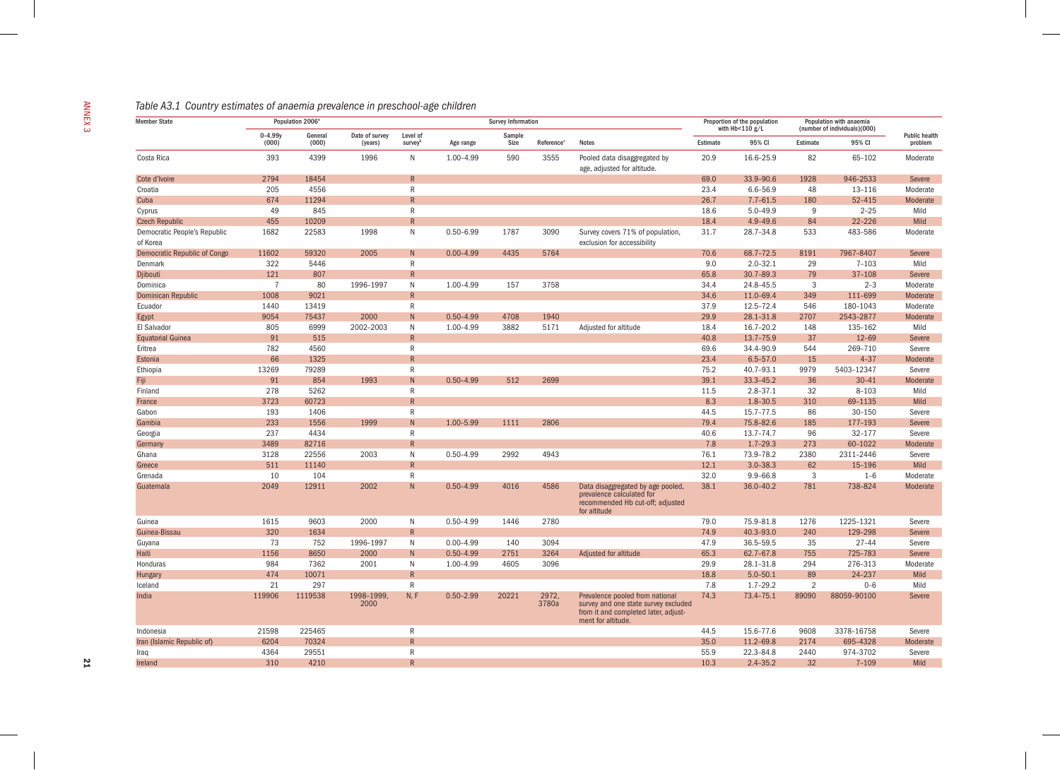## Table A3.1 Country estimates of anaemia prevalence in preschool-age children

| Member State | Population 2006[a] | | Survey Information | | | | | | Proportion of the population with Hb<110 g/L | | Population with anaemia (number of individuals)(000) | | Public health problem |
|---|---|---|---|---|---|---|---|---|---|---|---|---|---|
| | 0–4.99y (000) | General (000) | Date of survey (years) | Level of survey[b] | Age range | Sample Size | Reference[c] | Notes | Estimate | 95% CI | Estimate | 95% CI | |
| Costa Rica | 393 | 4399 | 1996 | N | 1.00–4.99 | 590 | 3555 | Pooled data disaggregated by age, adjusted for altitude. | 20.9 | 16.6–25.9 | 82 | 65–102 | Moderate |
| Cote d'Ivoire | 2794 | 18454 | | R | | | | | 69.0 | 33.9–90.6 | 1928 | 946–2533 | Severe |
| Croatia | 205 | 4556 | | R | | | | | 23.4 | 6.6–56.9 | 48 | 13–116 | Moderate |
| Cuba | 674 | 11294 | | R | | | | | 26.7 | 7.7–61.5 | 180 | 52–415 | Moderate |
| Cyprus | 49 | 845 | | R | | | | | 18.6 | 5.0–49.9 | 9 | 2–25 | Mild |
| Czech Republic | 455 | 10209 | | R | | | | | 18.4 | 4.9–49.6 | 84 | 22–226 | Mild |
| Democratic People's Republic of Korea | 1682 | 22583 | 1998 | N | 0.50–6.99 | 1787 | 3090 | Survey covers 71% of population, exclusion for accessibility | 31.7 | 28.7–34.8 | 533 | 483–586 | Moderate |
| Democratic Republic of Congo | 11602 | 59320 | 2005 | N | 0.00–4.99 | 4435 | 5764 | | 70.6 | 68.7–72.5 | 8191 | 7967–8407 | Severe |
| Denmark | 322 | 5446 | | R | | | | | 9.0 | 2.0–32.1 | 29 | 7–103 | Mild |
| Djibouti | 121 | 807 | | R | | | | | 65.8 | 30.7–89.3 | 79 | 37–108 | Severe |
| Dominica | 7 | 80 | 1996–1997 | N | 1.00–4.99 | 157 | 3758 | | 34.4 | 24.8–45.5 | 3 | 2–3 | Moderate |
| Dominican Republic | 1008 | 9021 | | R | | | | | 34.6 | 11.0–69.4 | 349 | 111–699 | Moderate |
| Ecuador | 1440 | 13419 | | R | | | | | 37.9 | 12.5–72.4 | 546 | 180–1043 | Moderate |
| Egypt | 9054 | 75437 | 2000 | N | 0.50–4.99 | 4708 | 1940 | | 29.9 | 28.1–31.8 | 2707 | 2543–2877 | Moderate |
| El Salvador | 805 | 6999 | 2002–2003 | N | 1.00–4.99 | 3882 | 5171 | Adjusted for altitude | 18.4 | 16.7–20.2 | 148 | 135–162 | Mild |
| Equatorial Guinea | 91 | 515 | | R | | | | | 40.8 | 13.7–75.9 | 37 | 12–69 | Severe |
| Eritrea | 782 | 4560 | | R | | | | | 69.6 | 34.4–90.9 | 544 | 269–710 | Severe |
| Estonia | 66 | 1325 | | R | | | | | 23.4 | 6.5–57.0 | 15 | 4–37 | Moderate |
| Ethiopia | 13269 | 79289 | | R | | | | | 75.2 | 40.7–93.1 | 9979 | 5403–12347 | Severe |
| Fiji | 91 | 854 | 1993 | N | 0.50–4.99 | 512 | 2699 | | 39.1 | 33.3–45.2 | 36 | 30–41 | Moderate |
| Finland | 278 | 5262 | | R | | | | | 11.5 | 2.8–37.1 | 32 | 8–103 | Mild |
| France | 3723 | 60723 | | R | | | | | 8.3 | 1.8–30.5 | 310 | 69–1135 | Mild |
| Gabon | 193 | 1406 | | R | | | | | 44.5 | 15.7–77.5 | 86 | 30–150 | Severe |
| Gambia | 233 | 1556 | 1999 | N | 1.00–5.99 | 1111 | 2806 | | 79.4 | 75.8–82.6 | 185 | 177–193 | Severe |
| Georgia | 237 | 4434 | | R | | | | | 40.6 | 13.7–74.7 | 96 | 32–177 | Severe |
| Germany | 3489 | 82716 | | R | | | | | 7.8 | 1.7–29.3 | 273 | 60–1022 | Moderate |
| Ghana | 3128 | 22556 | 2003 | N | 0.50–4.99 | 2992 | 4943 | | 76.1 | 73.9–78.2 | 2380 | 2311–2446 | Severe |
| Greece | 511 | 11140 | | R | | | | | 12.1 | 3.0–38.3 | 62 | 15–196 | Mild |
| Grenada | 10 | 104 | | R | | | | | 32.0 | 9.9–66.8 | 3 | 1–6 | Moderate |
| Guatemala | 2049 | 12911 | 2002 | N | 0.50–4.99 | 4016 | 4586 | Data disaggregated by age pooled, prevalence calculated for recommended Hb cut-off; adjusted for altitude | 38.1 | 36.0–40.2 | 781 | 738–824 | Moderate |
| Guinea | 1615 | 9603 | 2000 | N | 0.50–4.99 | 1446 | 2780 | | 79.0 | 75.9–81.8 | 1276 | 1225–1321 | Severe |
| Guinea-Bissau | 320 | 1634 | | R | | | | | 74.9 | 40.3–93.0 | 240 | 129–298 | Severe |
| Guyana | 73 | 752 | 1996–1997 | N | 0.00–4.99 | 140 | 3094 | | 47.9 | 36.5–59.5 | 35 | 27–44 | Severe |
| Haiti | 1156 | 8650 | 2000 | N | 0.50–4.99 | 2751 | 3264 | Adjusted for altitude | 65.3 | 62.7–67.8 | 755 | 725–783 | Severe |
| Honduras | 984 | 7362 | 2001 | N | 1.00–4.99 | 4605 | 3096 | | 29.9 | 28.1–31.8 | 294 | 276–313 | Moderate |
| Hungary | 474 | 10071 | | R | | | | | 18.8 | 5.0–50.1 | 89 | 24–237 | Mild |
| Iceland | 21 | 297 | | R | | | | | 7.8 | 1.7–29.2 | 2 | 0–6 | Mild |
| India | 119906 | 1119538 | 1998–1999, 2000 | N, F | 0.50–2.99 | 20221 | 2972, 3780a | Prevalence pooled from national survey and one state survey excluded from it and completed later, adjustment for altitude. | 74.3 | 73.4–75.1 | 89090 | 88059–90100 | Severe |
| Indonesia | 21598 | 225465 | | R | | | | | 44.5 | 15.6–77.6 | 9608 | 3378–16758 | Severe |
| Iran (Islamic Republic of) | 6204 | 70324 | | R | | | | | 35.0 | 11.2–69.8 | 2174 | 695–4328 | Moderate |
| Iraq | 4364 | 29551 | | R | | | | | 55.9 | 22.3–84.8 | 2440 | 974–3702 | Severe |
| Ireland | 310 | 4210 | | R | | | | | 10.3 | 2.4–35.2 | 32 | 7–109 | Mild |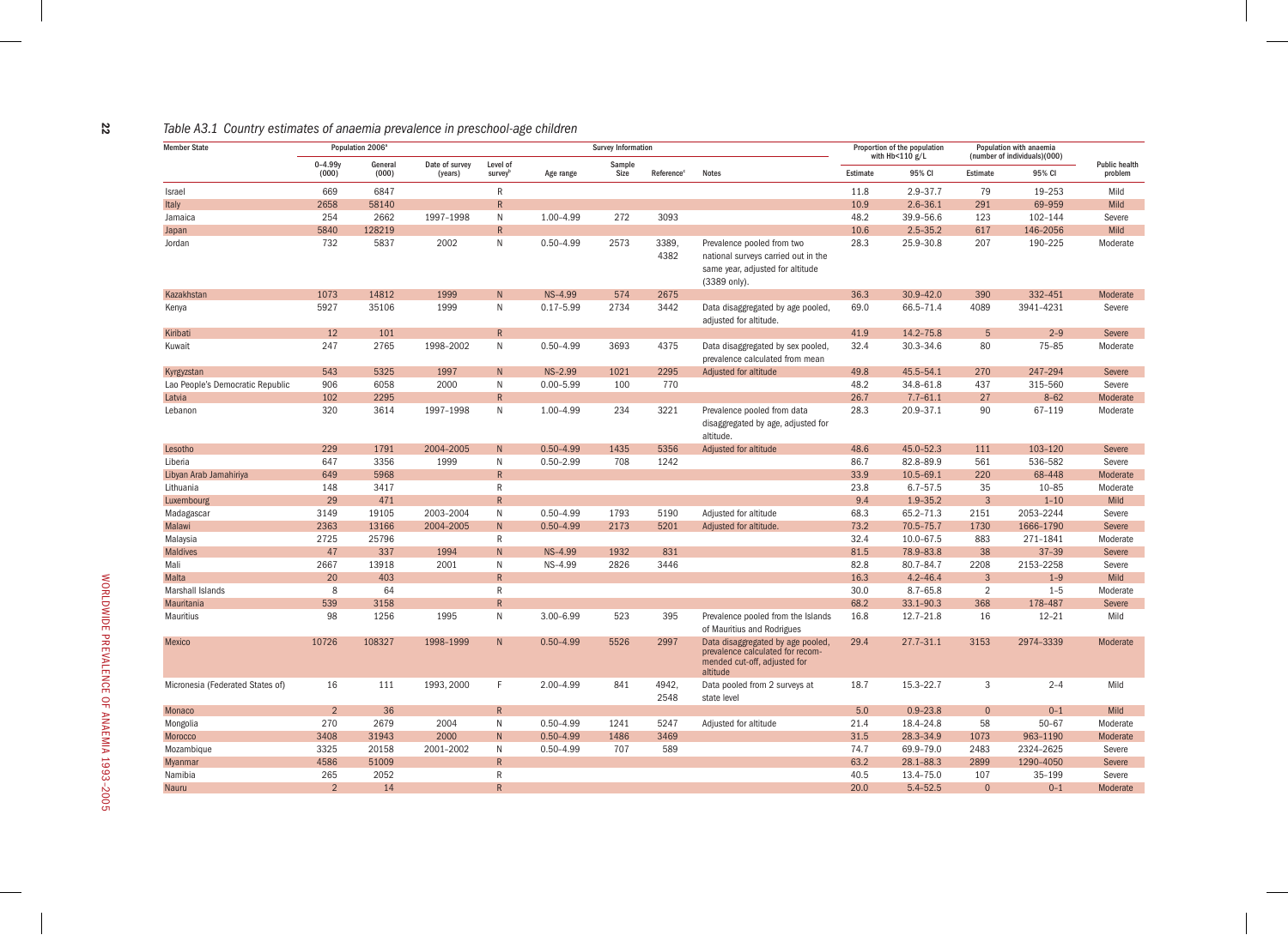*Table A3.1 Country estimates of anaemia prevalence in preschool-age children*

| Member State | Population 2006[a] | | Survey Information | | | | | | Proportion of the population with Hb<110 g/L | | Population with anaemia (number of individuals)(000) | | Public health problem |
|---|---|---|---|---|---|---|---|---|---|---|---|---|---|
| | 0–4.99y (000) | General (000) | Date of survey (years) | Level of survey[b] | Age range | Sample Size | Reference[c] | Notes | Estimate | 95% CI | Estimate | 95% CI | |
| Israel | 669 | 6847 | | R | | | | | 11.8 | 2.9–37.7 | 79 | 19–253 | Mild |
| Italy | 2658 | 58140 | | R | | | | | 10.9 | 2.6–36.1 | 291 | 69–959 | Mild |
| Jamaica | 254 | 2662 | 1997–1998 | N | 1.00–4.99 | 272 | 3093 | | 48.2 | 39.9–56.6 | 123 | 102–144 | Severe |
| Japan | 5840 | 128219 | | R | | | | | 10.6 | 2.5–35.2 | 617 | 146–2056 | Mild |
| Jordan | 732 | 5837 | 2002 | N | 0.50–4.99 | 2573 | 3389, 4382 | Prevalence pooled from two national surveys carried out in the same year, adjusted for altitude (3389 only). | 28.3 | 25.9–30.8 | 207 | 190–225 | Moderate |
| Kazakhstan | 1073 | 14812 | 1999 | N | NS–4.99 | 574 | 2675 | | 36.3 | 30.9–42.0 | 390 | 332–451 | Moderate |
| Kenya | 5927 | 35106 | 1999 | N | 0.17–5.99 | 2734 | 3442 | Data disaggregated by age pooled, adjusted for altitude. | 69.0 | 66.5–71.4 | 4089 | 3941–4231 | Severe |
| Kiribati | 12 | 101 | | R | | | | | 41.9 | 14.2–75.8 | 5 | 2–9 | Severe |
| Kuwait | 247 | 2765 | 1998–2002 | N | 0.50–4.99 | 3693 | 4375 | Data disaggregated by sex pooled, prevalence calculated from mean | 32.4 | 30.3–34.6 | 80 | 75–85 | Moderate |
| Kyrgyzstan | 543 | 5325 | 1997 | N | NS–2.99 | 1021 | 2295 | Adjusted for altitude | 49.8 | 45.5–54.1 | 270 | 247–294 | Severe |
| Lao People's Democratic Republic | 906 | 6058 | 2000 | N | 0.00–5.99 | 100 | 770 | | 48.2 | 34.8–61.8 | 437 | 315–560 | Severe |
| Latvia | 102 | 2295 | | R | | | | | 26.7 | 7.7–61.1 | 27 | 8–62 | Moderate |
| Lebanon | 320 | 3614 | 1997–1998 | N | 1.00–4.99 | 234 | 3221 | Prevalence pooled from data disaggregated by age, adjusted for altitude. | 28.3 | 20.9–37.1 | 90 | 67–119 | Moderate |
| Lesotho | 229 | 1791 | 2004–2005 | N | 0.50–4.99 | 1435 | 5356 | Adjusted for altitude | 48.6 | 45.0–52.3 | 111 | 103–120 | Severe |
| Liberia | 647 | 3356 | 1999 | N | 0.50–2.99 | 708 | 1242 | | 86.7 | 82.8–89.9 | 561 | 536–582 | Severe |
| Libyan Arab Jamahiriya | 649 | 5968 | | R | | | | | 33.9 | 10.5–69.1 | 220 | 68–448 | Moderate |
| Lithuania | 148 | 3417 | | R | | | | | 23.8 | 6.7–57.5 | 35 | 10–85 | Moderate |
| Luxembourg | 29 | 471 | | R | | | | | 9.4 | 1.9–35.2 | 3 | 1–10 | Mild |
| Madagascar | 3149 | 19105 | 2003–2004 | N | 0.50–4.99 | 1793 | 5190 | Adjusted for altitude | 68.3 | 65.2–71.3 | 2151 | 2053–2244 | Severe |
| Malawi | 2363 | 13166 | 2004–2005 | N | 0.50–4.99 | 2173 | 5201 | Adjusted for altitude. | 73.2 | 70.5–75.7 | 1730 | 1666–1790 | Severe |
| Malaysia | 2725 | 25796 | | R | | | | | 32.4 | 10.0–67.5 | 883 | 271–1841 | Moderate |
| Maldives | 47 | 337 | 1994 | N | NS–4.99 | 1932 | 831 | | 81.5 | 78.9–83.8 | 38 | 37–39 | Severe |
| Mali | 2667 | 13918 | 2001 | N | NS–4.99 | 2826 | 3446 | | 82.8 | 80.7–84.7 | 2208 | 2153–2258 | Severe |
| Malta | 20 | 403 | | R | | | | | 16.3 | 4.2–46.4 | 3 | 1–9 | Mild |
| Marshall Islands | 8 | 64 | | R | | | | | 30.0 | 8.7–65.8 | 2 | 1–5 | Moderate |
| Mauritania | 539 | 3158 | | R | | | | | 68.2 | 33.1–90.3 | 368 | 178–487 | Severe |
| Mauritius | 98 | 1256 | 1995 | N | 3.00–6.99 | 523 | 395 | Prevalence pooled from the Islands of Mauritius and Rodrigues | 16.8 | 12.7–21.8 | 16 | 12–21 | Mild |
| Mexico | 10726 | 108327 | 1998–1999 | N | 0.50–4.99 | 5526 | 2997 | Data disaggregated by age pooled, prevalence calculated for recommended cut-off, adjusted for altitude | 29.4 | 27.7–31.1 | 3153 | 2974–3339 | Moderate |
| Micronesia (Federated States of) | 16 | 111 | 1993, 2000 | F | 2.00–4.99 | 841 | 4942, 2548 | Data pooled from 2 surveys at state level | 18.7 | 15.3–22.7 | 3 | 2–4 | Mild |
| Monaco | 2 | 36 | | R | | | | | 5.0 | 0.9–23.8 | 0 | 0–1 | Mild |
| Mongolia | 270 | 2679 | 2004 | N | 0.50–4.99 | 1241 | 5247 | Adjusted for altitude | 21.4 | 18.4–24.8 | 58 | 50–67 | Moderate |
| Morocco | 3408 | 31943 | 2000 | N | 0.50–4.99 | 1486 | 3469 | | 31.5 | 28.3–34.9 | 1073 | 963–1190 | Moderate |
| Mozambique | 3325 | 20158 | 2001–2002 | N | 0.50–4.99 | 707 | 589 | | 74.7 | 69.9–79.0 | 2483 | 2324–2625 | Severe |
| Myanmar | 4586 | 51009 | | R | | | | | 63.2 | 28.1–88.3 | 2899 | 1290–4050 | Severe |
| Namibia | 265 | 2052 | | R | | | | | 40.5 | 13.4–75.0 | 107 | 35–199 | Severe |
| Nauru | 2 | 14 | | R | | | | | 20.0 | 5.4–52.5 | 0 | 0–1 | Moderate |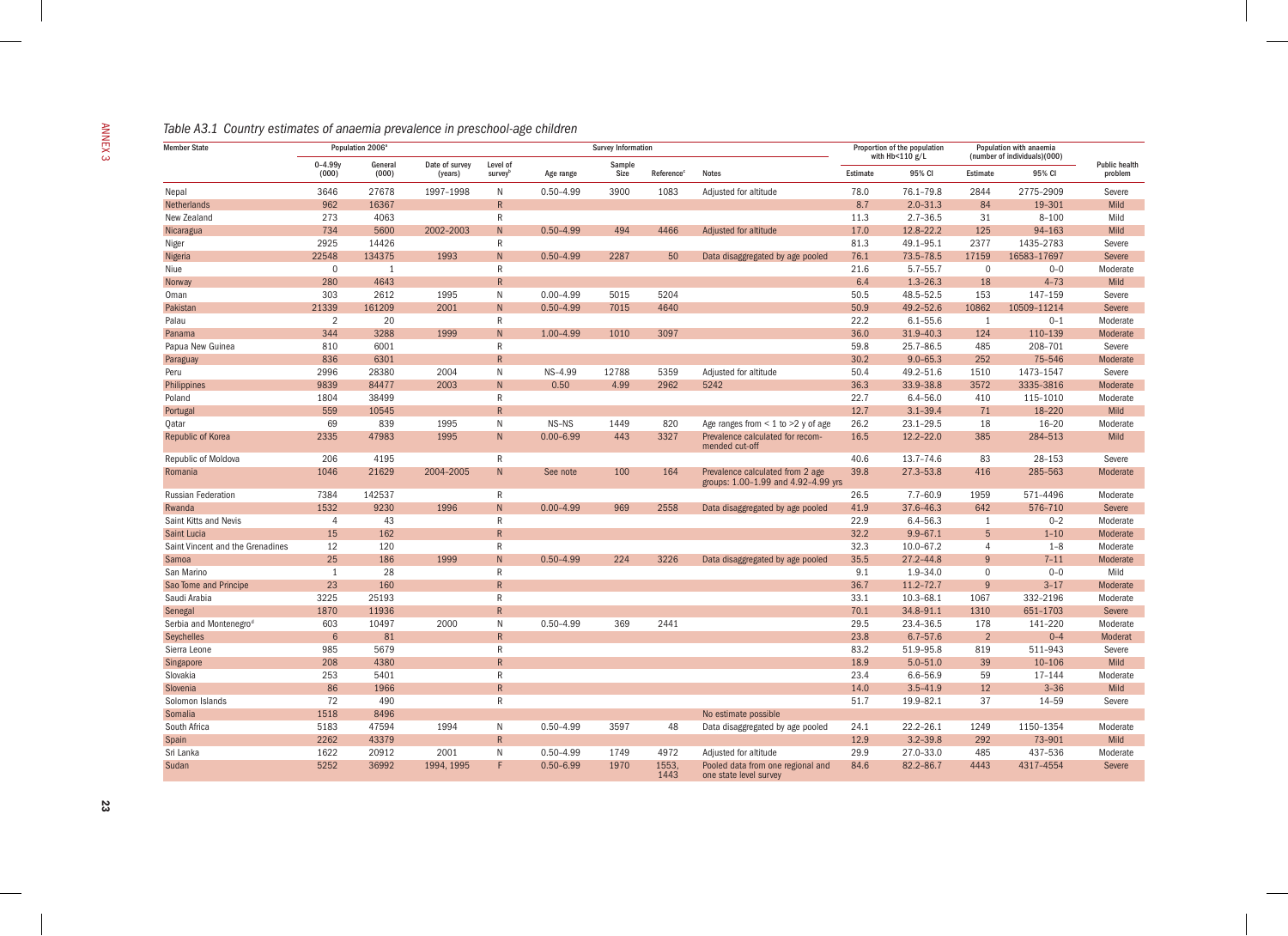*Table A3.1 Country estimates of anaemia prevalence in preschool-age children*

| Member State | Population 2006[a] | | Survey Information | | | | | | Proportion of the population with Hb<110 g/L | | Population with anaemia (number of individuals)(000) | | Public health problem |
|---|---|---|---|---|---|---|---|---|---|---|---|---|---|
| | 0–4.99y (000) | General (000) | Date of survey (years) | Level of survey[b] | Age range | Sample Size | Reference[c] | Notes | Estimate | 95% CI | Estimate | 95% CI | |
| Nepal | 3646 | 27678 | 1997–1998 | N | 0.50–4.99 | 3900 | 1083 | Adjusted for altitude | 78.0 | 76.1–79.8 | 2844 | 2775–2909 | Severe |
| Netherlands | 962 | 16367 | | R | | | | | 8.7 | 2.0–31.3 | 84 | 19–301 | Mild |
| New Zealand | 273 | 4063 | | R | | | | | 11.3 | 2.7–36.5 | 31 | 8–100 | Mild |
| Nicaragua | 734 | 5600 | 2002–2003 | N | 0.50–4.99 | 494 | 4466 | Adjusted for altitude | 17.0 | 12.8–22.2 | 125 | 94–163 | Mild |
| Niger | 2925 | 14426 | | R | | | | | 81.3 | 49.1–95.1 | 2377 | 1435–2783 | Severe |
| Nigeria | 22548 | 134375 | 1993 | N | 0.50–4.99 | 2287 | 50 | Data disaggregated by age pooled | 76.1 | 73.5–78.5 | 17159 | 16583–17697 | Severe |
| Niue | 0 | 1 | | R | | | | | 21.6 | 5.7–55.7 | 0 | 0–0 | Moderate |
| Norway | 280 | 4643 | | R | | | | | 6.4 | 1.3–26.3 | 18 | 4–73 | Mild |
| Oman | 303 | 2612 | 1995 | N | 0.00–4.99 | 5015 | 5204 | | 50.5 | 48.5–52.5 | 153 | 147–159 | Severe |
| Pakistan | 21339 | 161209 | 2001 | N | 0.50–4.99 | 7015 | 4640 | | 50.9 | 49.2–52.6 | 10862 | 10509–11214 | Severe |
| Palau | 2 | 20 | | R | | | | | 22.2 | 6.1–55.6 | 1 | 0–1 | Moderate |
| Panama | 344 | 3288 | 1999 | N | 1.00–4.99 | 1010 | 3097 | | 36.0 | 31.9–40.3 | 124 | 110–139 | Moderate |
| Papua New Guinea | 810 | 6001 | | R | | | | | 59.8 | 25.7–86.5 | 485 | 208–701 | Severe |
| Paraguay | 836 | 6301 | | R | | | | | 30.2 | 9.0–65.3 | 252 | 75–546 | Moderate |
| Peru | 2996 | 28380 | 2004 | N | NS–4.99 | 12788 | 5359 | Adjusted for altitude | 50.4 | 49.2–51.6 | 1510 | 1473–1547 | Severe |
| Philippines | 9839 | 84477 | 2003 | N | 0.50 | 4.99 | 2962 | 5242 | 36.3 | 33.9–38.8 | 3572 | 3335–3816 | Moderate |
| Poland | 1804 | 38499 | | R | | | | | 22.7 | 6.4–56.0 | 410 | 115–1010 | Moderate |
| Portugal | 559 | 10545 | | R | | | | | 12.7 | 3.1–39.4 | 71 | 18–220 | Mild |
| Qatar | 69 | 839 | 1995 | N | NS–NS | 1449 | 820 | Age ranges from < 1 to >2 y of age | 26.2 | 23.1–29.5 | 18 | 16–20 | Moderate |
| Republic of Korea | 2335 | 47983 | 1995 | N | 0.00–6.99 | 443 | 3327 | Prevalence calculated for recommended cut-off | 16.5 | 12.2–22.0 | 385 | 284–513 | Mild |
| Republic of Moldova | 206 | 4195 | | R | | | | | 40.6 | 13.7–74.6 | 83 | 28–153 | Severe |
| Romania | 1046 | 21629 | 2004–2005 | N | See note | 100 | 164 | Prevalence calculated from 2 age groups: 1.00–1.99 and 4.92–4.99 yrs | 39.8 | 27.3–53.8 | 416 | 285–563 | Moderate |
| Russian Federation | 7384 | 142537 | | R | | | | | 26.5 | 7.7–60.9 | 1959 | 571–4496 | Moderate |
| Rwanda | 1532 | 9230 | 1996 | N | 0.00–4.99 | 969 | 2558 | Data disaggregated by age pooled | 41.9 | 37.6–46.3 | 642 | 576–710 | Severe |
| Saint Kitts and Nevis | 4 | 43 | | R | | | | | 22.9 | 6.4–56.3 | 1 | 0–2 | Moderate |
| Saint Lucia | 15 | 162 | | R | | | | | 32.2 | 9.9–67.1 | 5 | 1–10 | Moderate |
| Saint Vincent and the Grenadines | 12 | 120 | | R | | | | | 32.3 | 10.0–67.2 | 4 | 1–8 | Moderate |
| Samoa | 25 | 186 | 1999 | N | 0.50–4.99 | 224 | 3226 | Data disaggregated by age pooled | 35.5 | 27.2–44.8 | 9 | 7–11 | Moderate |
| San Marino | 1 | 28 | | R | | | | | 9.1 | 1.9–34.0 | 0 | 0–0 | Mild |
| Sao Tome and Principe | 23 | 160 | | R | | | | | 36.7 | 11.2–72.7 | 9 | 3–17 | Moderate |
| Saudi Arabia | 3225 | 25193 | | R | | | | | 33.1 | 10.3–68.1 | 1067 | 332–2196 | Moderate |
| Senegal | 1870 | 11936 | | R | | | | | 70.1 | 34.8–91.1 | 1310 | 651–1703 | Severe |
| Serbia and Montenegro[d] | 603 | 10497 | 2000 | N | 0.50–4.99 | 369 | 2441 | | 29.5 | 23.4–36.5 | 178 | 141–220 | Moderate |
| Seychelles | 6 | 81 | | R | | | | | 23.8 | 6.7–57.6 | 2 | 0–4 | Moderat |
| Sierra Leone | 985 | 5679 | | R | | | | | 83.2 | 51.9–95.8 | 819 | 511–943 | Severe |
| Singapore | 208 | 4380 | | R | | | | | 18.9 | 5.0–51.0 | 39 | 10–106 | Mild |
| Slovakia | 253 | 5401 | | R | | | | | 23.4 | 6.6–56.9 | 59 | 17–144 | Moderate |
| Slovenia | 86 | 1966 | | R | | | | | 14.0 | 3.5–41.9 | 12 | 3–36 | Mild |
| Solomon Islands | 72 | 490 | | R | | | | | 51.7 | 19.9–82.1 | 37 | 14–59 | Severe |
| Somalia | 1518 | 8496 | | | | | | No estimate possible | | | | | |
| South Africa | 5183 | 47594 | 1994 | N | 0.50–4.99 | 3597 | 48 | Data disaggregated by age pooled | 24.1 | 22.2–26.1 | 1249 | 1150–1354 | Moderate |
| Spain | 2262 | 43379 | | R | | | | | 12.9 | 3.2–39.8 | 292 | 73–901 | Mild |
| Sri Lanka | 1622 | 20912 | 2001 | N | 0.50–4.99 | 1749 | 4972 | Adjusted for altitude | 29.9 | 27.0–33.0 | 485 | 437–536 | Moderate |
| Sudan | 5252 | 36992 | 1994, 1995 | F | 0.50–6.99 | 1970 | 1553, 1443 | Pooled data from one regional and one state level survey | 84.6 | 82.2–86.7 | 4443 | 4317–4554 | Severe |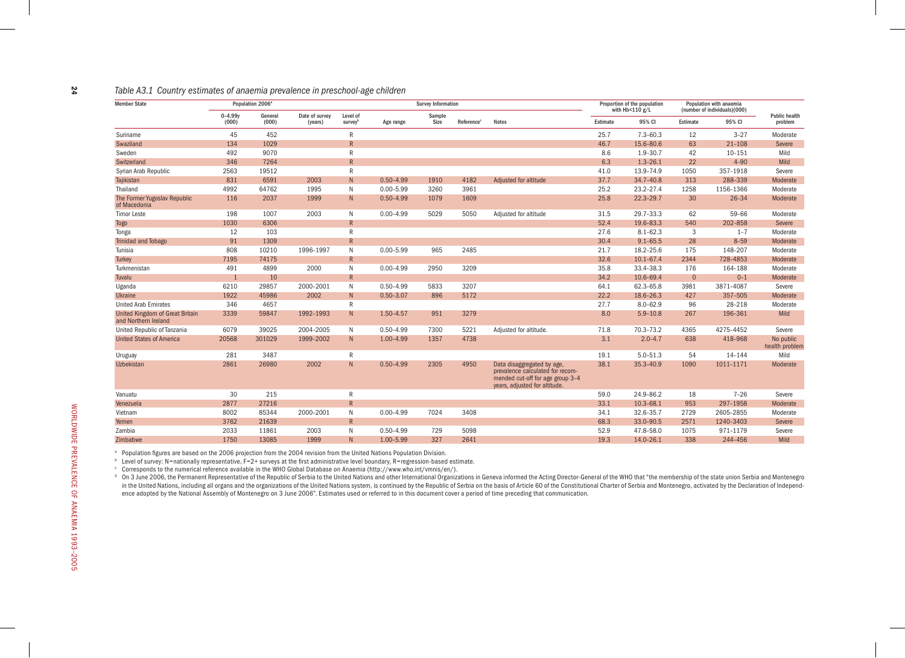*Table A3.1 Country estimates of anaemia prevalence in preschool-age children*

| Member State | Population 2006[a] | | Survey Information | | | | | | Proportion of the population with Hb<110 g/L | | Population with anaemia (number of individuals)(000) | | Public health problem |
|---|---|---|---|---|---|---|---|---|---|---|---|---|---|
| | 0–4.99y (000) | General (000) | Date of survey (years) | Level of survey[b] | Age range | Sample Size | Reference[c] | Notes | Estimate | 95% CI | Estimate | 95% CI | |
| Suriname | 45 | 452 | | R | | | | | 25.7 | 7.3–60.3 | 12 | 3–27 | Moderate |
| Swaziland | 134 | 1029 | | R | | | | | 46.7 | 15.6–80.6 | 63 | 21–108 | Severe |
| Sweden | 492 | 9070 | | R | | | | | 8.6 | 1.9–30.7 | 42 | 10–151 | Mild |
| Switzerland | 346 | 7264 | | R | | | | | 6.3 | 1.3–26.1 | 22 | 4–90 | Mild |
| Syrian Arab Republic | 2563 | 19512 | | R | | | | | 41.0 | 13.9–74.9 | 1050 | 357–1918 | Severe |
| Tajikistan | 831 | 6591 | 2003 | N | 0.50–4.99 | 1910 | 4182 | Adjusted for altitude | 37.7 | 34.7–40.8 | 313 | 288–339 | Moderate |
| Thailand | 4992 | 64762 | 1995 | N | 0.00–5.99 | 3260 | 3961 | | 25.2 | 23.2–27.4 | 1258 | 1156–1366 | Moderate |
| The Former Yugoslav Republic of Macedonia | 116 | 2037 | 1999 | N | 0.50–4.99 | 1079 | 1609 | | 25.8 | 22.3–29.7 | 30 | 26–34 | Moderate |
| Timor Leste | 198 | 1007 | 2003 | N | 0.00–4.99 | 5029 | 5050 | Adjusted for altitude | 31.5 | 29.7–33.3 | 62 | 59–66 | Moderate |
| Togo | 1030 | 6306 | | R | | | | | 52.4 | 19.6–83.3 | 540 | 202–858 | Severe |
| Tonga | 12 | 103 | | R | | | | | 27.6 | 8.1–62.3 | 3 | 1–7 | Moderate |
| Trinidad and Tobago | 91 | 1309 | | R | | | | | 30.4 | 9.1–65.5 | 28 | 8–59 | Moderate |
| Tunisia | 808 | 10210 | 1996–1997 | N | 0.00–5.99 | 965 | 2485 | | 21.7 | 18.2–25.6 | 175 | 148–207 | Moderate |
| Turkey | 7195 | 74175 | | R | | | | | 32.6 | 10.1–67.4 | 2344 | 728–4853 | Moderate |
| Turkmenistan | 491 | 4899 | 2000 | N | 0.00–4.99 | 2950 | 3209 | | 35.8 | 33.4–38.3 | 176 | 164–188 | Moderate |
| Tuvalu | 1 | 10 | | R | | | | | 34.2 | 10.6–69.4 | 0 | 0–1 | Moderate |
| Uganda | 6210 | 29857 | 2000–2001 | N | 0.50–4.99 | 5833 | 3207 | | 64.1 | 62.3–65.8 | 3981 | 3871–4087 | Severe |
| Ukraine | 1922 | 45986 | 2002 | N | 0.50–3.07 | 896 | 5172 | | 22.2 | 18.6–26.3 | 427 | 357–505 | Moderate |
| United Arab Emirates | 346 | 4657 | | R | | | | | 27.7 | 8.0–62.9 | 96 | 28–218 | Moderate |
| United Kingdom of Great Britain and Northern Ireland | 3339 | 59847 | 1992–1993 | N | 1.50–4.57 | 951 | 3279 | | 8.0 | 5.9–10.8 | 267 | 196–361 | Mild |
| United Republic of Tanzania | 6079 | 39025 | 2004–2005 | N | 0.50–4.99 | 7300 | 5221 | Adjusted for altitude. | 71.8 | 70.3–73.2 | 4365 | 4275–4452 | Severe |
| United States of America | 20568 | 301029 | 1999–2002 | N | 1.00–4.99 | 1357 | 4738 | | 3.1 | 2.0–4.7 | 638 | 418–968 | No public health problem |
| Uruguay | 281 | 3487 | | R | | | | | 19.1 | 5.0–51.3 | 54 | 14–144 | Mild |
| Uzbekistan | 2861 | 26980 | 2002 | N | 0.50–4.99 | 2305 | 4950 | Data disaggregated by age, prevalence calculated for recommended cut-off for age group 3–4 years, adjusted for altitude. | 38.1 | 35.3–40.9 | 1090 | 1011–1171 | Moderate |
| Vanuatu | 30 | 215 | | R | | | | | 59.0 | 24.9–86.2 | 18 | 7–26 | Severe |
| Venezuela | 2877 | 27216 | | R | | | | | 33.1 | 10.3–68.1 | 953 | 297–1958 | Moderate |
| Vietnam | 8002 | 85344 | 2000–2001 | N | 0.00–4.99 | 7024 | 3408 | | 34.1 | 32.6–35.7 | 2729 | 2605–2855 | Moderate |
| Yemen | 3762 | 21639 | | R | | | | | 68.3 | 33.0–90.5 | 2571 | 1240–3403 | Severe |
| Zambia | 2033 | 11861 | 2003 | N | 0.50–4.99 | 729 | 5098 | | 52.9 | 47.8–58.0 | 1075 | 971–1179 | Severe |
| Zimbabwe | 1750 | 13085 | 1999 | N | 1.00–5.99 | 327 | 2641 | | 19.3 | 14.0–26.1 | 338 | 244–456 | Mild |

[a] Population figures are based on the 2006 projection from the 2004 revision from the United Nations Population Division.

[b] Level of survey: N=nationally representative, F=2+ surveys at the first administrative level boundary, R=regression-based estimate.

[c] Corresponds to the numerical reference available in the WHO Global Database on Anaemia (http://www.who.int/vmnis/en/).

[d] On 3 June 2006, the Permanent Representative of the Republic of Serbia to the United Nations and other International Organizations in Geneva informed the Acting Director-General of the WHO that "the membership of the state union Serbia and Montenegro in the United Nations, including all organs and the organizations of the United Nations system, is continued by the Republic of Serbia on the basis of Article 60 of the Constitutional Charter of Serbia and Montenegro, activated by the Declaration of Independence adopted by the National Assembly of Montenegro on 3 June 2006". Estimates used or referred to in this document cover a period of time preceding that communication.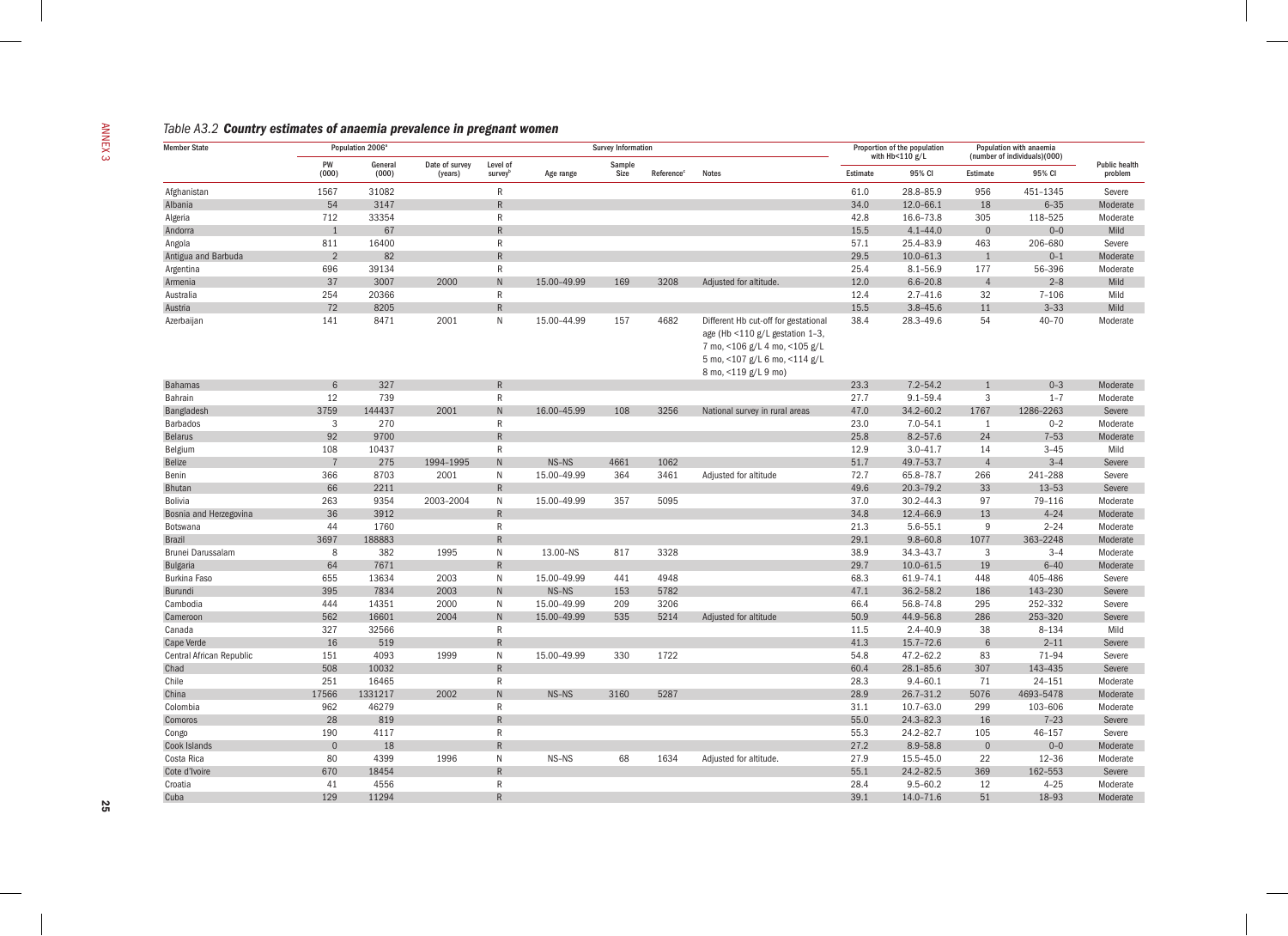## Table A3.2 *Country estimates of anaemia prevalence in pregnant women*

| Member State | Population 2006[a] | | Survey Information | | | | | | Proportion of the population with Hb<110 g/L | | Population with anaemia (number of individuals)(000) | | Public health problem |
|---|---|---|---|---|---|---|---|---|---|---|---|---|---|
| | PW (000) | General (000) | Date of survey (years) | Level of survey[b] | Age range | Sample Size | Reference[c] | Notes | Estimate | 95% CI | Estimate | 95% CI | |
| Afghanistan | 1567 | 31082 | | R | | | | | 61.0 | 28.8–85.9 | 956 | 451–1345 | Severe |
| Albania | 54 | 3147 | | R | | | | | 34.0 | 12.0–66.1 | 18 | 6–35 | Moderate |
| Algeria | 712 | 33354 | | R | | | | | 42.8 | 16.6–73.8 | 305 | 118–525 | Moderate |
| Andorra | 1 | 67 | | R | | | | | 15.5 | 4.1–44.0 | 0 | 0–0 | Mild |
| Angola | 811 | 16400 | | R | | | | | 57.1 | 25.4–83.9 | 463 | 206–680 | Severe |
| Antigua and Barbuda | 2 | 82 | | R | | | | | 29.5 | 10.0–61.3 | 1 | 0–1 | Moderate |
| Argentina | 696 | 39134 | | R | | | | | 25.4 | 8.1–56.9 | 177 | 56–396 | Moderate |
| Armenia | 37 | 3007 | 2000 | N | 15.00–49.99 | 169 | 3208 | Adjusted for altitude. | 12.0 | 6.6–20.8 | 4 | 2–8 | Mild |
| Australia | 254 | 20366 | | R | | | | | 12.4 | 2.7–41.6 | 32 | 7–106 | Mild |
| Austria | 72 | 8205 | | R | | | | | 15.5 | 3.8–45.6 | 11 | 3–33 | Mild |
| Azerbaijan | 141 | 8471 | 2001 | N | 15.00–44.99 | 157 | 4682 | Different Hb cut-off for gestational age (Hb <110 g/L gestation 1–3, 7 mo, <106 g/L 4 mo, <105 g/L 5 mo, <107 g/L 6 mo, <114 g/L 8 mo, <119 g/L 9 mo) | 38.4 | 28.3–49.6 | 54 | 40–70 | Moderate |
| Bahamas | 6 | 327 | | R | | | | | 23.3 | 7.2–54.2 | 1 | 0–3 | Moderate |
| Bahrain | 12 | 739 | | R | | | | | 27.7 | 9.1–59.4 | 3 | 1–7 | Moderate |
| Bangladesh | 3759 | 144437 | 2001 | N | 16.00–45.99 | 108 | 3256 | National survey in rural areas | 47.0 | 34.2–60.2 | 1767 | 1286–2263 | Severe |
| Barbados | 3 | 270 | | R | | | | | 23.0 | 7.0–54.1 | 1 | 0–2 | Moderate |
| Belarus | 92 | 9700 | | R | | | | | 25.8 | 8.2–57.6 | 24 | 7–53 | Moderate |
| Belgium | 108 | 10437 | | R | | | | | 12.9 | 3.0–41.7 | 14 | 3–45 | Mild |
| Belize | 7 | 275 | 1994–1995 | N | NS–NS | 4661 | 1062 | | 51.7 | 49.7–53.7 | 4 | 3–4 | Severe |
| Benin | 366 | 8703 | 2001 | N | 15.00–49.99 | 364 | 3461 | Adjusted for altitude | 72.7 | 65.8–78.7 | 266 | 241–288 | Severe |
| Bhutan | 66 | 2211 | | R | | | | | 49.6 | 20.3–79.2 | 33 | 13–53 | Severe |
| Bolivia | 263 | 9354 | 2003–2004 | N | 15.00–49.99 | 357 | 5095 | | 37.0 | 30.2–44.3 | 97 | 79–116 | Moderate |
| Bosnia and Herzegovina | 36 | 3912 | | R | | | | | 34.8 | 12.4–66.9 | 13 | 4–24 | Moderate |
| Botswana | 44 | 1760 | | R | | | | | 21.3 | 5.6–55.1 | 9 | 2–24 | Moderate |
| Brazil | 3697 | 188883 | | R | | | | | 29.1 | 9.8–60.8 | 1077 | 363–2248 | Moderate |
| Brunei Darussalam | 8 | 382 | 1995 | N | 13.00–NS | 817 | 3328 | | 38.9 | 34.3–43.7 | 3 | 3–4 | Moderate |
| Bulgaria | 64 | 7671 | | R | | | | | 29.7 | 10.0–61.5 | 19 | 6–40 | Moderate |
| Burkina Faso | 655 | 13634 | 2003 | N | 15.00–49.99 | 441 | 4948 | | 68.3 | 61.9–74.1 | 448 | 405–486 | Severe |
| Burundi | 395 | 7834 | 2003 | N | NS–NS | 153 | 5782 | | 47.1 | 36.2–58.2 | 186 | 143–230 | Severe |
| Cambodia | 444 | 14351 | 2000 | N | 15.00–49.99 | 209 | 3206 | | 66.4 | 56.8–74.8 | 295 | 252–332 | Severe |
| Cameroon | 562 | 16601 | 2004 | N | 15.00–49.99 | 535 | 5214 | Adjusted for altitude | 50.9 | 44.9–56.8 | 286 | 253–320 | Severe |
| Canada | 327 | 32566 | | R | | | | | 11.5 | 2.4–40.9 | 38 | 8–134 | Mild |
| Cape Verde | 16 | 519 | | R | | | | | 41.3 | 15.7–72.6 | 6 | 2–11 | Severe |
| Central African Republic | 151 | 4093 | 1999 | N | 15.00–49.99 | 330 | 1722 | | 54.8 | 47.2–62.2 | 83 | 71–94 | Severe |
| Chad | 508 | 10032 | | R | | | | | 60.4 | 28.1–85.6 | 307 | 143–435 | Severe |
| Chile | 251 | 16465 | | R | | | | | 28.3 | 9.4–60.1 | 71 | 24–151 | Moderate |
| China | 17566 | 1331217 | 2002 | N | NS–NS | 3160 | 5287 | | 28.9 | 26.7–31.2 | 5076 | 4693–5478 | Moderate |
| Colombia | 962 | 46279 | | R | | | | | 31.1 | 10.7–63.0 | 299 | 103–606 | Moderate |
| Comoros | 28 | 819 | | R | | | | | 55.0 | 24.3–82.3 | 16 | 7–23 | Severe |
| Congo | 190 | 4117 | | R | | | | | 55.3 | 24.2–82.7 | 105 | 46–157 | Severe |
| Cook Islands | 0 | 18 | | R | | | | | 27.2 | 8.9–58.8 | 0 | 0–0 | Moderate |
| Costa Rica | 80 | 4399 | 1996 | N | NS–NS | 68 | 1634 | Adjusted for altitude. | 27.9 | 15.5–45.0 | 22 | 12–36 | Moderate |
| Cote d'Ivoire | 670 | 18454 | | R | | | | | 55.1 | 24.2–82.5 | 369 | 162–553 | Severe |
| Croatia | 41 | 4556 | | R | | | | | 28.4 | 9.5–60.2 | 12 | 4–25 | Moderate |
| Cuba | 129 | 11294 | | R | | | | | 39.1 | 14.0–71.6 | 51 | 18–93 | Moderate |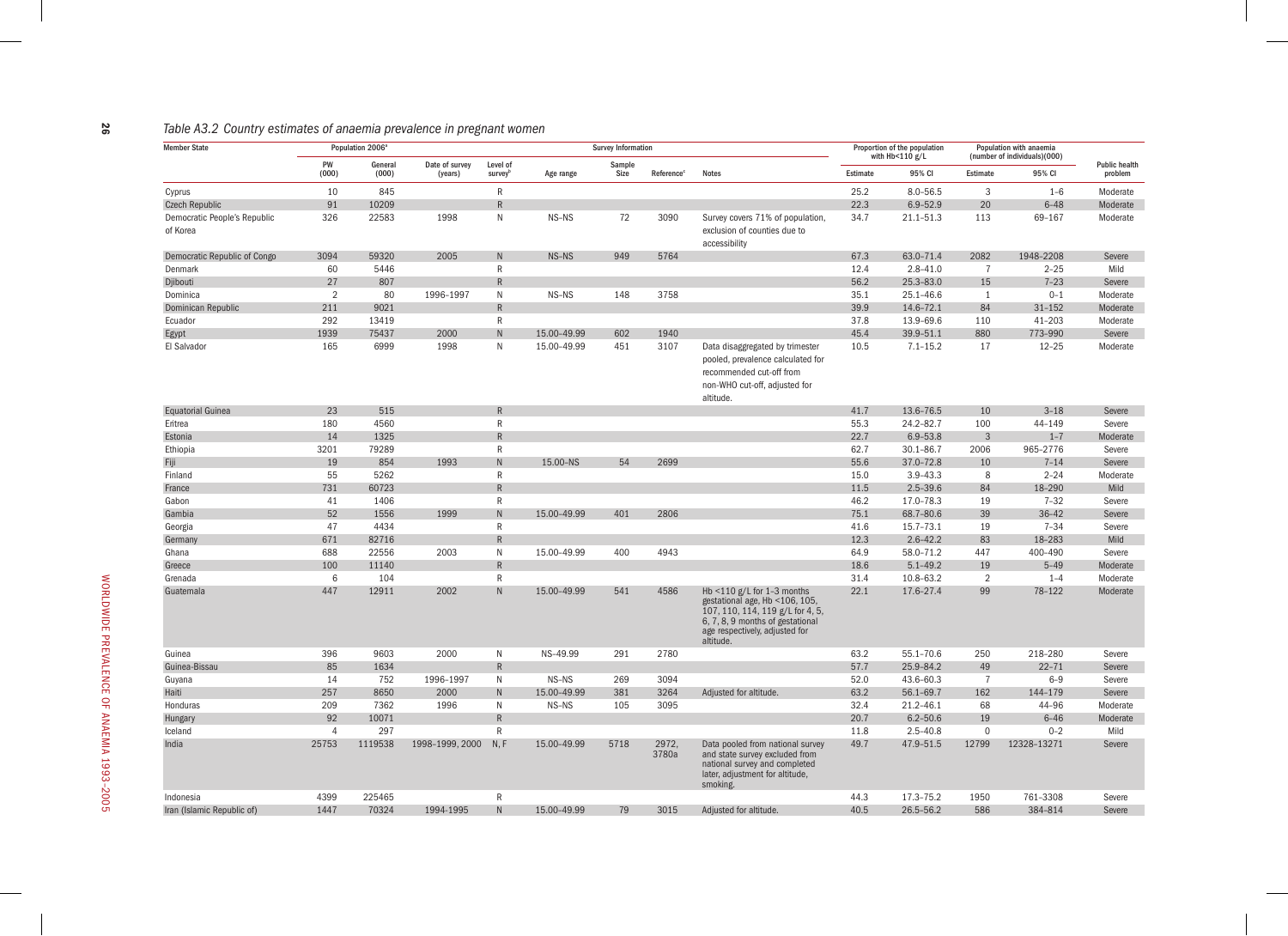*Table A3.2 Country estimates of anaemia prevalence in pregnant women*

| Member State | Population 2006[a] | | Survey Information | | | | | | Proportion of the population with Hb<110 g/L | | Population with anaemia (number of individuals)(000) | | Public health problem |
|---|---|---|---|---|---|---|---|---|---|---|---|---|---|
| | PW (000) | General (000) | Date of survey (years) | Level of survey[b] | Age range | Sample Size | Reference[c] | Notes | Estimate | 95% CI | Estimate | 95% CI | |
| Cyprus | 10 | 845 | | R | | | | | 25.2 | 8.0–56.5 | 3 | 1–6 | Moderate |
| Czech Republic | 91 | 10209 | | R | | | | | 22.3 | 6.9–52.9 | 20 | 6–48 | Moderate |
| Democratic People's Republic of Korea | 326 | 22583 | 1998 | N | NS–NS | 72 | 3090 | Survey covers 71% of population, exclusion of counties due to accessibility | 34.7 | 21.1–51.3 | 113 | 69–167 | Moderate |
| Democratic Republic of Congo | 3094 | 59320 | 2005 | N | NS–NS | 949 | 5764 | | 67.3 | 63.0–71.4 | 2082 | 1948–2208 | Severe |
| Denmark | 60 | 5446 | | R | | | | | 12.4 | 2.8–41.0 | 7 | 2–25 | Mild |
| Djibouti | 27 | 807 | | R | | | | | 56.2 | 25.3–83.0 | 15 | 7–23 | Severe |
| Dominica | 2 | 80 | 1996–1997 | N | NS–NS | 148 | 3758 | | 35.1 | 25.1–46.6 | 1 | 0–1 | Moderate |
| Dominican Republic | 211 | 9021 | | R | | | | | 39.9 | 14.6–72.1 | 84 | 31–152 | Moderate |
| Ecuador | 292 | 13419 | | R | | | | | 37.8 | 13.9–69.6 | 110 | 41–203 | Moderate |
| Egypt | 1939 | 75437 | 2000 | N | 15.00–49.99 | 602 | 1940 | | 45.4 | 39.9–51.1 | 880 | 773–990 | Severe |
| El Salvador | 165 | 6999 | 1998 | N | 15.00–49.99 | 451 | 3107 | Data disaggregated by trimester pooled, prevalence calculated for recommended cut-off from non-WHO cut-off, adjusted for altitude. | 10.5 | 7.1–15.2 | 17 | 12–25 | Moderate |
| Equatorial Guinea | 23 | 515 | | R | | | | | 41.7 | 13.6–76.5 | 10 | 3–18 | Severe |
| Eritrea | 180 | 4560 | | R | | | | | 55.3 | 24.2–82.7 | 100 | 44–149 | Severe |
| Estonia | 14 | 1325 | | R | | | | | 22.7 | 6.9–53.8 | 3 | 1–7 | Moderate |
| Ethiopia | 3201 | 79289 | | R | | | | | 62.7 | 30.1–86.7 | 2006 | 965–2776 | Severe |
| Fiji | 19 | 854 | 1993 | N | 15.00–NS | 54 | 2699 | | 55.6 | 37.0–72.8 | 10 | 7–14 | Severe |
| Finland | 55 | 5262 | | R | | | | | 15.0 | 3.9–43.3 | 8 | 2–24 | Moderate |
| France | 731 | 60723 | | R | | | | | 11.5 | 2.5–39.6 | 84 | 18–290 | Mild |
| Gabon | 41 | 1406 | | R | | | | | 46.2 | 17.0–78.3 | 19 | 7–32 | Severe |
| Gambia | 52 | 1556 | 1999 | N | 15.00–49.99 | 401 | 2806 | | 75.1 | 68.7–80.6 | 39 | 36–42 | Severe |
| Georgia | 47 | 4434 | | R | | | | | 41.6 | 15.7–73.1 | 19 | 7–34 | Severe |
| Germany | 671 | 82716 | | R | | | | | 12.3 | 2.6–42.2 | 83 | 18–283 | Mild |
| Ghana | 688 | 22556 | 2003 | N | 15.00–49.99 | 400 | 4943 | | 64.9 | 58.0–71.2 | 447 | 400–490 | Severe |
| Greece | 100 | 11140 | | R | | | | | 18.6 | 5.1–49.2 | 19 | 5–49 | Moderate |
| Grenada | 6 | 104 | | R | | | | | 31.4 | 10.8–63.2 | 2 | 1–4 | Moderate |
| Guatemala | 447 | 12911 | 2002 | N | 15.00–49.99 | 541 | 4586 | Hb <110 g/L for 1–3 months gestational age, Hb <106, 105, 107, 110, 114, 119 g/L for 4, 5, 6, 7, 8, 9 months of gestational age respectively, adjusted for altitude. | 22.1 | 17.6–27.4 | 99 | 78–122 | Moderate |
| Guinea | 396 | 9603 | 2000 | N | NS–49.99 | 291 | 2780 | | 63.2 | 55.1–70.6 | 250 | 218–280 | Severe |
| Guinea-Bissau | 85 | 1634 | | R | | | | | 57.7 | 25.9–84.2 | 49 | 22–71 | Severe |
| Guyana | 14 | 752 | 1996–1997 | N | NS–NS | 269 | 3094 | | 52.0 | 43.6–60.3 | 7 | 6–9 | Severe |
| Haiti | 257 | 8650 | 2000 | N | 15.00–49.99 | 381 | 3264 | Adjusted for altitude. | 63.2 | 56.1–69.7 | 162 | 144–179 | Severe |
| Honduras | 209 | 7362 | 1996 | N | NS–NS | 105 | 3095 | | 32.4 | 21.2–46.1 | 68 | 44–96 | Moderate |
| Hungary | 92 | 10071 | | R | | | | | 20.7 | 6.2–50.6 | 19 | 6–46 | Moderate |
| Iceland | 4 | 297 | | R | | | | | 11.8 | 2.5–40.8 | 0 | 0–2 | Mild |
| India | 25753 | 1119538 | 1998–1999, 2000 | N, F | 15.00–49.99 | 5718 | 2972, 3780a | Data pooled from national survey and state survey excluded from national survey and completed later, adjustment for altitude, smoking. | 49.7 | 47.9–51.5 | 12799 | 12328–13271 | Severe |
| Indonesia | 4399 | 225465 | | R | | | | | 44.3 | 17.3–75.2 | 1950 | 761–3308 | Severe |
| Iran (Islamic Republic of) | 1447 | 70324 | 1994–1995 | N | 15.00–49.99 | 79 | 3015 | Adjusted for altitude. | 40.5 | 26.5–56.2 | 586 | 384–814 | Severe |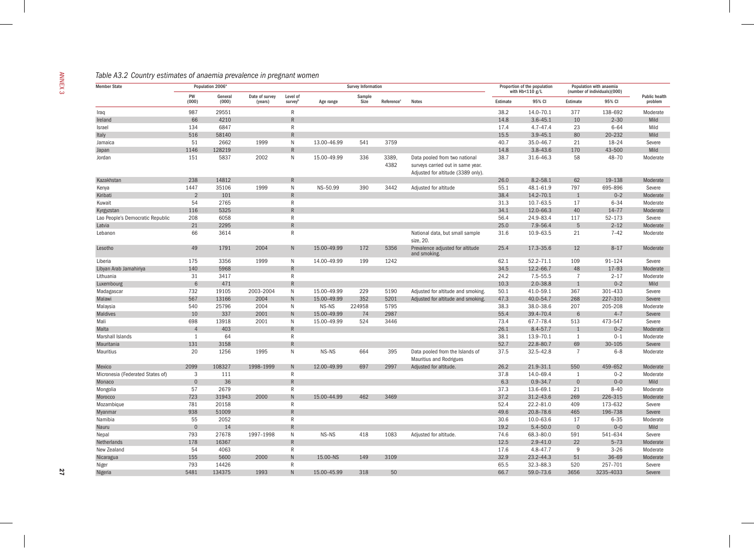## Table A3.2 Country estimates of anaemia prevalence in pregnant women

| Member State | Population 2006[a] | | Survey Information | | | | | | Proportion of the population with Hb<110 g/L | | Population with anaemia (number of individuals)(000) | | Public health problem |
|---|---|---|---|---|---|---|---|---|---|---|---|---|---|
| | PW (000) | General (000) | Date of survey (years) | Level of survey[b] | Age range | Sample Size | Reference[c] | Notes | Estimate | 95% CI | Estimate | 95% CI | |
| Iraq | 987 | 29551 | | R | | | | | 38.2 | 14.0–70.1 | 377 | 138–692 | Moderate |
| Ireland | 66 | 4210 | | R | | | | | 14.8 | 3.6–45.1 | 10 | 2–30 | Mild |
| Israel | 134 | 6847 | | R | | | | | 17.4 | 4.7–47.4 | 23 | 6–64 | Mild |
| Italy | 516 | 58140 | | R | | | | | 15.5 | 3.9–45.1 | 80 | 20–232 | Mild |
| Jamaica | 51 | 2662 | 1999 | N | 13.00–46.99 | 541 | 3759 | | 40.7 | 35.0–46.7 | 21 | 18–24 | Severe |
| Japan | 1146 | 128219 | | R | | | | | 14.8 | 3.8–43.6 | 170 | 43–500 | Mild |
| Jordan | 151 | 5837 | 2002 | N | 15.00–49.99 | 336 | 3389, 4382 | Data pooled from two national surveys carried out in same year. Adjusted for altitude (3389 only). | 38.7 | 31.6–46.3 | 58 | 48–70 | Moderate |
| Kazakhstan | 238 | 14812 | | R | | | | | 26.0 | 8.2–58.1 | 62 | 19–138 | Moderate |
| Kenya | 1447 | 35106 | 1999 | N | NS–50.99 | 390 | 3442 | Adjusted for altitude | 55.1 | 48.1–61.9 | 797 | 695–896 | Severe |
| Kiribati | 2 | 101 | | R | | | | | 38.4 | 14.2–70.1 | 1 | 0–2 | Moderate |
| Kuwait | 54 | 2765 | | R | | | | | 31.3 | 10.7–63.5 | 17 | 6–34 | Moderate |
| Kyrgyzstan | 116 | 5325 | | R | | | | | 34.1 | 12.0–66.3 | 40 | 14–77 | Moderate |
| Lao People's Democratic Republic | 208 | 6058 | | R | | | | | 56.4 | 24.9–83.4 | 117 | 52–173 | Severe |
| Latvia | 21 | 2295 | | R | | | | | 25.0 | 7.9–56.4 | 5 | 2–12 | Moderate |
| Lebanon | 66 | 3614 | | R | | | | National data, but small sample size, 20. | 31.6 | 10.9–63.5 | 21 | 7–42 | Moderate |
| Lesotho | 49 | 1791 | 2004 | N | 15.00–49.99 | 172 | 5356 | Prevalence adjusted for altitude and smoking. | 25.4 | 17.3–35.6 | 12 | 8–17 | Moderate |
| Liberia | 175 | 3356 | 1999 | N | 14.00–49.99 | 199 | 1242 | | 62.1 | 52.2–71.1 | 109 | 91–124 | Severe |
| Libyan Arab Jamahiriya | 140 | 5968 | | R | | | | | 34.5 | 12.2–66.7 | 48 | 17–93 | Moderate |
| Lithuania | 31 | 3417 | | R | | | | | 24.2 | 7.5–55.5 | 7 | 2–17 | Moderate |
| Luxembourg | 6 | 471 | | R | | | | | 10.3 | 2.0–38.8 | 1 | 0–2 | Mild |
| Madagascar | 732 | 19105 | 2003–2004 | N | 15.00–49.99 | 229 | 5190 | Adjusted for altitude and smoking. | 50.1 | 41.0–59.1 | 367 | 301–433 | Severe |
| Malawi | 567 | 13166 | 2004 | N | 15.00–49.99 | 352 | 5201 | Adjusted for altitude and smoking. | 47.3 | 40.0–54.7 | 268 | 227–310 | Severe |
| Malaysia | 540 | 25796 | 2004 | N | NS–NS | 224958 | 5795 | | 38.3 | 38.0–38.6 | 207 | 205–208 | Moderate |
| Maldives | 10 | 337 | 2001 | N | 15.00–49.99 | 74 | 2987 | | 55.4 | 39.4–70.4 | 6 | 4–7 | Severe |
| Mali | 698 | 13918 | 2001 | N | 15.00–49.99 | 524 | 3446 | | 73.4 | 67.7–78.4 | 513 | 473–547 | Severe |
| Malta | 4 | 403 | | R | | | | | 26.1 | 8.4–57.7 | 1 | 0–2 | Moderate |
| Marshall Islands | 1 | 64 | | R | | | | | 38.1 | 13.9–70.1 | 1 | 0–1 | Moderate |
| Mauritania | 131 | 3158 | | R | | | | | 52.7 | 22.8–80.7 | 69 | 30–105 | Severe |
| Mauritius | 20 | 1256 | 1995 | N | NS–NS | 664 | 395 | Data pooled from the Islands of Mauritius and Rodrigues | 37.5 | 32.5–42.8 | 7 | 6–8 | Moderate |
| Mexico | 2099 | 108327 | 1998–1999 | N | 12.00–49.99 | 697 | 2997 | Adjusted for altitude. | 26.2 | 21.9–31.1 | 550 | 459–652 | Moderate |
| Micronesia (Federated States of) | 3 | 111 | | R | | | | | 37.8 | 14.0–69.4 | 1 | 0–2 | Moderate |
| Monaco | 0 | 36 | | R | | | | | 6.3 | 0.9–34.7 | 0 | 0–0 | Mild |
| Mongolia | 57 | 2679 | | R | | | | | 37.3 | 13.6–69.1 | 21 | 8–40 | Moderate |
| Morocco | 723 | 31943 | 2000 | N | 15.00–44.99 | 462 | 3469 | | 37.2 | 31.2–43.6 | 269 | 226–315 | Moderate |
| Mozambique | 781 | 20158 | | R | | | | | 52.4 | 22.2–81.0 | 409 | 173–632 | Severe |
| Myanmar | 938 | 51009 | | R | | | | | 49.6 | 20.8–78.6 | 465 | 196–738 | Severe |
| Namibia | 55 | 2052 | | R | | | | | 30.6 | 10.0–63.6 | 17 | 6–35 | Moderate |
| Nauru | 0 | 14 | | R | | | | | 19.2 | 5.4–50.0 | 0 | 0–0 | Mild |
| Nepal | 793 | 27678 | 1997–1998 | N | NS–NS | 418 | 1083 | Adjusted for altitude. | 74.6 | 68.3–80.0 | 591 | 541–634 | Severe |
| Netherlands | 178 | 16367 | | R | | | | | 12.5 | 2.9–41.0 | 22 | 5–73 | Moderate |
| New Zealand | 54 | 4063 | | R | | | | | 17.6 | 4.8–47.7 | 9 | 3–26 | Moderate |
| Nicaragua | 155 | 5600 | 2000 | N | 15.00–NS | 149 | 3109 | | 32.9 | 23.2–44.3 | 51 | 36–69 | Moderate |
| Niger | 793 | 14426 | | R | | | | | 65.5 | 32.3–88.3 | 520 | 257–701 | Severe |
| Nigeria | 5481 | 134375 | 1993 | N | 15.00–45.99 | 318 | 50 | | 66.7 | 59.0–73.6 | 3656 | 3235–4033 | Severe |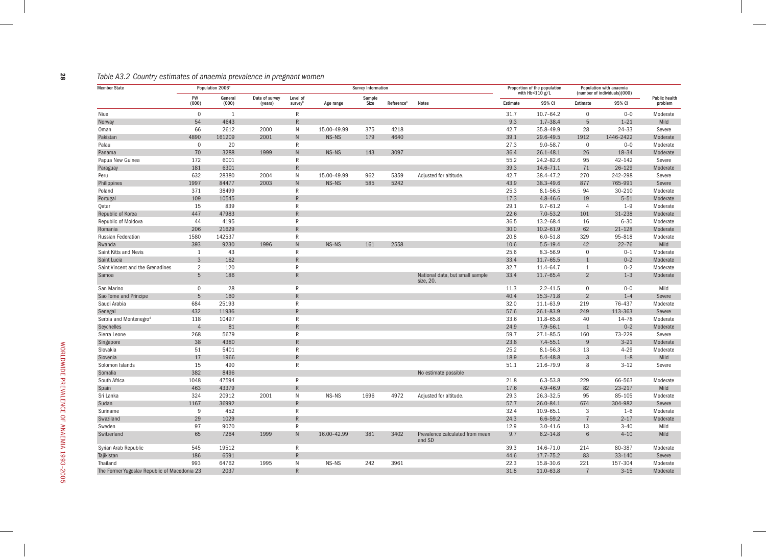*Table A3.2 Country estimates of anaemia prevalence in pregnant women*

| Member State | Population 2006[a] | | Survey Information | | | | | | Proportion of the population with Hb<110 g/L | | Population with anaemia (number of individuals)(000) | | Public health problem |
|---|---|---|---|---|---|---|---|---|---|---|---|---|---|
| | PW (000) | General (000) | Date of survey (years) | Level of survey[b] | Age range | Sample Size | Reference[c] | Notes | Estimate | 95% CI | Estimate | 95% CI | |
| Niue | 0 | 1 | | R | | | | | 31.7 | 10.7–64.2 | 0 | 0–0 | Moderate |
| Norway | 54 | 4643 | | R | | | | | 9.3 | 1.7–38.4 | 5 | 1–21 | Mild |
| Oman | 66 | 2612 | 2000 | N | 15.00–49.99 | 375 | 4218 | | 42.7 | 35.8–49.9 | 28 | 24–33 | Severe |
| Pakistan | 4890 | 161209 | 2001 | N | NS–NS | 179 | 4640 | | 39.1 | 29.6–49.5 | 1912 | 1446–2422 | Moderate |
| Palau | 0 | 20 | | R | | | | | 27.3 | 9.0–58.7 | 0 | 0–0 | Moderate |
| Panama | 70 | 3288 | 1999 | N | NS–NS | 143 | 3097 | | 36.4 | 26.1–48.1 | 26 | 18–34 | Moderate |
| Papua New Guinea | 172 | 6001 | | R | | | | | 55.2 | 24.2–82.6 | 95 | 42–142 | Severe |
| Paraguay | 181 | 6301 | | R | | | | | 39.3 | 14.6–71.1 | 71 | 26–129 | Moderate |
| Peru | 632 | 28380 | 2004 | N | 15.00–49.99 | 962 | 5359 | Adjusted for altitude. | 42.7 | 38.4–47.2 | 270 | 242–298 | Severe |
| Philippines | 1997 | 84477 | 2003 | N | NS–NS | 585 | 5242 | | 43.9 | 38.3–49.6 | 877 | 765–991 | Severe |
| Poland | 371 | 38499 | | R | | | | | 25.3 | 8.1–56.5 | 94 | 30–210 | Moderate |
| Portugal | 109 | 10545 | | R | | | | | 17.3 | 4.8–46.6 | 19 | 5–51 | Moderate |
| Qatar | 15 | 839 | | R | | | | | 29.1 | 9.7–61.2 | 4 | 1–9 | Moderate |
| Republic of Korea | 447 | 47983 | | R | | | | | 22.6 | 7.0–53.2 | 101 | 31–238 | Moderate |
| Republic of Moldova | 44 | 4195 | | R | | | | | 36.5 | 13.2–68.4 | 16 | 6–30 | Moderate |
| Romania | 206 | 21629 | | R | | | | | 30.0 | 10.2–61.9 | 62 | 21–128 | Moderate |
| Russian Federation | 1580 | 142537 | | R | | | | | 20.8 | 6.0–51.8 | 329 | 95–818 | Moderate |
| Rwanda | 393 | 9230 | 1996 | N | NS–NS | 161 | 2558 | | 10.6 | 5.5–19.4 | 42 | 22–76 | Mild |
| Saint Kitts and Nevis | 1 | 43 | | R | | | | | 25.6 | 8.3–56.9 | 0 | 0–1 | Moderate |
| Saint Lucia | 3 | 162 | | R | | | | | 33.4 | 11.7–65.5 | 1 | 0–2 | Moderate |
| Saint Vincent and the Grenadines | 2 | 120 | | R | | | | | 32.7 | 11.4–64.7 | 1 | 0–2 | Moderate |
| Samoa | 5 | 186 | | R | | | | National data, but small sample size, 20. | 33.4 | 11.7–65.4 | 2 | 1–3 | Moderate |
| San Marino | 0 | 28 | | R | | | | | 11.3 | 2.2–41.5 | 0 | 0–0 | Mild |
| Sao Tome and Principe | 5 | 160 | | R | | | | | 40.4 | 15.3–71.8 | 2 | 1–4 | Severe |
| Saudi Arabia | 684 | 25193 | | R | | | | | 32.0 | 11.1–63.9 | 219 | 76–437 | Moderate |
| Senegal | 432 | 11936 | | R | | | | | 57.6 | 26.1–83.9 | 249 | 113–363 | Severe |
| Serbia and Montenegro[d] | 118 | 10497 | | R | | | | | 33.6 | 11.8–65.8 | 40 | 14–78 | Moderate |
| Seychelles | 4 | 81 | | R | | | | | 24.9 | 7.9–56.1 | 1 | 0–2 | Moderate |
| Sierra Leone | 268 | 5679 | | R | | | | | 59.7 | 27.1–85.5 | 160 | 73–229 | Severe |
| Singapore | 38 | 4380 | | R | | | | | 23.8 | 7.4–55.1 | 9 | 3–21 | Moderate |
| Slovakia | 51 | 5401 | | R | | | | | 25.2 | 8.1–56.3 | 13 | 4–29 | Moderate |
| Slovenia | 17 | 1966 | | R | | | | | 18.9 | 5.4–48.8 | 3 | 1–8 | Mild |
| Solomon Islands | 15 | 490 | | R | | | | | 51.1 | 21.6–79.9 | 8 | 3–12 | Severe |
| Somalia | 382 | 8496 | | | | | | No estimate possible | | | | | |
| South Africa | 1048 | 47594 | | R | | | | | 21.8 | 6.3–53.8 | 229 | 66–563 | Moderate |
| Spain | 463 | 43379 | | R | | | | | 17.6 | 4.9–46.9 | 82 | 23–217 | Mild |
| Sri Lanka | 324 | 20912 | 2001 | N | NS–NS | 1696 | 4972 | Adjusted for altitude. | 29.3 | 26.3–32.5 | 95 | 85–105 | Moderate |
| Sudan | 1167 | 36992 | | R | | | | | 57.7 | 26.0–84.1 | 674 | 304–982 | Severe |
| Suriname | 9 | 452 | | R | | | | | 32.4 | 10.9–65.1 | 3 | 1–6 | Moderate |
| Swaziland | 29 | 1029 | | R | | | | | 24.3 | 6.6–59.2 | 7 | 2–17 | Moderate |
| Sweden | 97 | 9070 | | R | | | | | 12.9 | 3.0–41.6 | 13 | 3–40 | Mild |
| Switzerland | 65 | 7264 | 1999 | N | 16.00–42.99 | 381 | 3402 | Prevalence calculated from mean and SD | 9.7 | 6.2–14.8 | 6 | 4–10 | Mild |
| Syrian Arab Republic | 545 | 19512 | | R | | | | | 39.3 | 14.6–71.0 | 214 | 80–387 | Moderate |
| Tajikistan | 186 | 6591 | | R | | | | | 44.6 | 17.7–75.2 | 83 | 33–140 | Severe |
| Thailand | 993 | 64762 | 1995 | N | NS–NS | 242 | 3961 | | 22.3 | 15.8–30.6 | 221 | 157–304 | Moderate |
| The Former Yugoslav Republic of Macedonia | 23 | 2037 | | R | | | | | 31.8 | 11.0–63.8 | 7 | 3–15 | Moderate |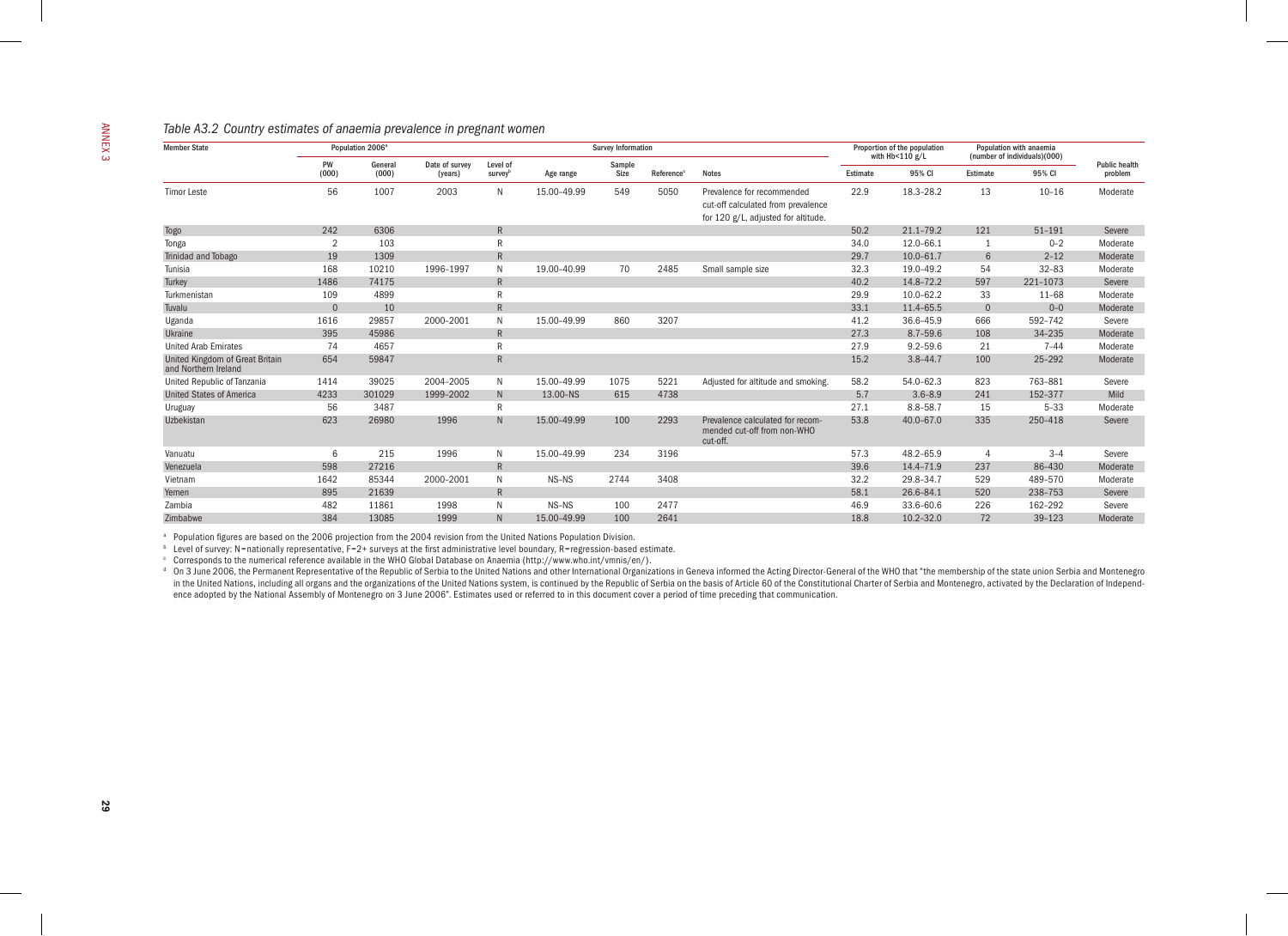*Table A3.2 Country estimates of anaemia prevalence in pregnant women*

| Member State | Population 2006[a] | | Survey Information | | | | | | Proportion of the population with Hb<110 g/L | | Population with anaemia (number of individuals)(000) | | Public health problem |
|---|---|---|---|---|---|---|---|---|---|---|---|---|---|
| | PW (000) | General (000) | Date of survey (years) | Level of survey[b] | Age range | Sample Size | Reference[c] | Notes | Estimate | 95% CI | Estimate | 95% CI | |
| Timor Leste | 56 | 1007 | 2003 | N | 15.00–49.99 | 549 | 5050 | Prevalence for recommended cut-off calculated from prevalence for 120 g/L, adjusted for altitude. | 22.9 | 18.3–28.2 | 13 | 10–16 | Moderate |
| Togo | 242 | 6306 | | R | | | | | 50.2 | 21.1–79.2 | 121 | 51–191 | Severe |
| Tonga | 2 | 103 | | R | | | | | 34.0 | 12.0–66.1 | 1 | 0–2 | Moderate |
| Trinidad and Tobago | 19 | 1309 | | R | | | | | 29.7 | 10.0–61.7 | 6 | 2–12 | Moderate |
| Tunisia | 168 | 10210 | 1996–1997 | N | 19.00–40.99 | 70 | 2485 | Small sample size | 32.3 | 19.0–49.2 | 54 | 32–83 | Moderate |
| Turkey | 1486 | 74175 | | R | | | | | 40.2 | 14.8–72.2 | 597 | 221–1073 | Severe |
| Turkmenistan | 109 | 4899 | | R | | | | | 29.9 | 10.0–62.2 | 33 | 11–68 | Moderate |
| Tuvalu | 0 | 10 | | R | | | | | 33.1 | 11.4–65.5 | 0 | 0–0 | Moderate |
| Uganda | 1616 | 29857 | 2000–2001 | N | 15.00–49.99 | 860 | 3207 | | 41.2 | 36.6–45.9 | 666 | 592–742 | Severe |
| Ukraine | 395 | 45986 | | R | | | | | 27.3 | 8.7–59.6 | 108 | 34–235 | Moderate |
| United Arab Emirates | 74 | 4657 | | R | | | | | 27.9 | 9.2–59.6 | 21 | 7–44 | Moderate |
| United Kingdom of Great Britain and Northern Ireland | 654 | 59847 | | R | | | | | 15.2 | 3.8–44.7 | 100 | 25–292 | Moderate |
| United Republic of Tanzania | 1414 | 39025 | 2004–2005 | N | 15.00–49.99 | 1075 | 5221 | Adjusted for altitude and smoking. | 58.2 | 54.0–62.3 | 823 | 763–881 | Severe |
| United States of America | 4233 | 301029 | 1999–2002 | N | 13.00–NS | 615 | 4738 | | 5.7 | 3.6–8.9 | 241 | 152–377 | Mild |
| Uruguay | 56 | 3487 | | R | | | | | 27.1 | 8.8–58.7 | 15 | 5–33 | Moderate |
| Uzbekistan | 623 | 26980 | 1996 | N | 15.00–49.99 | 100 | 2293 | Prevalence calculated for recommended cut-off from non-WHO cut-off. | 53.8 | 40.0–67.0 | 335 | 250–418 | Severe |
| Vanuatu | 6 | 215 | 1996 | N | 15.00–49.99 | 234 | 3196 | | 57.3 | 48.2–65.9 | 4 | 3–4 | Severe |
| Venezuela | 598 | 27216 | | R | | | | | 39.6 | 14.4–71.9 | 237 | 86–430 | Moderate |
| Vietnam | 1642 | 85344 | 2000–2001 | N | NS–NS | 2744 | 3408 | | 32.2 | 29.8–34.7 | 529 | 489–570 | Moderate |
| Yemen | 895 | 21639 | | R | | | | | 58.1 | 26.6–84.1 | 520 | 238–753 | Severe |
| Zambia | 482 | 11861 | 1998 | N | NS–NS | 100 | 2477 | | 46.9 | 33.6–60.6 | 226 | 162–292 | Severe |
| Zimbabwe | 384 | 13085 | 1999 | N | 15.00–49.99 | 100 | 2641 | | 18.8 | 10.2–32.0 | 72 | 39–123 | Moderate |

[a] Population figures are based on the 2006 projection from the 2004 revision from the United Nations Population Division.

[b] Level of survey: N=nationally representative, F=2+ surveys at the first administrative level boundary, R=regression-based estimate.

[c] Corresponds to the numerical reference available in the WHO Global Database on Anaemia (http://www.who.int/vmnis/en/).

[d] On 3 June 2006, the Permanent Representative of the Republic of Serbia to the United Nations and other International Organizations in Geneva informed the Acting Director-General of the WHO that "the membership of the state union Serbia and Montenegro in the United Nations, including all organs and the organizations of the United Nations system, is continued by the Republic of Serbia on the basis of Article 60 of the Constitutional Charter of Serbia and Montenegro, activated by the Declaration of Independence adopted by the National Assembly of Montenegro on 3 June 2006". Estimates used or referred to in this document cover a period of time preceding that communication.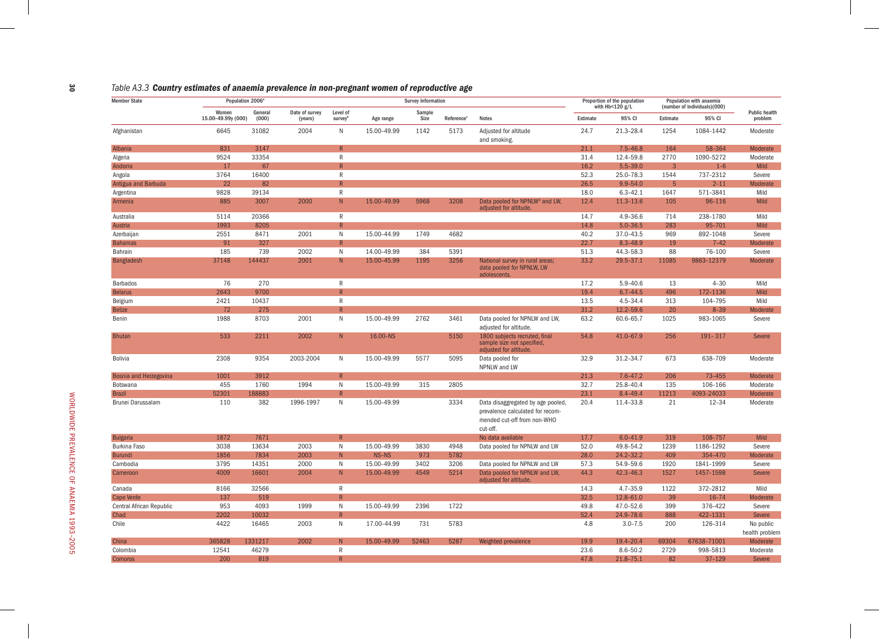## Table A3.3 **Country estimates of anaemia prevalence in non-pregnant women of reproductive age**

| Member State | Population 2006[a] | | Survey Information | | | | | | Proportion of the population with Hb<120 g/L | | Population with anaemia (number of individuals)(000) | | Public health problem |
|---|---|---|---|---|---|---|---|---|---|---|---|---|---|
| | Women 15.00–49.99y (000) | General (000) | Date of survey (years) | Level of survey[b] | Age range | Sample Size | Reference[c] | Notes | Estimate | 95% CI | Estimate | 95% CI | |
| Afghanistan | 6645 | 31082 | 2004 | N | 15.00–49.99 | 1142 | 5173 | Adjusted for altitude and smoking. | 24.7 | 21.3–28.4 | 1254 | 1084–1442 | Moderate |
| Albania | 831 | 3147 | | R | | | | | 21.1 | 7.5–46.8 | 164 | 58–364 | Moderate |
| Algeria | 9524 | 33354 | | R | | | | | 31.4 | 12.4–59.8 | 2770 | 1090–5272 | Moderate |
| Andorra | 17 | 67 | | R | | | | | 16.2 | 5.5–39.0 | 3 | 1–6 | Mild |
| Angola | 3764 | 16400 | | R | | | | | 52.3 | 25.0–78.3 | 1544 | 737–2312 | Severe |
| Antigua and Barbuda | 22 | 82 | | R | | | | | 26.5 | 9.9–54.0 | 5 | 2–11 | Moderate |
| Argentina | 9828 | 39134 | | R | | | | | 18.0 | 6.3–42.1 | 1647 | 571–3841 | Mild |
| Armenia | 885 | 3007 | 2000 | N | 15.00–49.99 | 5968 | 3208 | Data pooled for NPNLW[d] and LW, adjusted for altitude. | 12.4 | 11.3–13.6 | 105 | 96–116 | Mild |
| Australia | 5114 | 20366 | | R | | | | | 14.7 | 4.9–36.6 | 714 | 238–1780 | Mild |
| Austria | 1993 | 8205 | | R | | | | | 14.8 | 5.0–36.5 | 283 | 95–701 | Mild |
| Azerbaijan | 2551 | 8471 | 2001 | N | 15.00–44.99 | 1749 | 4682 | | 40.2 | 37.0–43.5 | 969 | 892–1048 | Severe |
| Bahamas | 91 | 327 | | R | | | | | 22.7 | 8.3–48.9 | 19 | 7–42 | Moderate |
| Bahrain | 185 | 739 | 2002 | N | 14.00–49.99 | 384 | 5391 | | 51.3 | 44.3–58.3 | 88 | 76–100 | Severe |
| Bangladesh | 37148 | 144437 | 2001 | N | 15.00–45.99 | 1195 | 3256 | National survey in rural areas; data pooled for NPNLW, LW adolescents. | 33.2 | 29.5–37.1 | 11085 | 9863–12379 | Moderate |
| Barbados | 76 | 270 | | R | | | | | 17.2 | 5.9–40.6 | 13 | 4–30 | Mild |
| Belarus | 2643 | 9700 | | R | | | | | 19.4 | 6.7–44.5 | 496 | 172–1136 | Mild |
| Belgium | 2421 | 10437 | | R | | | | | 13.5 | 4.5–34.4 | 313 | 104–795 | Mild |
| Belize | 72 | 275 | | R | | | | | 31.2 | 12.2–59.6 | 20 | 8–39 | Moderate |
| Benin | 1988 | 8703 | 2001 | N | 15.00–49.99 | 2762 | 3461 | Data pooled for NPNLW and LW, adjusted for altitude. | 63.2 | 60.6–65.7 | 1025 | 983–1065 | Severe |
| Bhutan | 533 | 2211 | 2002 | N | 16.00–NS | | 5150 | 1800 subjects recruted, final sample size not specified, adjusted for altitude. | 54.8 | 41.0–67.9 | 256 | 191– 317 | Severe |
| Bolivia | 2308 | 9354 | 2003-2004 | N | 15.00–49.99 | 5577 | 5095 | Data pooled for NPNLW and LW | 32.9 | 31.2–34.7 | 673 | 638–709 | Moderate |
| Bosnia and Herzegovina | 1001 | 3912 | | R | | | | | 21.3 | 7.6–47.2 | 206 | 73–455 | Moderate |
| Botswana | 455 | 1760 | 1994 | N | 15.00–49.99 | 315 | 2805 | | 32.7 | 25.8–40.4 | 135 | 106–166 | Moderate |
| Brazil | 52301 | 188883 | | R | | | | | 23.1 | 8.4–49.4 | 11213 | 4093–24033 | Moderate |
| Brunei Darussalam | 110 | 382 | 1996-1997 | N | 15.00–49.99 | | 3334 | Data disaggregated by age pooled, prevalence calculated for recommended cut-off from non-WHO cut-off. | 20.4 | 11.4–33.8 | 21 | 12–34 | Moderate |
| Bulgaria | 1872 | 7671 | | R | | | | No data available | 17.7 | 6.0–41.9 | 319 | 108–757 | Mild |
| Burkina Faso | 3038 | 13634 | 2003 | N | 15.00–49.99 | 3830 | 4948 | Data pooled for NPNLW and LW | 52.0 | 49.8–54.2 | 1239 | 1186–1292 | Severe |
| Burundi | 1856 | 7834 | 2003 | N | NS–NS | 973 | 5782 | | 28.0 | 24.2–32.2 | 409 | 354–470 | Moderate |
| Cambodia | 3795 | 14351 | 2000 | N | 15.00–49.99 | 3402 | 3206 | Data pooled for NPNLW and LW | 57.3 | 54.9–59.6 | 1920 | 1841–1999 | Severe |
| Cameroon | 4009 | 16601 | 2004 | N | 15.00–49.99 | 4549 | 5214 | Data pooled for NPNLW and LW, adjusted for altitude. | 44.3 | 42.3–46.3 | 1527 | 1457–1598 | Severe |
| Canada | 8166 | 32566 | | R | | | | | 14.3 | 4.7–35.9 | 1122 | 372–2812 | Mild |
| Cape Verde | 137 | 519 | | R | | | | | 32.5 | 12.8–61.0 | 39 | 16–74 | Moderate |
| Central African Republic | 953 | 4093 | 1999 | N | 15.00–49.99 | 2396 | 1722 | | 49.8 | 47.0–52.6 | 399 | 376–422 | Severe |
| Chad | 2202 | 10032 | | R | | | | | 52.4 | 24.9–78.6 | 888 | 422–1331 | Severe |
| Chile | 4422 | 16465 | 2003 | N | 17.00–44.99 | 731 | 5783 | | 4.8 | 3.0–7.5 | 200 | 126–314 | No public health problem |
| China | 365828 | 1331217 | 2002 | N | 15.00–49.99 | 52463 | 5287 | Weighted prevalence | 19.9 | 19.4–20.4 | 69304 | 67638–71001 | Moderate |
| Colombia | 12541 | 46279 | | R | | | | | 23.6 | 8.6–50.2 | 2729 | 998–5813 | Moderate |
| Comoros | 200 | 819 | | R | | | | | 47.8 | 21.8–75.1 | 82 | 37–129 | Severe |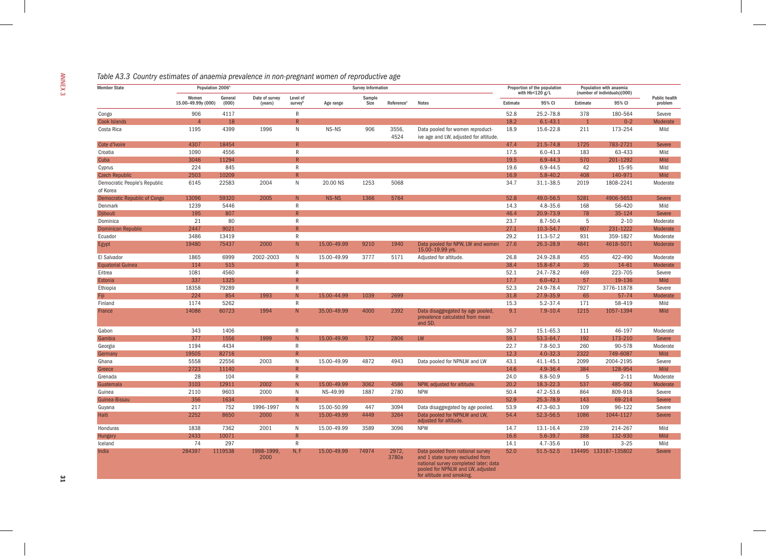*Table A3.3 Country estimates of anaemia prevalence in non-pregnant women of reproductive age*

| Member State | Population 2006[a] | | Survey Information | | | | | | Proportion of the population with Hb<120 g/L | | Population with anaemia (number of individuals)(000) | | Public health problem |
|---|---|---|---|---|---|---|---|---|---|---|---|---|---|
| | Women 15.00–49.99y (000) | General (000) | Date of survey (years) | Level of survey[b] | Age range | Sample Size | Reference[c] | Notes | Estimate | 95% CI | Estimate | 95% CI | |
| Congo | 906 | 4117 | | R | | | | | 52.8 | 25.2–78.8 | 378 | 180–564 | Severe |
| Cook Islands | 4 | 18 | | R | | | | | 18.2 | 6.1–43.1 | 1 | 0–2 | Moderate |
| Costa Rica | 1195 | 4399 | 1996 | N | NS–NS | 906 | 3556, 4524 | Data pooled for women reproductive age and LW, adjusted for altitude. | 18.9 | 15.6–22.8 | 211 | 173–254 | Mild |
| Cote d'Ivoire | 4307 | 18454 | | R | | | | | 47.4 | 21.5–74.8 | 1725 | 783–2721 | Severe |
| Croatia | 1090 | 4556 | | R | | | | | 17.5 | 6.0–41.3 | 183 | 63–433 | Mild |
| Cuba | 3046 | 11294 | | R | | | | | 19.5 | 6.9–44.3 | 570 | 201–1292 | Mild |
| Cyprus | 224 | 845 | | R | | | | | 19.6 | 6.9–44.5 | 42 | 15–95 | Mild |
| Czech Republic | 2503 | 10209 | | R | | | | | 16.9 | 5.8–40.2 | 408 | 140–971 | Mild |
| Democratic People's Republic of Korea | 6145 | 22583 | 2004 | N | 20.00 NS | 1253 | 5068 | | 34.7 | 31.1–38.5 | 2019 | 1808–2241 | Moderate |
| Democratic Republic of Congo | 13096 | 59320 | 2005 | N | NS–NS | 1366 | 5764 | | 52.8 | 49.0–56.5 | 5281 | 4906–5653 | Severe |
| Denmark | 1239 | 5446 | | R | | | | | 14.3 | 4.8–35.6 | 168 | 56–420 | Mild |
| Djibouti | 195 | 807 | | R | | | | | 46.4 | 20.9–73.9 | 78 | 35–124 | Severe |
| Dominica | 21 | 80 | | R | | | | | 23.7 | 8.7–50.4 | 5 | 2–10 | Moderate |
| Dominican Republic | 2447 | 9021 | | R | | | | | 27.1 | 10.3–54.7 | 607 | 231–1222 | Moderate |
| Ecuador | 3486 | 13419 | | R | | | | | 29.2 | 11.3–57.2 | 931 | 359–1827 | Moderate |
| Egypt | 19480 | 75437 | 2000 | N | 15.00–49.99 | 9210 | 1940 | Data pooled for NPW, LW and women 15.00–19.99 yrs. | 27.6 | 26.3–28.9 | 4841 | 4618–5071 | Moderate |
| El Salvador | 1865 | 6999 | 2002–2003 | N | 15.00–49.99 | 3777 | 5171 | Adjusted for altitude. | 26.8 | 24.9–28.8 | 455 | 422–490 | Moderate |
| Equatorial Guinea | 114 | 515 | | R | | | | | 38.4 | 15.8–67.4 | 35 | 14–61 | Moderate |
| Eritrea | 1081 | 4560 | | R | | | | | 52.1 | 24.7–78.2 | 469 | 223–705 | Severe |
| Estonia | 337 | 1325 | | R | | | | | 17.7 | 6.0–42.1 | 57 | 19–136 | Mild |
| Ethiopia | 18358 | 79289 | | R | | | | | 52.3 | 24.9–78.4 | 7927 | 3776–11878 | Severe |
| Fiji | 224 | 854 | 1993 | N | 15.00–44.99 | 1039 | 2699 | | 31.8 | 27.9–35.9 | 65 | 57–74 | Moderate |
| Finland | 1174 | 5262 | | R | | | | | 15.3 | 5.2–37.4 | 171 | 58–419 | Mild |
| France | 14086 | 60723 | 1994 | N | 35.00–49.99 | 4000 | 2392 | Data disaggregated by age pooled, prevalence calculated from mean and SD. | 9.1 | 7.9–10.4 | 1215 | 1057–1394 | Mild |
| Gabon | 343 | 1406 | | R | | | | | 36.7 | 15.1–65.3 | 111 | 46–197 | Moderate |
| Gambia | 377 | 1556 | 1999 | N | 15.00–49.99 | 572 | 2806 | LW | 59.1 | 53.3–64.7 | 192 | 173–210 | Severe |
| Georgia | 1194 | 4434 | | R | | | | | 22.7 | 7.8–50.3 | 260 | 90–578 | Moderate |
| Germany | 19505 | 82716 | | R | | | | | 12.3 | 4.0–32.3 | 2322 | 749–6087 | Mild |
| Ghana | 5558 | 22556 | 2003 | N | 15.00–49.99 | 4872 | 4943 | Data pooled for NPNLW and LW | 43.1 | 41.1–45.1 | 2099 | 2004–2195 | Severe |
| Greece | 2723 | 11140 | | R | | | | | 14.6 | 4.9–36.4 | 384 | 128–954 | Mild |
| Grenada | 28 | 104 | | R | | | | | 24.0 | 8.8–50.9 | 5 | 2–11 | Moderate |
| Guatemala | 3103 | 12911 | 2002 | N | 15.00–49.99 | 3062 | 4586 | NPW, adjusted for altitude. | 20.2 | 18.3–22.3 | 537 | 485–592 | Moderate |
| Guinea | 2110 | 9603 | 2000 | N | NS–49.99 | 1887 | 2780 | NPW | 50.4 | 47.2–53.6 | 864 | 809–918 | Severe |
| Guinea-Bissau | 356 | 1634 | | R | | | | | 52.9 | 25.3–78.9 | 143 | 69–214 | Severe |
| Guyana | 217 | 752 | 1996–1997 | N | 15.00–50.99 | 447 | 3094 | Data disaggregated by age pooled. | 53.9 | 47.3–60.3 | 109 | 96–122 | Severe |
| Haiti | 2252 | 8650 | 2000 | N | 15.00–49.99 | 4449 | 3264 | Data pooled for NPNLW and LW, adjusted for altitude. | 54.4 | 52.3–56.5 | 1086 | 1044–1127 | Severe |
| Honduras | 1838 | 7362 | 2001 | N | 15.00–49.99 | 3589 | 3096 | NPW | 14.7 | 13.1–16.4 | 239 | 214–267 | Mild |
| Hungary | 2433 | 10071 | | R | | | | | 16.6 | 5.6–39.7 | 388 | 132–930 | Mild |
| Iceland | 74 | 297 | | R | | | | | 14.1 | 4.7–35.6 | 10 | 3–25 | Mild |
| India | 284397 | 1119538 | 1998–1999, 2000 | N, F | 15.00–49.99 | 74974 | 2972, 3780a | Data pooled from national survey and 1 state survey excluded from national survey completed later; data pooled for NPNLW and LW, adjusted for altitude and smoking. | 52.0 | 51.5–52.5 | 134495 | 133187–135802 | Severe |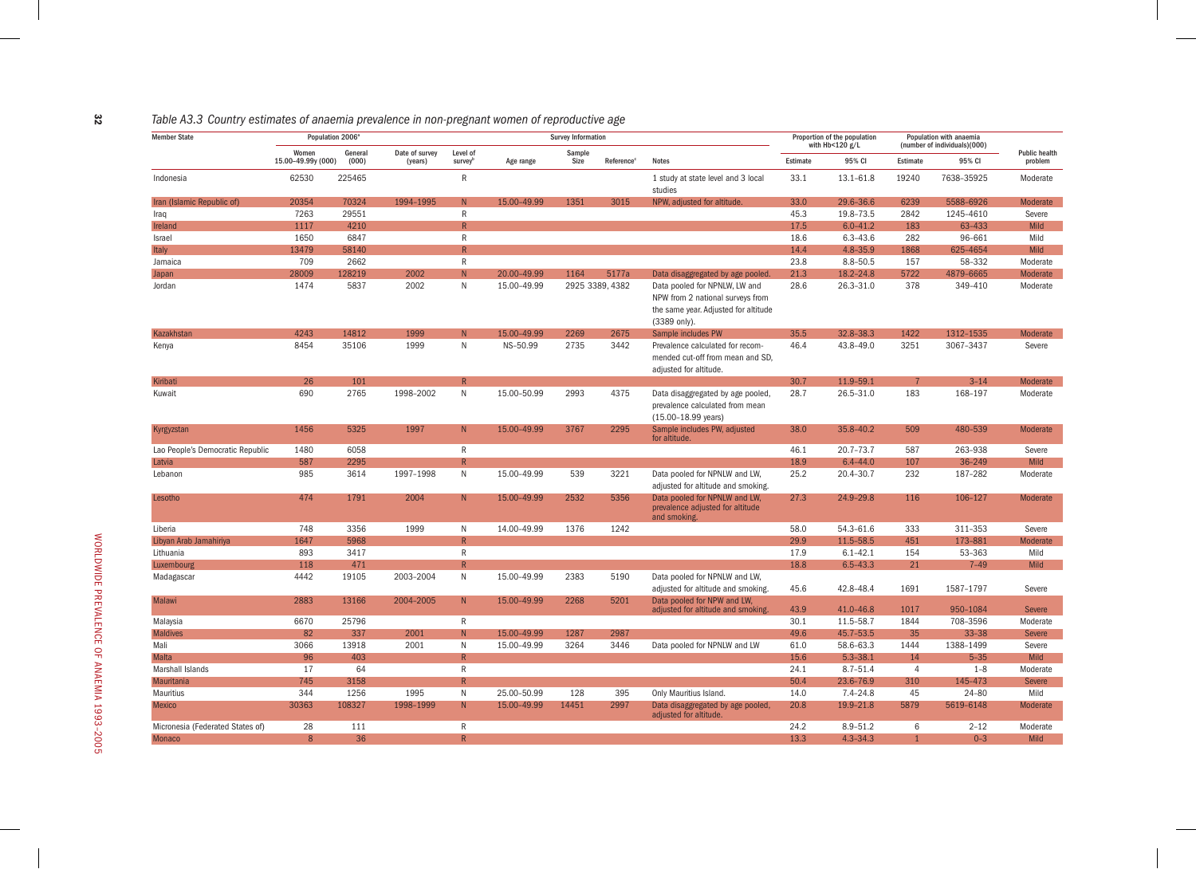*Table A3.3 Country estimates of anaemia prevalence in non-pregnant women of reproductive age*

| Member State | Population 2006[a] | | Survey Information | | | | | | Proportion of the population with Hb<120 g/L | | Population with anaemia (number of individuals)(000) | | Public health problem |
|---|---|---|---|---|---|---|---|---|---|---|---|---|---|
| | Women 15.00–49.99y (000) | General (000) | Date of survey (years) | Level of survey[b] | Age range | Sample Size | Reference[c] | Notes | Estimate | 95% CI | Estimate | 95% CI | |
| Indonesia | 62530 | 225465 | | R | | | | 1 study at state level and 3 local studies | 33.1 | 13.1–61.8 | 19240 | 7638–35925 | Moderate |
| Iran (Islamic Republic of) | 20354 | 70324 | 1994–1995 | N | 15.00–49.99 | 1351 | 3015 | NPW, adjusted for altitude. | 33.0 | 29.6–36.6 | 6239 | 5588–6926 | Moderate |
| Iraq | 7263 | 29551 | | R | | | | | 45.3 | 19.8–73.5 | 2842 | 1245–4610 | Severe |
| Ireland | 1117 | 4210 | | R | | | | | 17.5 | 6.0–41.2 | 183 | 63–433 | Mild |
| Israel | 1650 | 6847 | | R | | | | | 18.6 | 6.3–43.6 | 282 | 96–661 | Mild |
| Italy | 13479 | 58140 | | R | | | | | 14.4 | 4.8–35.9 | 1868 | 625–4654 | Mild |
| Jamaica | 709 | 2662 | | R | | | | | 23.8 | 8.8–50.5 | 157 | 58–332 | Moderate |
| Japan | 28009 | 128219 | 2002 | N | 20.00–49.99 | 1164 | 5177a | Data disaggregated by age pooled. | 21.3 | 18.2–24.8 | 5722 | 4879–6665 | Moderate |
| Jordan | 1474 | 5837 | 2002 | N | 15.00–49.99 | 2925 | 3389, 4382 | Data pooled for NPNLW, LW and NPW from 2 national surveys from the same year. Adjusted for altitude (3389 only). | 28.6 | 26.3–31.0 | 378 | 349–410 | Moderate |
| Kazakhstan | 4243 | 14812 | 1999 | N | 15.00–49.99 | 2269 | 2675 | Sample includes PW | 35.5 | 32.8–38.3 | 1422 | 1312–1535 | Moderate |
| Kenya | 8454 | 35106 | 1999 | N | NS–50.99 | 2735 | 3442 | Prevalence calculated for recommended cut-off from mean and SD, adjusted for altitude. | 46.4 | 43.8–49.0 | 3251 | 3067–3437 | Severe |
| Kiribati | 26 | 101 | | R | | | | | 30.7 | 11.9–59.1 | 7 | 3–14 | Moderate |
| Kuwait | 690 | 2765 | 1998–2002 | N | 15.00–50.99 | 2993 | 4375 | Data disaggregated by age pooled, prevalence calculated from mean (15.00–18.99 years) | 28.7 | 26.5–31.0 | 183 | 168–197 | Moderate |
| Kyrgyzstan | 1456 | 5325 | 1997 | N | 15.00–49.99 | 3767 | 2295 | Sample includes PW, adjusted for altitude. | 38.0 | 35.8–40.2 | 509 | 480–539 | Moderate |
| Lao People's Democratic Republic | 1480 | 6058 | | R | | | | | 46.1 | 20.7–73.7 | 587 | 263–938 | Severe |
| Latvia | 587 | 2295 | | R | | | | | 18.9 | 6.4–44.0 | 107 | 36–249 | Mild |
| Lebanon | 985 | 3614 | 1997–1998 | N | 15.00–49.99 | 539 | 3221 | Data pooled for NPNLW and LW, adjusted for altitude and smoking. | 25.2 | 20.4–30.7 | 232 | 187–282 | Moderate |
| Lesotho | 474 | 1791 | 2004 | N | 15.00–49.99 | 2532 | 5356 | Data pooled for NPNLW and LW, prevalence adjusted for altitude and smoking. | 27.3 | 24.9–29.8 | 116 | 106–127 | Moderate |
| Liberia | 748 | 3356 | 1999 | N | 14.00–49.99 | 1376 | 1242 | | 58.0 | 54.3–61.6 | 333 | 311–353 | Severe |
| Libyan Arab Jamahiriya | 1647 | 5968 | | R | | | | | 29.9 | 11.5–58.5 | 451 | 173–881 | Moderate |
| Lithuania | 893 | 3417 | | R | | | | | 17.9 | 6.1–42.1 | 154 | 53–363 | Mild |
| Luxembourg | 118 | 471 | | R | | | | | 18.8 | 6.5–43.3 | 21 | 7–49 | Mild |
| Madagascar | 4442 | 19105 | 2003–2004 | N | 15.00–49.99 | 2383 | 5190 | Data pooled for NPNLW and LW, adjusted for altitude and smoking. | 45.6 | 42.8–48.4 | 1691 | 1587–1797 | Severe |
| Malawi | 2883 | 13166 | 2004–2005 | N | 15.00–49.99 | 2268 | 5201 | Data pooled for NPW and LW, adjusted for altitude and smoking. | 43.9 | 41.0–46.8 | 1017 | 950–1084 | Severe |
| Malaysia | 6670 | 25796 | | R | | | | | 30.1 | 11.5–58.7 | 1844 | 708–3596 | Moderate |
| Maldives | 82 | 337 | 2001 | N | 15.00–49.99 | 1287 | 2987 | | 49.6 | 45.7–53.5 | 35 | 33–38 | Severe |
| Mali | 3066 | 13918 | 2001 | N | 15.00–49.99 | 3264 | 3446 | Data pooled for NPNLW and LW | 61.0 | 58.6–63.3 | 1444 | 1388–1499 | Severe |
| Malta | 96 | 403 | | R | | | | | 15.6 | 5.3–38.1 | 14 | 5–35 | Mild |
| Marshall Islands | 17 | 64 | | R | | | | | 24.1 | 8.7–51.4 | 4 | 1–8 | Moderate |
| Mauritania | 745 | 3158 | | R | | | | | 50.4 | 23.6–76.9 | 310 | 145–473 | Severe |
| Mauritius | 344 | 1256 | 1995 | N | 25.00–50.99 | 128 | 395 | Only Mauritius Island. | 14.0 | 7.4–24.8 | 45 | 24–80 | Mild |
| Mexico | 30363 | 108327 | 1998–1999 | N | 15.00–49.99 | 14451 | 2997 | Data disaggregated by age pooled, adjusted for altitude. | 20.8 | 19.9–21.8 | 5879 | 5619–6148 | Moderate |
| Micronesia (Federated States of) | 28 | 111 | | R | | | | | 24.2 | 8.9–51.2 | 6 | 2–12 | Moderate |
| Monaco | 8 | 36 | | R | | | | | 13.3 | 4.3–34.3 | 1 | 0–3 | Mild |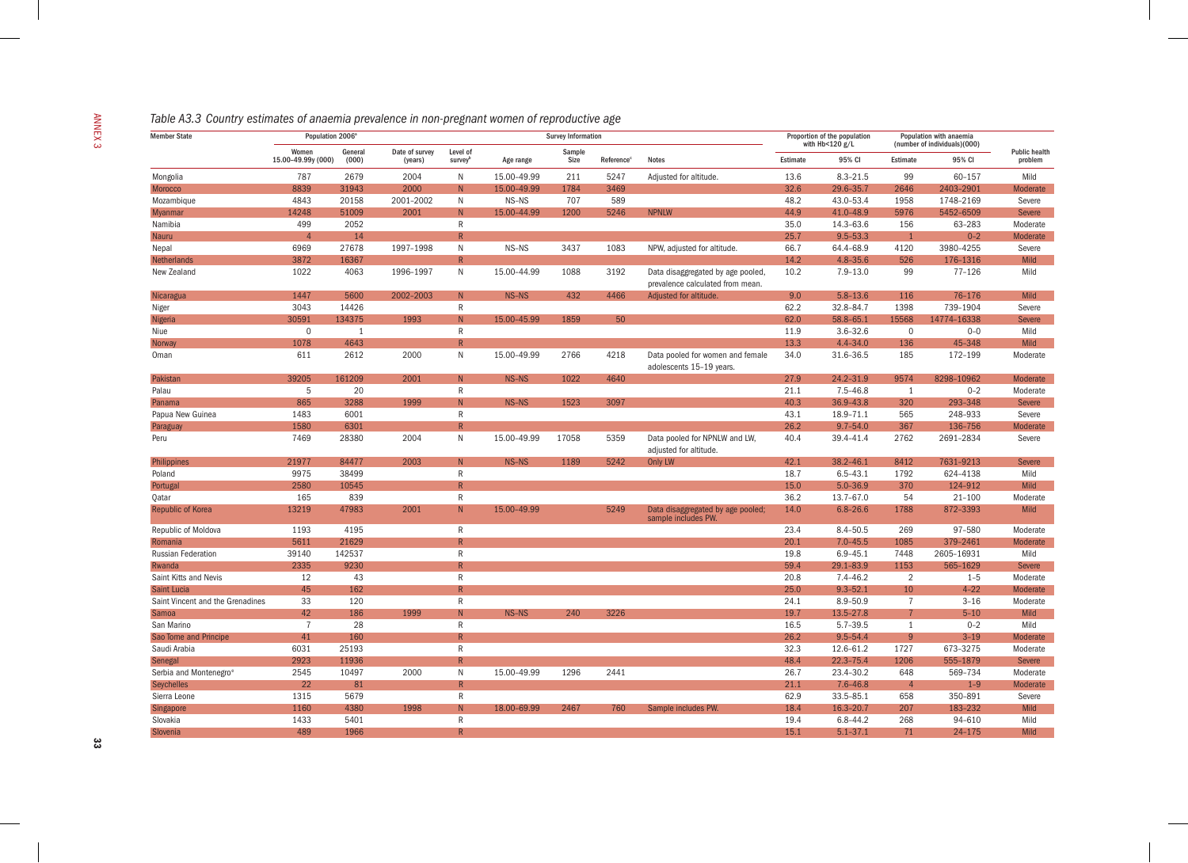## Table A3.3 Country estimates of anaemia prevalence in non-pregnant women of reproductive age

| Member State | Population 2006[a] | | Survey Information | | | | | | Proportion of the population with Hb<120 g/L | | Population with anaemia (number of individuals)(000) | | Public health problem |
|---|---|---|---|---|---|---|---|---|---|---|---|---|---|
| | Women 15.00–49.99y (000) | General (000) | Date of survey (years) | Level of survey[b] | Age range | Sample Size | Reference[c] | Notes | Estimate | 95% CI | Estimate | 95% CI | |
| Mongolia | 787 | 2679 | 2004 | N | 15.00–49.99 | 211 | 5247 | Adjusted for altitude. | 13.6 | 8.3–21.5 | 99 | 60–157 | Mild |
| Morocco | 8839 | 31943 | 2000 | N | 15.00–49.99 | 1784 | 3469 | | 32.6 | 29.6–35.7 | 2646 | 2403–2901 | Moderate |
| Mozambique | 4843 | 20158 | 2001–2002 | N | NS–NS | 707 | 589 | | 48.2 | 43.0–53.4 | 1958 | 1748–2169 | Severe |
| Myanmar | 14248 | 51009 | 2001 | N | 15.00–44.99 | 1200 | 5246 | NPNLW | 44.9 | 41.0–48.9 | 5976 | 5452–6509 | Severe |
| Namibia | 499 | 2052 | | R | | | | | 35.0 | 14.3–63.6 | 156 | 63–283 | Moderate |
| Nauru | 4 | 14 | | R | | | | | 25.7 | 9.5–53.3 | 1 | 0–2 | Moderate |
| Nepal | 6969 | 27678 | 1997–1998 | N | NS–NS | 3437 | 1083 | NPW, adjusted for altitude. | 66.7 | 64.4–68.9 | 4120 | 3980–4255 | Severe |
| Netherlands | 3872 | 16367 | | R | | | | | 14.2 | 4.8–35.6 | 526 | 176–1316 | Mild |
| New Zealand | 1022 | 4063 | 1996–1997 | N | 15.00–44.99 | 1088 | 3192 | Data disaggregated by age pooled, prevalence calculated from mean. | 10.2 | 7.9–13.0 | 99 | 77–126 | Mild |
| Nicaragua | 1447 | 5600 | 2002–2003 | N | NS–NS | 432 | 4466 | Adjusted for altitude. | 9.0 | 5.8–13.6 | 116 | 76–176 | Mild |
| Niger | 3043 | 14426 | | R | | | | | 62.2 | 32.8–84.7 | 1398 | 739–1904 | Severe |
| Nigeria | 30591 | 134375 | 1993 | N | 15.00–45.99 | 1859 | 50 | | 62.0 | 58.8–65.1 | 15568 | 14774–16338 | Severe |
| Niue | 0 | 1 | | R | | | | | 11.9 | 3.6–32.6 | 0 | 0–0 | Mild |
| Norway | 1078 | 4643 | | R | | | | | 13.3 | 4.4–34.0 | 136 | 45–348 | Mild |
| Oman | 611 | 2612 | 2000 | N | 15.00–49.99 | 2766 | 4218 | Data pooled for women and female adolescents 15–19 years. | 34.0 | 31.6–36.5 | 185 | 172–199 | Moderate |
| Pakistan | 39205 | 161209 | 2001 | N | NS–NS | 1022 | 4640 | | 27.9 | 24.2–31.9 | 9574 | 8298–10962 | Moderate |
| Palau | 5 | 20 | | R | | | | | 21.1 | 7.5–46.8 | 1 | 0–2 | Moderate |
| Panama | 865 | 3288 | 1999 | N | NS–NS | 1523 | 3097 | | 40.3 | 36.9–43.8 | 320 | 293–348 | Severe |
| Papua New Guinea | 1483 | 6001 | | R | | | | | 43.1 | 18.9–71.1 | 565 | 248–933 | Severe |
| Paraguay | 1580 | 6301 | | R | | | | | 26.2 | 9.7–54.0 | 367 | 136–756 | Moderate |
| Peru | 7469 | 28380 | 2004 | N | 15.00–49.99 | 17058 | 5359 | Data pooled for NPNLW and LW, adjusted for altitude. | 40.4 | 39.4–41.4 | 2762 | 2691–2834 | Severe |
| Philippines | 21977 | 84477 | 2003 | N | NS–NS | 1189 | 5242 | Only LW | 42.1 | 38.2–46.1 | 8412 | 7631–9213 | Severe |
| Poland | 9975 | 38499 | | R | | | | | 18.7 | 6.5–43.1 | 1792 | 624–4138 | Mild |
| Portugal | 2580 | 10545 | | R | | | | | 15.0 | 5.0–36.9 | 370 | 124–912 | Mild |
| Qatar | 165 | 839 | | R | | | | | 36.2 | 13.7–67.0 | 54 | 21–100 | Moderate |
| Republic of Korea | 13219 | 47983 | 2001 | N | 15.00–49.99 | | 5249 | Data disaggregated by age pooled; sample includes PW. | 14.0 | 6.8–26.6 | 1788 | 872–3393 | Mild |
| Republic of Moldova | 1193 | 4195 | | R | | | | | 23.4 | 8.4–50.5 | 269 | 97–580 | Moderate |
| Romania | 5611 | 21629 | | R | | | | | 20.1 | 7.0–45.5 | 1085 | 379–2461 | Moderate |
| Russian Federation | 39140 | 142537 | | R | | | | | 19.8 | 6.9–45.1 | 7448 | 2605–16931 | Mild |
| Rwanda | 2335 | 9230 | | R | | | | | 59.4 | 29.1–83.9 | 1153 | 565–1629 | Severe |
| Saint Kitts and Nevis | 12 | 43 | | R | | | | | 20.8 | 7.4–46.2 | 2 | 1–5 | Moderate |
| Saint Lucia | 45 | 162 | | R | | | | | 25.0 | 9.3–52.1 | 10 | 4–22 | Moderate |
| Saint Vincent and the Grenadines | 33 | 120 | | R | | | | | 24.1 | 8.9–50.9 | 7 | 3–16 | Moderate |
| Samoa | 42 | 186 | 1999 | N | NS–NS | 240 | 3226 | | 19.7 | 13.5–27.8 | 7 | 5–10 | Mild |
| San Marino | 7 | 28 | | R | | | | | 16.5 | 5.7–39.5 | 1 | 0–2 | Mild |
| Sao Tome and Principe | 41 | 160 | | R | | | | | 26.2 | 9.5–54.4 | 9 | 3–19 | Moderate |
| Saudi Arabia | 6031 | 25193 | | R | | | | | 32.3 | 12.6–61.2 | 1727 | 673–3275 | Moderate |
| Senegal | 2923 | 11936 | | R | | | | | 48.4 | 22.3–75.4 | 1206 | 555–1879 | Severe |
| Serbia and Montenegro[d] | 2545 | 10497 | 2000 | N | 15.00–49.99 | 1296 | 2441 | | 26.7 | 23.4–30.2 | 648 | 569–734 | Moderate |
| Seychelles | 22 | 81 | | R | | | | | 21.1 | 7.6–46.8 | 4 | 1–9 | Moderate |
| Sierra Leone | 1315 | 5679 | | R | | | | | 62.9 | 33.5–85.1 | 658 | 350–891 | Severe |
| Singapore | 1160 | 4380 | 1998 | N | 18.00–69.99 | 2467 | 760 | Sample includes PW. | 18.4 | 16.3–20.7 | 207 | 183–232 | Mild |
| Slovakia | 1433 | 5401 | | R | | | | | 19.4 | 6.8–44.2 | 268 | 94–610 | Mild |
| Slovenia | 489 | 1966 | | R | | | | | 15.1 | 5.1–37.1 | 71 | 24–175 | Mild |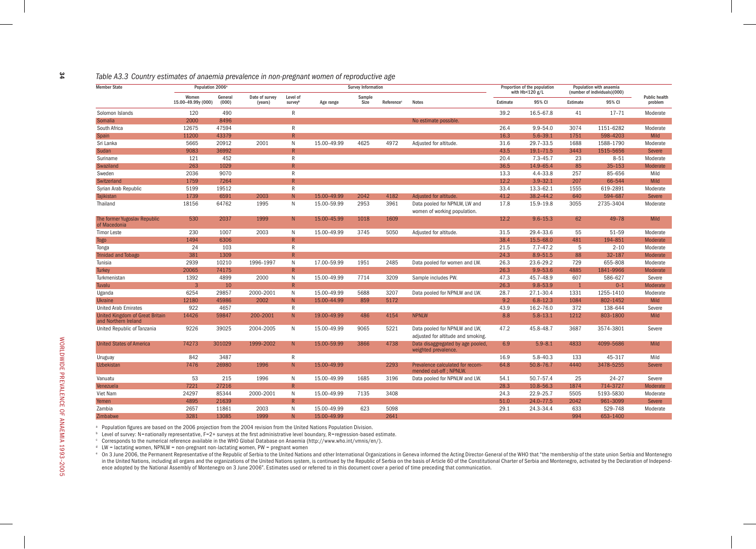*Table A3.3 Country estimates of anaemia prevalence in non-pregnant women of reproductive age*

| Member State | Population 2006[a] | | Survey Information | | | | | | Proportion of the population with Hb<120 g/L | | Population with anaemia (number of individuals)(000) | | Public health problem |
|---|---|---|---|---|---|---|---|---|---|---|---|---|---|
| | Women 15.00–49.99y (000) | General (000) | Date of survey (years) | Level of survey[b] | Age range | Sample Size | Reference[c] | Notes | Estimate | 95% CI | Estimate | 95% CI | |
| Solomon Islands | 120 | 490 | | R | | | | | 39.2 | 16.5–67.8 | 41 | 17–71 | Moderate |
| Somalia | 2000 | 8496 | | | | | | No estimate possible. | | | | | |
| South Africa | 12675 | 47594 | | R | | | | | 26.4 | 9.9–54.0 | 3074 | 1151–6282 | Moderate |
| Spain | 11200 | 43379 | | R | | | | | 16.3 | 5.6–39.1 | 1751 | 598–4203 | Mild |
| Sri Lanka | 5665 | 20912 | 2001 | N | 15.00–49.99 | 4625 | 4972 | Adjusted for altitude. | 31.6 | 29.7–33.5 | 1688 | 1588–1790 | Moderate |
| Sudan | 9083 | 36992 | | R | | | | | 43.5 | 19.1–71.5 | 3443 | 1515–5656 | Severe |
| Suriname | 121 | 452 | | R | | | | | 20.4 | 7.3–45.7 | 23 | 8–51 | Moderate |
| Swaziland | 263 | 1029 | | R | | | | | 36.5 | 14.9–65.4 | 85 | 35–153 | Moderate |
| Sweden | 2036 | 9070 | | R | | | | | 13.3 | 4.4–33.8 | 257 | 85–656 | Mild |
| Switzerland | 1759 | 7264 | | R | | | | | 12.2 | 3.9–32.1 | 207 | 66–544 | Mild |
| Syrian Arab Republic | 5199 | 19512 | | R | | | | | 33.4 | 13.3–62.1 | 1555 | 619–2891 | Moderate |
| Tajikistan | 1739 | 6591 | 2003 | N | 15.00–49.99 | 2042 | 4182 | Adjusted for altitude. | 41.2 | 38.2–44.2 | 640 | 594–687 | Severe |
| Thailand | 18156 | 64762 | 1995 | N | 15.00–59.99 | 2953 | 3961 | Data pooled for NPNLW, LW and women of working population. | 17.8 | 15.9–19.8 | 3055 | 2735–3404 | Moderate |
| The former Yugoslav Republic of Macedonia | 530 | 2037 | 1999 | N | 15.00–45.99 | 1018 | 1609 | | 12.2 | 9.6–15.3 | 62 | 49–78 | Mild |
| Timor Leste | 230 | 1007 | 2003 | N | 15.00–49.99 | 3745 | 5050 | Adjusted for altitude. | 31.5 | 29.4–33.6 | 55 | 51–59 | Moderate |
| Togo | 1494 | 6306 | | R | | | | | 38.4 | 15.5–68.0 | 481 | 194–851 | Moderate |
| Tonga | 24 | 103 | | R | | | | | 21.5 | 7.7–47.2 | 5 | 2–10 | Moderate |
| Trinidad and Tobago | 381 | 1309 | | R | | | | | 24.3 | 8.9–51.5 | 88 | 32–187 | Moderate |
| Tunisia | 2939 | 10210 | 1996–1997 | N | 17.00–59.99 | 1951 | 2485 | Data pooled for women and LW. | 26.3 | 23.6–29.2 | 729 | 655–808 | Moderate |
| Turkey | 20065 | 74175 | | R | | | | | 26.3 | 9.9–53.6 | 4885 | 1841–9966 | Moderate |
| Turkmenistan | 1392 | 4899 | 2000 | N | 15.00–49.99 | 7714 | 3209 | Sample includes PW. | 47.3 | 45.7–48.9 | 607 | 586–627 | Severe |
| Tuvalu | 3 | 10 | | R | | | | | 26.3 | 9.8–53.9 | 1 | 0–1 | Moderate |
| Uganda | 6254 | 29857 | 2000–2001 | N | 15.00–49.99 | 5688 | 3207 | Data pooled for NPNLW and LW. | 28.7 | 27.1–30.4 | 1331 | 1255–1410 | Moderate |
| Ukraine | 12180 | 45986 | 2002 | N | 15.00–44.99 | 859 | 5172 | | 9.2 | 6.8–12.3 | 1084 | 802–1452 | Mild |
| United Arab Emirates | 922 | 4657 | | R | | | | | 43.9 | 16.2–76.0 | 372 | 138–644 | Severe |
| United Kingdom of Great Britain and Northern Ireland | 14426 | 59847 | 200-2001 | N | 19.00–49.99 | 486 | 4154 | NPNLW | 8.8 | 5.8–13.1 | 1212 | 803–1800 | Mild |
| United Republic of Tanzania | 9226 | 39025 | 2004–2005 | N | 15.00–49.99 | 9065 | 5221 | Data pooled for NPNLW and LW, adjusted for altitude and smoking. | 47.2 | 45.8–48.7 | 3687 | 3574–3801 | Severe |
| United States of America | 74273 | 301029 | 1999–2002 | N | 15.00–59.99 | 3866 | 4738 | Data disaggregated by age pooled, weighted prevalence. | 6.9 | 5.9–8.1 | 4833 | 4099–5686 | Mild |
| Uruguay | 842 | 3487 | | R | | | | | 16.9 | 5.8–40.3 | 133 | 45–317 | Mild |
| Uzbekistan | 7476 | 26980 | 1996 | N | 15.00–49.99 | | 2293 | Prevalence calculated for recommended cut-off ; NPNLW. | 64.8 | 50.8–76.7 | 4440 | 3478–5255 | Severe |
| Vanuatu | 53 | 215 | 1996 | N | 15.00–49.99 | 1685 | 3196 | Data pooled for NPNLW and LW. | 54.1 | 50.7–57.4 | 25 | 24–27 | Severe |
| Venezuela | 7221 | 27216 | | R | | | | | 28.3 | 10.8–56.3 | 1874 | 714–3727 | Moderate |
| Viet Nam | 24297 | 85344 | 2000–2001 | N | 15.00–49.99 | 7135 | 3408 | | 24.3 | 22.9–25.7 | 5505 | 5193–5830 | Moderate |
| Yemen | 4895 | 21639 | | R | | | | | 51.0 | 24.0–77.5 | 2042 | 961–3099 | Severe |
| Zambia | 2657 | 11861 | 2003 | N | 15.00–49.99 | 623 | 5098 | | 29.1 | 24.3–34.4 | 633 | 529–748 | Moderate |
| Zimbabwe | 3281 | 13085 | 1999 | N | 15.00–49.99 | | 2641 | | | | 994 | 653–1400 | |

[a] Population figures are based on the 2006 projection from the 2004 revision from the United Nations Population Division.

[b] Level of survey: N=nationally representative, F=2+ surveys at the first administrative level boundary, R=regression-based estimate.

[c] Corresponds to the numerical reference available in the WHO Global Database on Anaemia (http://www.who.int/vmnis/en/).

[d] LW = lactating women, NPNLW = non-pregnant non-lactating women, PW = pregnant women

[e] On 3 June 2006, the Permanent Representative of the Republic of Serbia to the United Nations and other International Organizations in Geneva informed the Acting Director-General of the WHO that "the membership of the state union Serbia and Montenegro in the United Nations, including all organs and the organizations of the United Nations system, is continued by the Republic of Serbia on the basis of Article 60 of the Constitutional Charter of Serbia and Montenegro, activated by the Declaration of Independence adopted by the National Assembly of Montenegro on 3 June 2006". Estimates used or referred to in this document cover a period of time preceding that communication.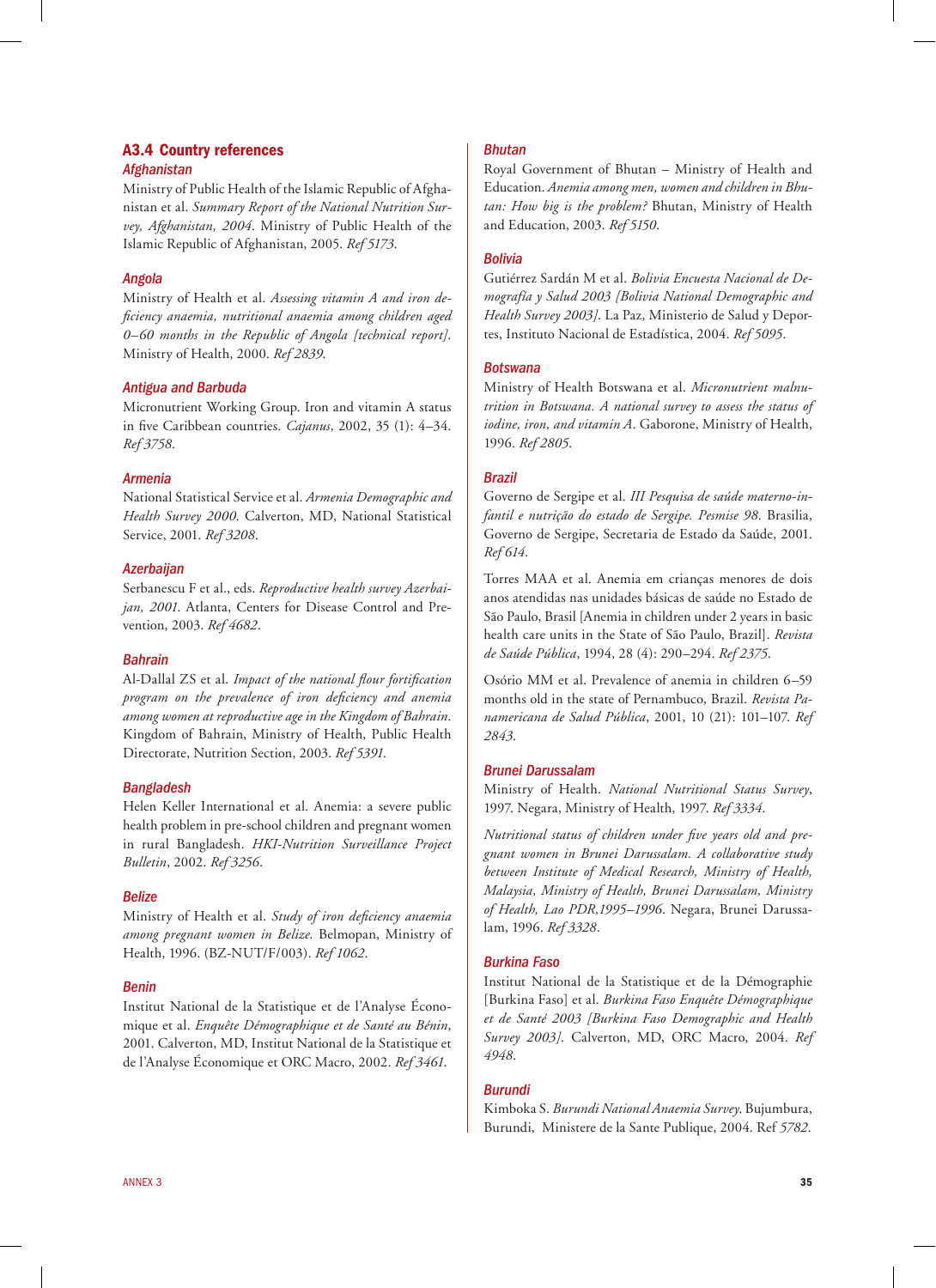## A3.4 Country references

### Afghanistan

Ministry of Public Health of the Islamic Republic of Afghanistan et al. *Summary Report of the National Nutrition Survey, Afghanistan, 2004*. Ministry of Public Health of the Islamic Republic of Afghanistan, 2005. *Ref 5173*.

### Angola

Ministry of Health et al. *Assessing vitamin A and iron deficiency anaemia, nutritional anaemia among children aged 0–60 months in the Republic of Angola [technical report]*. Ministry of Health, 2000. *Ref 2839*.

### Antigua and Barbuda

Micronutrient Working Group. Iron and vitamin A status in five Caribbean countries. *Cajanus*, 2002, 35 (1): 4–34. *Ref 3758*.

### Armenia

National Statistical Service et al. *Armenia Demographic and Health Survey 2000*. Calverton, MD, National Statistical Service, 2001. *Ref 3208*.

### Azerbaijan

Serbanescu F et al., eds. *Reproductive health survey Azerbaijan, 2001*. Atlanta, Centers for Disease Control and Prevention, 2003. *Ref 4682*.

### Bahrain

Al-Dallal ZS et al. *Impact of the national flour fortification program on the prevalence of iron deficiency and anemia among women at reproductive age in the Kingdom of Bahrain*. Kingdom of Bahrain, Ministry of Health, Public Health Directorate, Nutrition Section, 2003. *Ref 5391*.

### Bangladesh

Helen Keller International et al. Anemia: a severe public health problem in pre-school children and pregnant women in rural Bangladesh. *HKI-Nutrition Surveillance Project Bulletin*, 2002. *Ref 3256*.

### Belize

Ministry of Health et al. *Study of iron deficiency anaemia among pregnant women in Belize*. Belmopan, Ministry of Health, 1996. (BZ-NUT/F/003). *Ref 1062*.

### Benin

Institut National de la Statistique et de l'Analyse Économique et al. *Enquête Démographique et de Santé au Bénin*, 2001. Calverton, MD, Institut National de la Statistique et de l'Analyse Économique et ORC Macro, 2002. *Ref 3461*.

### Bhutan

Royal Government of Bhutan – Ministry of Health and Education. *Anemia among men, women and children in Bhutan: How big is the problem?* Bhutan, Ministry of Health and Education, 2003. *Ref 5150*.

### Bolivia

Gutiérrez Sardán M et al. *Bolivia Encuesta Nacional de Demografía y Salud 2003 [Bolivia National Demographic and Health Survey 2003]*. La Paz, Ministerio de Salud y Deportes, Instituto Nacional de Estadística, 2004. *Ref 5095*.

### Botswana

Ministry of Health Botswana et al. *Micronutrient malnutrition in Botswana. A national survey to assess the status of iodine, iron, and vitamin A*. Gaborone, Ministry of Health, 1996. *Ref 2805*.

### Brazil

Governo de Sergipe et al. *III Pesquisa de saúde materno-infantil e nutrição do estado de Sergipe. Pesmise 98*. Brasilia, Governo de Sergipe, Secretaria de Estado da Saúde, 2001. *Ref 614*.

Torres MAA et al. Anemia em crianças menores de dois anos atendidas nas unidades básicas de saúde no Estado de São Paulo, Brasil [Anemia in children under 2 years in basic health care units in the State of São Paulo, Brazil]. *Revista de Saúde Pública*, 1994, 28 (4): 290–294. *Ref 2375*.

Osório MM et al. Prevalence of anemia in children 6–59 months old in the state of Pernambuco, Brazil. *Revista Panamericana de Salud Pública*, 2001, 10 (21): 101–107. *Ref 2843*.

### Brunei Darussalam

Ministry of Health. *National Nutritional Status Survey*, 1997. Negara, Ministry of Health, 1997. *Ref 3334*.

*Nutritional status of children under five years old and pregnant women in Brunei Darussalam. A collaborative study between Institute of Medical Research, Ministry of Health, Malaysia, Ministry of Health, Brunei Darussalam, Ministry of Health, Lao PDR,1995–1996*. Negara, Brunei Darussalam, 1996. *Ref 3328*.

### Burkina Faso

Institut National de la Statistique et de la Démographie [Burkina Faso] et al. *Burkina Faso Enquête Démographique et de Santé 2003 [Burkina Faso Demographic and Health Survey 2003]*. Calverton, MD, ORC Macro, 2004. *Ref 4948*.

### Burundi

Kimboka S. *Burundi National Anaemia Survey*. Bujumbura, Burundi, Ministere de la Sante Publique, 2004. Ref *5782*.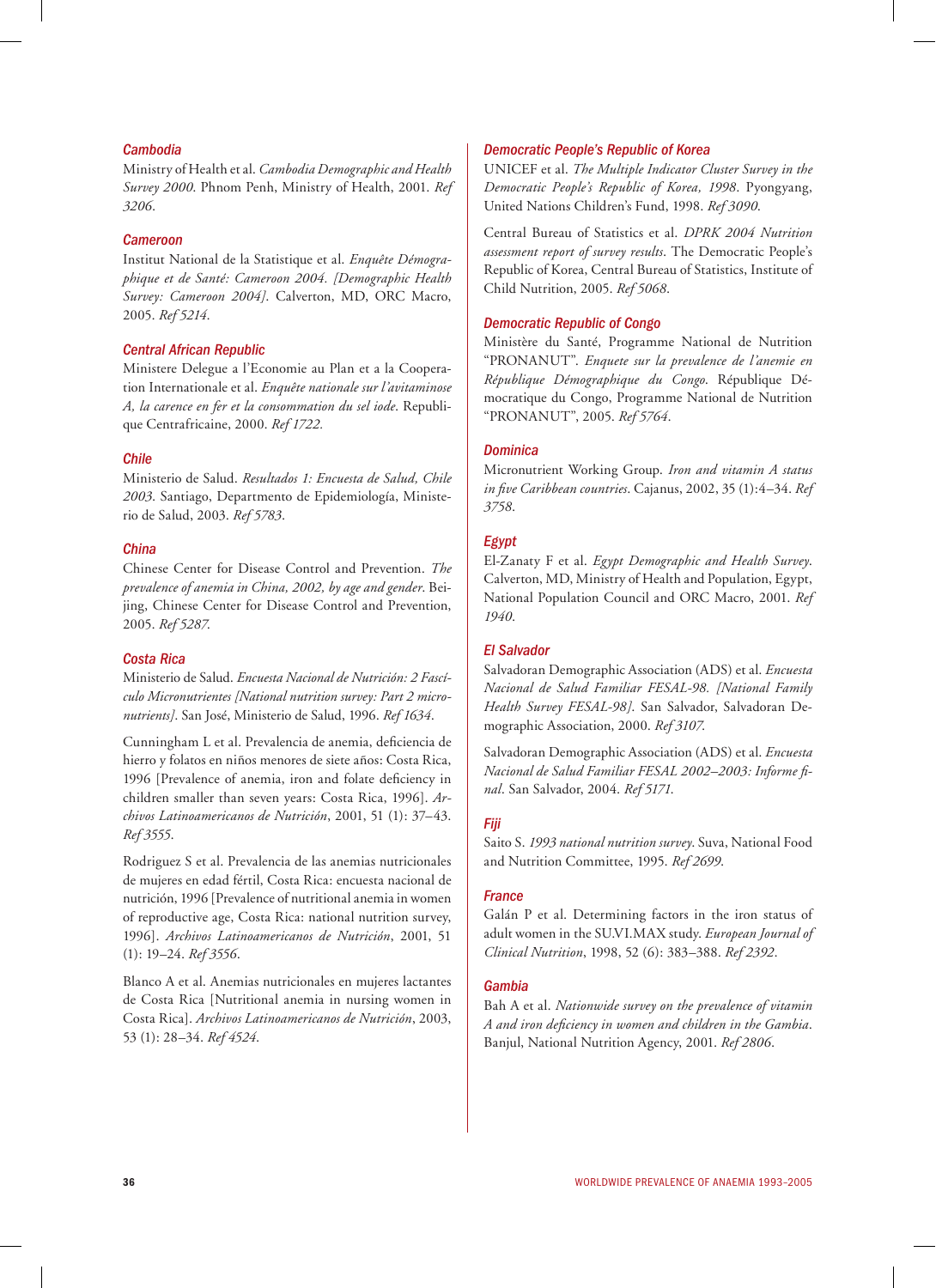### Cambodia

Ministry of Health et al. *Cambodia Demographic and Health Survey 2000*. Phnom Penh, Ministry of Health, 2001. *Ref 3206*.

### Cameroon

Institut National de la Statistique et al. *Enquête Démographique et de Santé: Cameroon 2004. [Demographic Health Survey: Cameroon 2004]*. Calverton, MD, ORC Macro, 2005. *Ref 5214*.

### Central African Republic

Ministere Delegue a l'Economie au Plan et a la Cooperation Internationale et al. *Enquête nationale sur l'avitaminose A, la carence en fer et la consommation du sel iode*. Republique Centrafricaine, 2000. *Ref 1722*.

### Chile

Ministerio de Salud. *Resultados 1: Encuesta de Salud, Chile 2003*. Santiago, Departmento de Epidemiología, Ministerio de Salud, 2003. *Ref 5783*.

### China

Chinese Center for Disease Control and Prevention. *The prevalence of anemia in China, 2002, by age and gender*. Beijing, Chinese Center for Disease Control and Prevention, 2005. *Ref 5287*.

### Costa Rica

Ministerio de Salud. *Encuesta Nacional de Nutrición: 2 Fascículo Micronutrientes [National nutrition survey: Part 2 micronutrients]*. San José, Ministerio de Salud, 1996. *Ref 1634*.

Cunningham L et al. Prevalencia de anemia, deficiencia de hierro y folatos en niños menores de siete años: Costa Rica, 1996 [Prevalence of anemia, iron and folate deficiency in children smaller than seven years: Costa Rica, 1996]. *Archivos Latinoamericanos de Nutrición*, 2001, 51 (1): 37–43. *Ref 3555*.

Rodriguez S et al. Prevalencia de las anemias nutricionales de mujeres en edad fértil, Costa Rica: encuesta nacional de nutrición, 1996 [Prevalence of nutritional anemia in women of reproductive age, Costa Rica: national nutrition survey, 1996]. *Archivos Latinoamericanos de Nutrición*, 2001, 51 (1): 19–24. *Ref 3556*.

Blanco A et al. Anemias nutricionales en mujeres lactantes de Costa Rica [Nutritional anemia in nursing women in Costa Rica]. *Archivos Latinoamericanos de Nutrición*, 2003, 53 (1): 28–34. *Ref 4524*.

### Democratic People's Republic of Korea

UNICEF et al. *The Multiple Indicator Cluster Survey in the Democratic People's Republic of Korea, 1998*. Pyongyang, United Nations Children's Fund, 1998. *Ref 3090*.

Central Bureau of Statistics et al. *DPRK 2004 Nutrition assessment report of survey results*. The Democratic People's Republic of Korea, Central Bureau of Statistics, Institute of Child Nutrition, 2005. *Ref 5068*.

### Democratic Republic of Congo

Ministère du Santé, Programme National de Nutrition "PRONANUT". *Enquete sur la prevalence de l'anemie en République Démographique du Congo*. République Démocratique du Congo, Programme National de Nutrition "PRONANUT", 2005. *Ref 5764*.

### Dominica

Micronutrient Working Group. *Iron and vitamin A status in five Caribbean countries*. Cajanus, 2002, 35 (1):4–34. *Ref 3758*.

### Egypt

El-Zanaty F et al. *Egypt Demographic and Health Survey*. Calverton, MD, Ministry of Health and Population, Egypt, National Population Council and ORC Macro, 2001. *Ref 1940*.

### El Salvador

Salvadoran Demographic Association (ADS) et al. *Encuesta Nacional de Salud Familiar FESAL-98. [National Family Health Survey FESAL-98]*. San Salvador, Salvadoran Demographic Association, 2000. *Ref 3107*.

Salvadoran Demographic Association (ADS) et al. *Encuesta Nacional de Salud Familiar FESAL 2002–2003: Informe final*. San Salvador, 2004. *Ref 5171*.

### Fiji

Saito S. *1993 national nutrition survey*. Suva, National Food and Nutrition Committee, 1995. *Ref 2699*.

### France

Galán P et al. Determining factors in the iron status of adult women in the SU.VI.MAX study. *European Journal of Clinical Nutrition*, 1998, 52 (6): 383–388. *Ref 2392*.

### Gambia

Bah A et al. *Nationwide survey on the prevalence of vitamin A and iron deficiency in women and children in the Gambia*. Banjul, National Nutrition Agency, 2001. *Ref 2806*.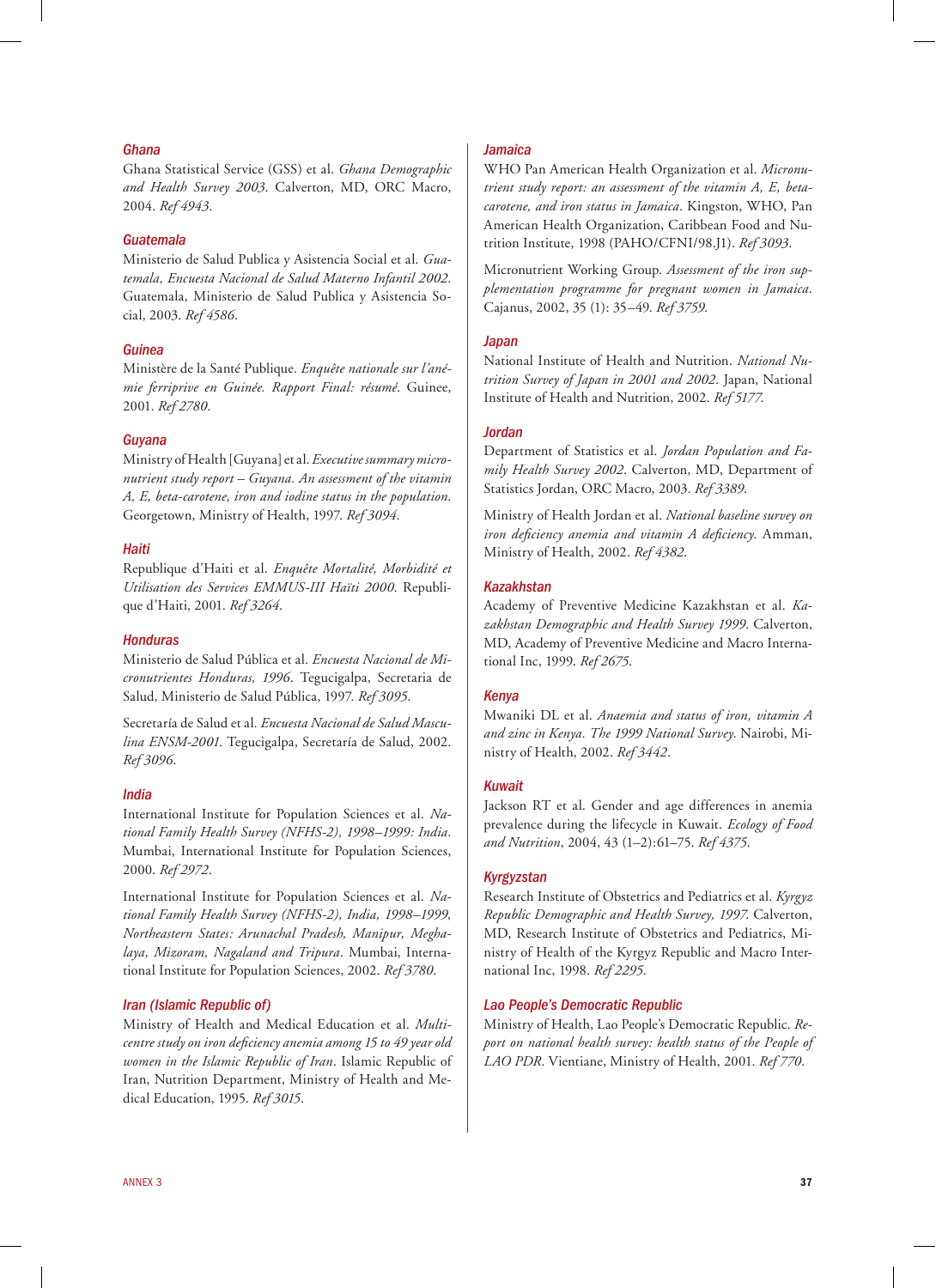### Ghana

Ghana Statistical Service (GSS) et al. *Ghana Demographic and Health Survey 2003*. Calverton, MD, ORC Macro, 2004. *Ref 4943*.

### Guatemala

Ministerio de Salud Publica y Asistencia Social et al. *Guatemala, Encuesta Nacional de Salud Materno Infantil 2002*. Guatemala, Ministerio de Salud Publica y Asistencia Social, 2003. *Ref 4586*.

### Guinea

Ministère de la Santé Publique. *Enquête nationale sur l'anémie ferriprive en Guinée. Rapport Final: résumé*. Guinee, 2001. *Ref 2780*.

### Guyana

Ministry of Health [Guyana] et al. *Executive summary micronutrient study report – Guyana. An assessment of the vitamin A, E, beta-carotene, iron and iodine status in the population*. Georgetown, Ministry of Health, 1997. *Ref 3094*.

### Haiti

Republique d'Haiti et al. *Enquête Mortalité, Morbidité et Utilisation des Services EMMUS-III Haïti 2000*. Republique d'Haiti, 2001. *Ref 3264*.

### Honduras

Ministerio de Salud Pública et al. *Encuesta Nacional de Micronutrientes Honduras, 1996*. Tegucigalpa, Secretaria de Salud, Ministerio de Salud Pública, 1997. *Ref 3095*.

Secretaría de Salud et al. *Encuesta Nacional de Salud Masculina ENSM-2001*. Tegucigalpa, Secretaría de Salud, 2002. *Ref 3096*.

### India

International Institute for Population Sciences et al. *National Family Health Survey (NFHS-2), 1998–1999: India*. Mumbai, International Institute for Population Sciences, 2000. *Ref 2972*.

International Institute for Population Sciences et al. *National Family Health Survey (NFHS-2), India, 1998–1999, Northeastern States: Arunachal Pradesh, Manipur, Meghalaya, Mizoram, Nagaland and Tripura*. Mumbai, International Institute for Population Sciences, 2002. *Ref 3780*.

### Iran (Islamic Republic of)

Ministry of Health and Medical Education et al. *Multicentre study on iron deficiency anemia among 15 to 49 year old women in the Islamic Republic of Iran*. Islamic Republic of Iran, Nutrition Department, Ministry of Health and Medical Education, 1995. *Ref 3015*.

### Jamaica

WHO Pan American Health Organization et al. *Micronutrient study report: an assessment of the vitamin A, E, beta-carotene, and iron status in Jamaica*. Kingston, WHO, Pan American Health Organization, Caribbean Food and Nutrition Institute, 1998 (PAHO/CFNI/98.J1). *Ref 3093*.

Micronutrient Working Group. *Assessment of the iron supplementation programme for pregnant women in Jamaica*. Cajanus, 2002, 35 (1): 35–49. *Ref 3759*.

### Japan

National Institute of Health and Nutrition. *National Nutrition Survey of Japan in 2001 and 2002*. Japan, National Institute of Health and Nutrition, 2002. *Ref 5177*.

### Jordan

Department of Statistics et al. *Jordan Population and Family Health Survey 2002*. Calverton, MD, Department of Statistics Jordan, ORC Macro, 2003. *Ref 3389*.

Ministry of Health Jordan et al. *National baseline survey on iron deficiency anemia and vitamin A deficiency*. Amman, Ministry of Health, 2002. *Ref 4382*.

### Kazakhstan

Academy of Preventive Medicine Kazakhstan et al. *Kazakhstan Demographic and Health Survey 1999*. Calverton, MD, Academy of Preventive Medicine and Macro International Inc, 1999. *Ref 2675*.

### Kenya

Mwaniki DL et al. *Anaemia and status of iron, vitamin A and zinc in Kenya. The 1999 National Survey*. Nairobi, Ministry of Health, 2002. *Ref 3442*.

### Kuwait

Jackson RT et al. Gender and age differences in anemia prevalence during the lifecycle in Kuwait. *Ecology of Food and Nutrition*, 2004, 43 (1–2):61–75. *Ref 4375*.

### Kyrgyzstan

Research Institute of Obstetrics and Pediatrics et al. *Kyrgyz Republic Demographic and Health Survey, 1997*. Calverton, MD, Research Institute of Obstetrics and Pediatrics, Ministry of Health of the Kyrgyz Republic and Macro International Inc, 1998. *Ref 2295*.

### Lao People's Democratic Republic

Ministry of Health, Lao People's Democratic Republic. *Report on national health survey: health status of the People of LAO PDR*. Vientiane, Ministry of Health, 2001. *Ref 770*.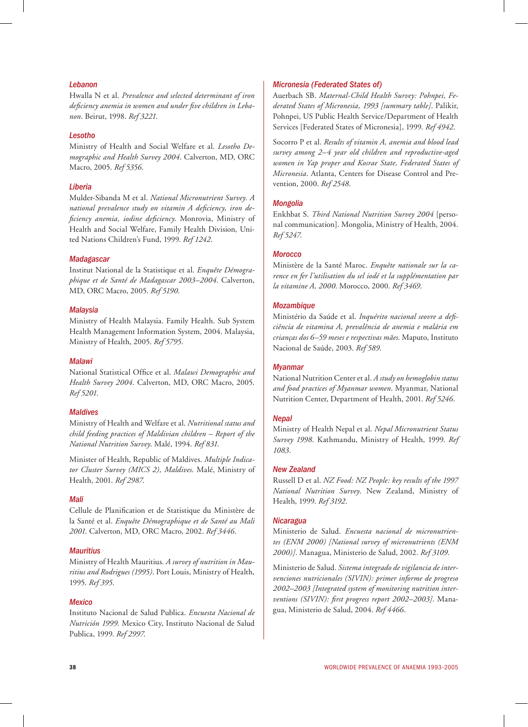### *Lebanon*

Hwalla N et al. *Prevalence and selected determinant of iron deficiency anemia in women and under five children in Lebanon*. Beirut, 1998. *Ref 3221*.

### *Lesotho*

Ministry of Health and Social Welfare et al. *Lesotho Demographic and Health Survey 2004*. Calverton, MD, ORC Macro, 2005. *Ref 5356*.

### *Liberia*

Mulder-Sibanda M et al. *National Micronutrient Survey. A national prevalence study on vitamin A deficiency, iron deficiency anemia, iodine deficiency*. Monrovia, Ministry of Health and Social Welfare, Family Health Division, United Nations Children's Fund, 1999. *Ref 1242*.

### *Madagascar*

Institut National de la Statistique et al. *Enquête Démographique et de Santé de Madagascar 2003–2004*. Calverton, MD, ORC Macro, 2005. *Ref 5190*.

### *Malaysia*

Ministry of Health Malaysia. Family Health. Sub System Health Management Information System, 2004. Malaysia, Ministry of Health, 2005. *Ref 5795*.

### *Malawi*

National Statistical Office et al. *Malawi Demographic and Health Survey 2004*. Calverton, MD, ORC Macro, 2005. *Ref 5201*.

### *Maldives*

Ministry of Health and Welfare et al. *Nutritional status and child feeding practices of Maldivian children – Report of the National Nutrition Survey*. Malé, 1994. *Ref 831*.

Minister of Health, Republic of Maldives. *Multiple Indicator Cluster Survey (MICS 2), Maldives*. Malé, Ministry of Health, 2001. *Ref 2987*.

### *Mali*

Cellule de Planification et de Statistique du Ministère de la Santé et al. *Enquête Démographique et de Santé au Mali 2001*. Calverton, MD, ORC Macro, 2002. *Ref 3446*.

### *Mauritius*

Ministry of Health Mauritius. *A survey of nutrition in Mauritius and Rodrigues (1995)*. Port Louis, Ministry of Health, 1995. *Ref 395*.

### *Mexico*

Instituto Nacional de Salud Publica. *Encuesta Nacional de Nutrición 1999*. Mexico City, Instituto Nacional de Salud Publica, 1999. *Ref 2997*.

### *Micronesia (Federated States of)*

Auerbach SB. *Maternal-Child Health Survey: Pohnpei, Federated States of Micronesia, 1993 [summary table]*. Palikir, Pohnpei, US Public Health Service/Department of Health Services [Federated States of Micronesia], 1999. *Ref 4942*.

Socorro P et al. *Results of vitamin A, anemia and blood lead survey among 2–4 year old children and reproductive-aged women in Yap proper and Kosrae State, Federated States of Micronesia*. Atlanta, Centers for Disease Control and Prevention, 2000. *Ref 2548*.

### *Mongolia*

Enkhbat S. *Third National Nutrition Survey 2004* [personal communication]. Mongolia, Ministry of Health, 2004. *Ref 5247*.

### *Morocco*

Ministère de la Santé Maroc. *Enquête nationale sur la carence en fer l'utilisation du sel iodé et la supplémentation par la vitamine A, 2000*. Morocco, 2000. *Ref 3469*.

### *Mozambique*

Ministério da Saúde et al. *Inquérito nacional seovre a deficiência de vitamina A, prevalência de anemia e malária em crianças dos 6–59 meses e respectivas mães*. Maputo, Instituto Nacional de Saúde, 2003. *Ref 589*.

### *Myanmar*

National Nutrition Center et al. *A study on hemoglobin status and food practices of Myanmar women*. Myanmar, National Nutrition Center, Department of Health, 2001. *Ref 5246*.

### *Nepal*

Ministry of Health Nepal et al. *Nepal Micronutrient Status Survey 1998*. Kathmandu, Ministry of Health, 1999. *Ref 1083*.

### *New Zealand*

Russell D et al. *NZ Food: NZ People: key results of the 1997 National Nutrition Survey*. New Zealand, Ministry of Health, 1999. *Ref 3192*.

### *Nicaragua*

Ministerio de Salud. *Encuesta nacional de micronutrientes (ENM 2000) [National survey of micronutrients (ENM 2000)]*. Managua, Ministerio de Salud, 2002. *Ref 3109*.

Ministerio de Salud. *Sistema integrado de vigilancia de intervenciones nutricionales (SIVIN): primer informe de progreso 2002–2003 [Integrated system of monitoring nutrition interventions (SIVIN): first progress report 2002–2003]*. Managua, Ministerio de Salud, 2004. *Ref 4466*.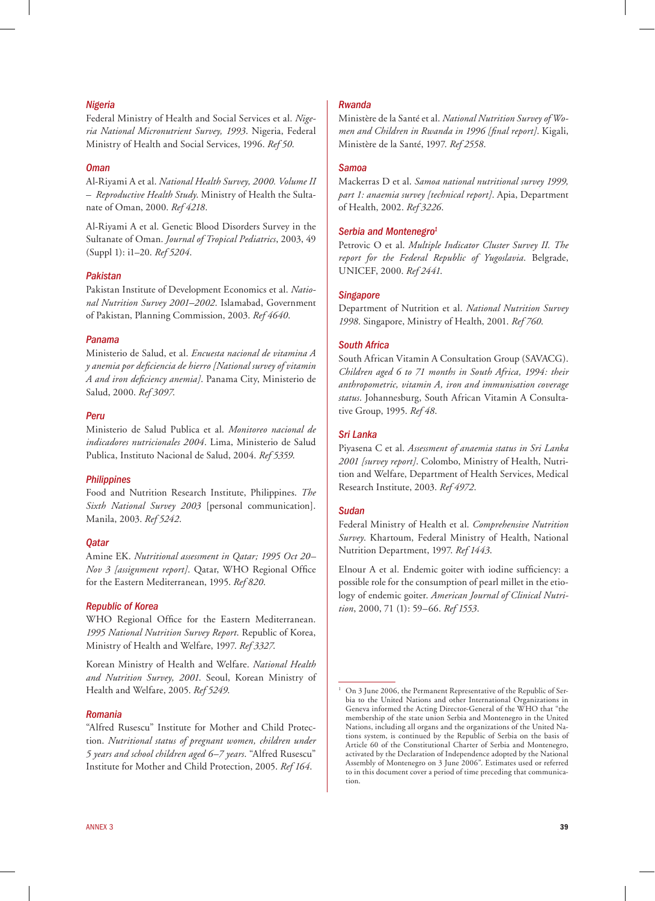### Nigeria

Federal Ministry of Health and Social Services et al. *Nigeria National Micronutrient Survey, 1993*. Nigeria, Federal Ministry of Health and Social Services, 1996. *Ref 50*.

### Oman

Al-Riyami A et al. *National Health Survey, 2000. Volume II – Reproductive Health Study*. Ministry of Health the Sultanate of Oman, 2000. *Ref 4218*.

Al-Riyami A et al. Genetic Blood Disorders Survey in the Sultanate of Oman. *Journal of Tropical Pediatrics*, 2003, 49 (Suppl 1): i1–20. *Ref 5204*.

### Pakistan

Pakistan Institute of Development Economics et al. *National Nutrition Survey 2001–2002*. Islamabad, Government of Pakistan, Planning Commission, 2003. *Ref 4640*.

### Panama

Ministerio de Salud, et al. *Encuesta nacional de vitamina A y anemia por deficiencia de hierro [National survey of vitamin A and iron deficiency anemia]*. Panama City, Ministerio de Salud, 2000. *Ref 3097*.

### Peru

Ministerio de Salud Publica et al. *Monitoreo nacional de indicadores nutricionales 2004*. Lima, Ministerio de Salud Publica, Instituto Nacional de Salud, 2004. *Ref 5359*.

### Philippines

Food and Nutrition Research Institute, Philippines. *The Sixth National Survey 2003* [personal communication]. Manila, 2003. *Ref 5242*.

### Qatar

Amine EK. *Nutritional assessment in Qatar; 1995 Oct 20–Nov 3 [assignment report]*. Qatar, WHO Regional Office for the Eastern Mediterranean, 1995. *Ref 820*.

### Republic of Korea

WHO Regional Office for the Eastern Mediterranean. *1995 National Nutrition Survey Report*. Republic of Korea, Ministry of Health and Welfare, 1997. *Ref 3327*.

Korean Ministry of Health and Welfare. *National Health and Nutrition Survey, 2001*. Seoul, Korean Ministry of Health and Welfare, 2005. *Ref 5249*.

### Romania

"Alfred Rusescu" Institute for Mother and Child Protection. *Nutritional status of pregnant women, children under 5 years and school children aged 6–7 years*. "Alfred Rusescu" Institute for Mother and Child Protection, 2005. *Ref 164*.

### Rwanda

Ministère de la Santé et al. *National Nutrition Survey of Women and Children in Rwanda in 1996 [final report]*. Kigali, Ministère de la Santé, 1997. *Ref 2558*.

### Samoa

Mackerras D et al. *Samoa national nutritional survey 1999, part 1: anaemia survey [technical report]*. Apia, Department of Health, 2002. *Ref 3226*.

### Serbia and Montenegro[1]

Petrovic O et al. *Multiple Indicator Cluster Survey II. The report for the Federal Republic of Yugoslavia*. Belgrade, UNICEF, 2000. *Ref 2441*.

### Singapore

Department of Nutrition et al. *National Nutrition Survey 1998*. Singapore, Ministry of Health, 2001. *Ref 760*.

### South Africa

South African Vitamin A Consultation Group (SAVACG). *Children aged 6 to 71 months in South Africa, 1994: their anthropometric, vitamin A, iron and immunisation coverage status*. Johannesburg, South African Vitamin A Consultative Group, 1995. *Ref 48*.

### Sri Lanka

Piyasena C et al. *Assessment of anaemia status in Sri Lanka 2001 [survey report]*. Colombo, Ministry of Health, Nutrition and Welfare, Department of Health Services, Medical Research Institute, 2003. *Ref 4972*.

### Sudan

Federal Ministry of Health et al. *Comprehensive Nutrition Survey*. Khartoum, Federal Ministry of Health, National Nutrition Department, 1997. *Ref 1443*.

Elnour A et al. Endemic goiter with iodine sufficiency: a possible role for the consumption of pearl millet in the etiology of endemic goiter. *American Journal of Clinical Nutrition*, 2000, 71 (1): 59–66. *Ref 1553*.

---

[1] On 3 June 2006, the Permanent Representative of the Republic of Serbia to the United Nations and other International Organizations in Geneva informed the Acting Director-General of the WHO that "the membership of the state union Serbia and Montenegro in the United Nations, including all organs and the organizations of the United Nations system, is continued by the Republic of Serbia on the basis of Article 60 of the Constitutional Charter of Serbia and Montenegro, activated by the Declaration of Independence adopted by the National Assembly of Montenegro on 3 June 2006". Estimates used or referred to in this document cover a period of time preceding that communication.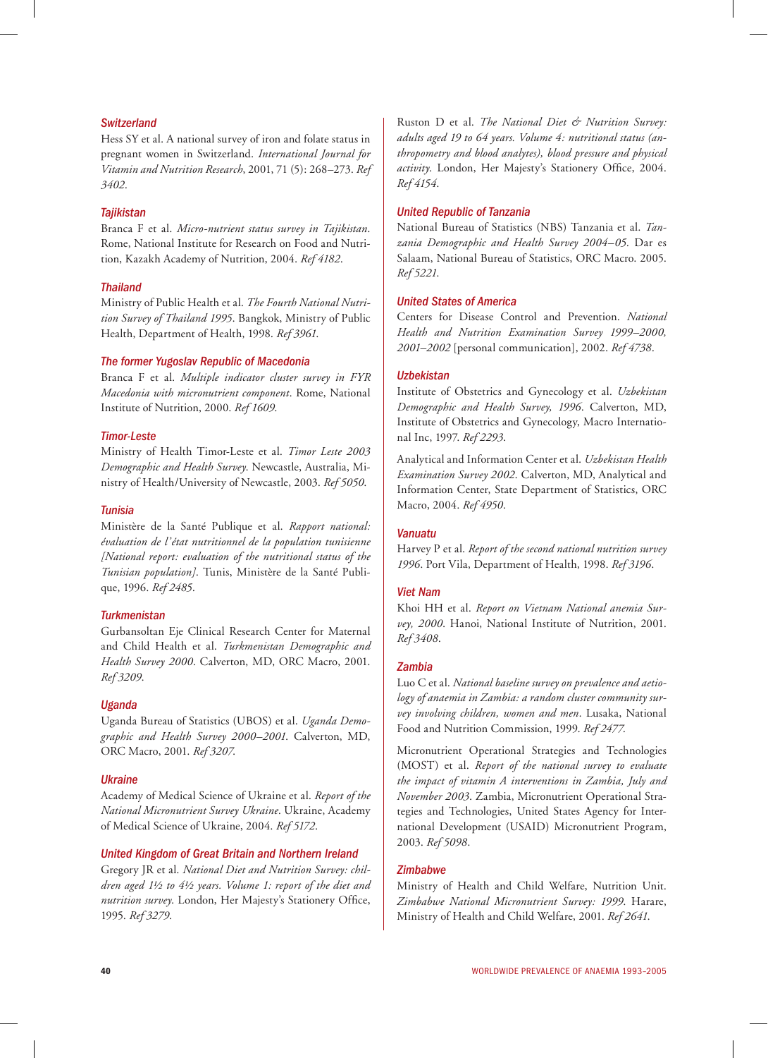### Switzerland

Hess SY et al. A national survey of iron and folate status in pregnant women in Switzerland. *International Journal for Vitamin and Nutrition Research*, 2001, 71 (5): 268–273. *Ref 3402*.

### Tajikistan

Branca F et al. *Micro-nutrient status survey in Tajikistan*. Rome, National Institute for Research on Food and Nutrition, Kazakh Academy of Nutrition, 2004. *Ref 4182*.

### Thailand

Ministry of Public Health et al. *The Fourth National Nutrition Survey of Thailand 1995*. Bangkok, Ministry of Public Health, Department of Health, 1998. *Ref 3961*.

### The former Yugoslav Republic of Macedonia

Branca F et al. *Multiple indicator cluster survey in FYR Macedonia with micronutrient component*. Rome, National Institute of Nutrition, 2000. *Ref 1609*.

### Timor-Leste

Ministry of Health Timor-Leste et al. *Timor Leste 2003 Demographic and Health Survey*. Newcastle, Australia, Ministry of Health/University of Newcastle, 2003. *Ref 5050*.

### Tunisia

Ministère de la Santé Publique et al. *Rapport national: évaluation de l'état nutritionnel de la population tunisienne [National report: evaluation of the nutritional status of the Tunisian population]*. Tunis, Ministère de la Santé Publique, 1996. *Ref 2485*.

### Turkmenistan

Gurbansoltan Eje Clinical Research Center for Maternal and Child Health et al. *Turkmenistan Demographic and Health Survey 2000*. Calverton, MD, ORC Macro, 2001. *Ref 3209*.

### Uganda

Uganda Bureau of Statistics (UBOS) et al. *Uganda Demographic and Health Survey 2000–2001*. Calverton, MD, ORC Macro, 2001. *Ref 3207*.

### Ukraine

Academy of Medical Science of Ukraine et al. *Report of the National Micronutrient Survey Ukraine*. Ukraine, Academy of Medical Science of Ukraine, 2004. *Ref 5172*.

### United Kingdom of Great Britain and Northern Ireland

Gregory JR et al. *National Diet and Nutrition Survey: children aged 1½ to 4½ years. Volume 1: report of the diet and nutrition survey*. London, Her Majesty's Stationery Office, 1995. *Ref 3279*.

Ruston D et al. *The National Diet & Nutrition Survey: adults aged 19 to 64 years. Volume 4: nutritional status (anthropometry and blood analytes), blood pressure and physical activity*. London, Her Majesty's Stationery Office, 2004. *Ref 4154*.

### United Republic of Tanzania

National Bureau of Statistics (NBS) Tanzania et al. *Tanzania Demographic and Health Survey 2004–05*. Dar es Salaam, National Bureau of Statistics, ORC Macro. 2005. *Ref 5221*.

### United States of America

Centers for Disease Control and Prevention. *National Health and Nutrition Examination Survey 1999–2000, 2001–2002* [personal communication], 2002. *Ref 4738*.

### Uzbekistan

Institute of Obstetrics and Gynecology et al. *Uzbekistan Demographic and Health Survey, 1996*. Calverton, MD, Institute of Obstetrics and Gynecology, Macro International Inc, 1997. *Ref 2293*.

Analytical and Information Center et al. *Uzbekistan Health Examination Survey 2002*. Calverton, MD, Analytical and Information Center, State Department of Statistics, ORC Macro, 2004. *Ref 4950*.

### Vanuatu

Harvey P et al. *Report of the second national nutrition survey 1996*. Port Vila, Department of Health, 1998. *Ref 3196*.

### Viet Nam

Khoi HH et al. *Report on Vietnam National anemia Survey, 2000*. Hanoi, National Institute of Nutrition, 2001. *Ref 3408*.

### Zambia

Luo C et al. *National baseline survey on prevalence and aetiology of anaemia in Zambia: a random cluster community survey involving children, women and men*. Lusaka, National Food and Nutrition Commission, 1999. *Ref 2477*.

Micronutrient Operational Strategies and Technologies (MOST) et al. *Report of the national survey to evaluate the impact of vitamin A interventions in Zambia, July and November 2003*. Zambia, Micronutrient Operational Strategies and Technologies, United States Agency for International Development (USAID) Micronutrient Program, 2003. *Ref 5098*.

### Zimbabwe

Ministry of Health and Child Welfare, Nutrition Unit. *Zimbabwe National Micronutrient Survey: 1999*. Harare, Ministry of Health and Child Welfare, 2001. *Ref 2641*.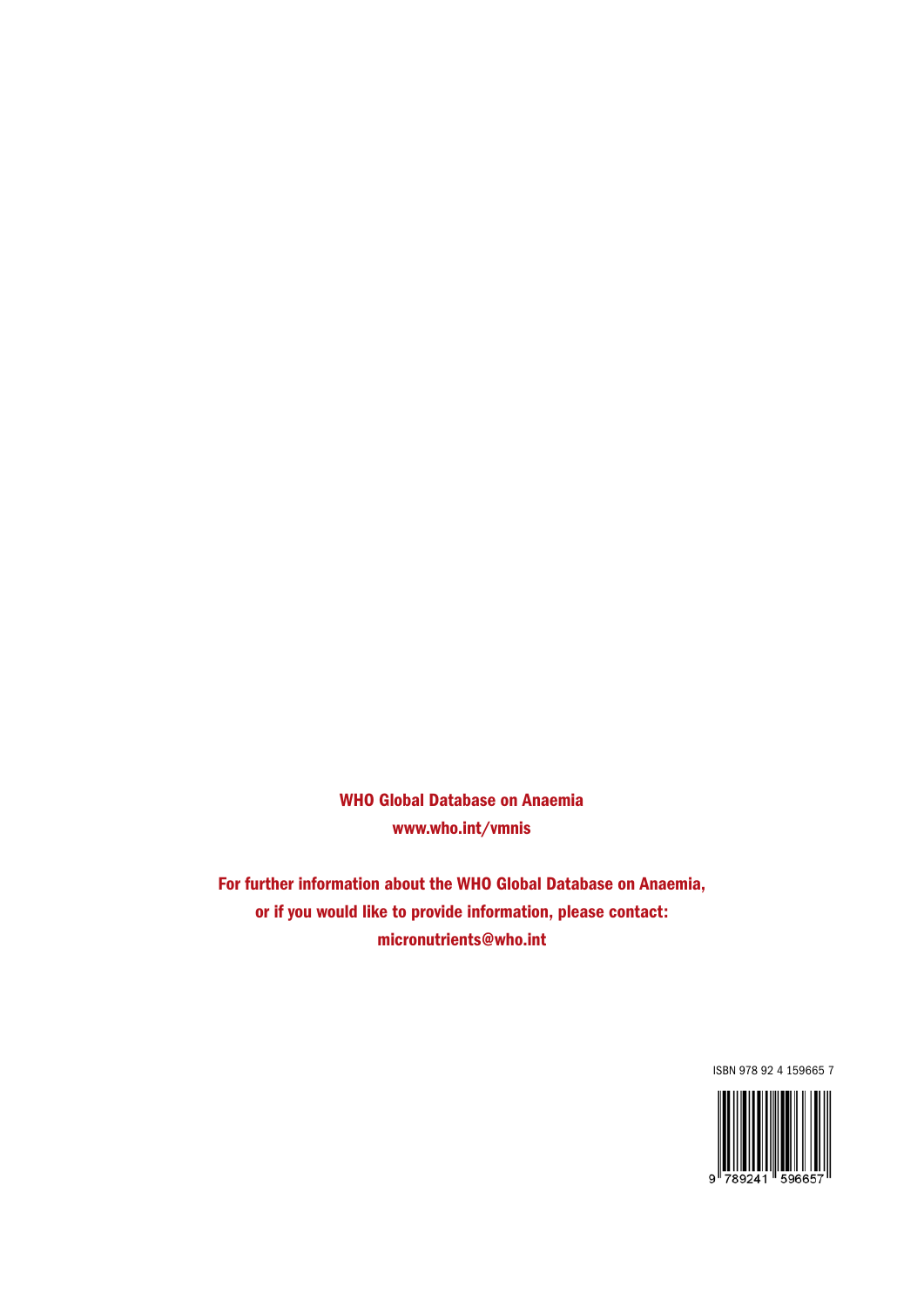**WHO Global Database on Anaemia**

**www.who.int/vmnis**

**For further information about the WHO Global Database on Anaemia, or if you would like to provide information, please contact: micronutrients@who.int**

ISBN 978 92 4 159665 7